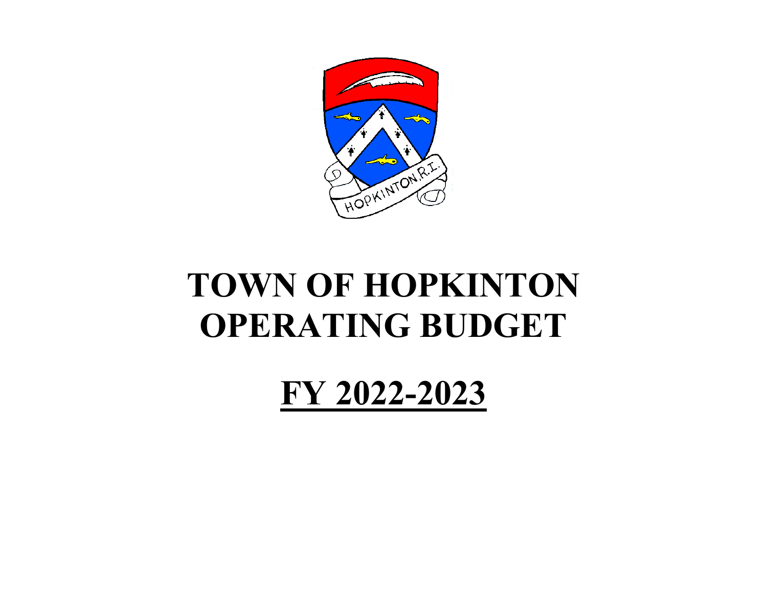# TOWN OF HOPKINTON OPERATING BUDGET

## FY 2022-2023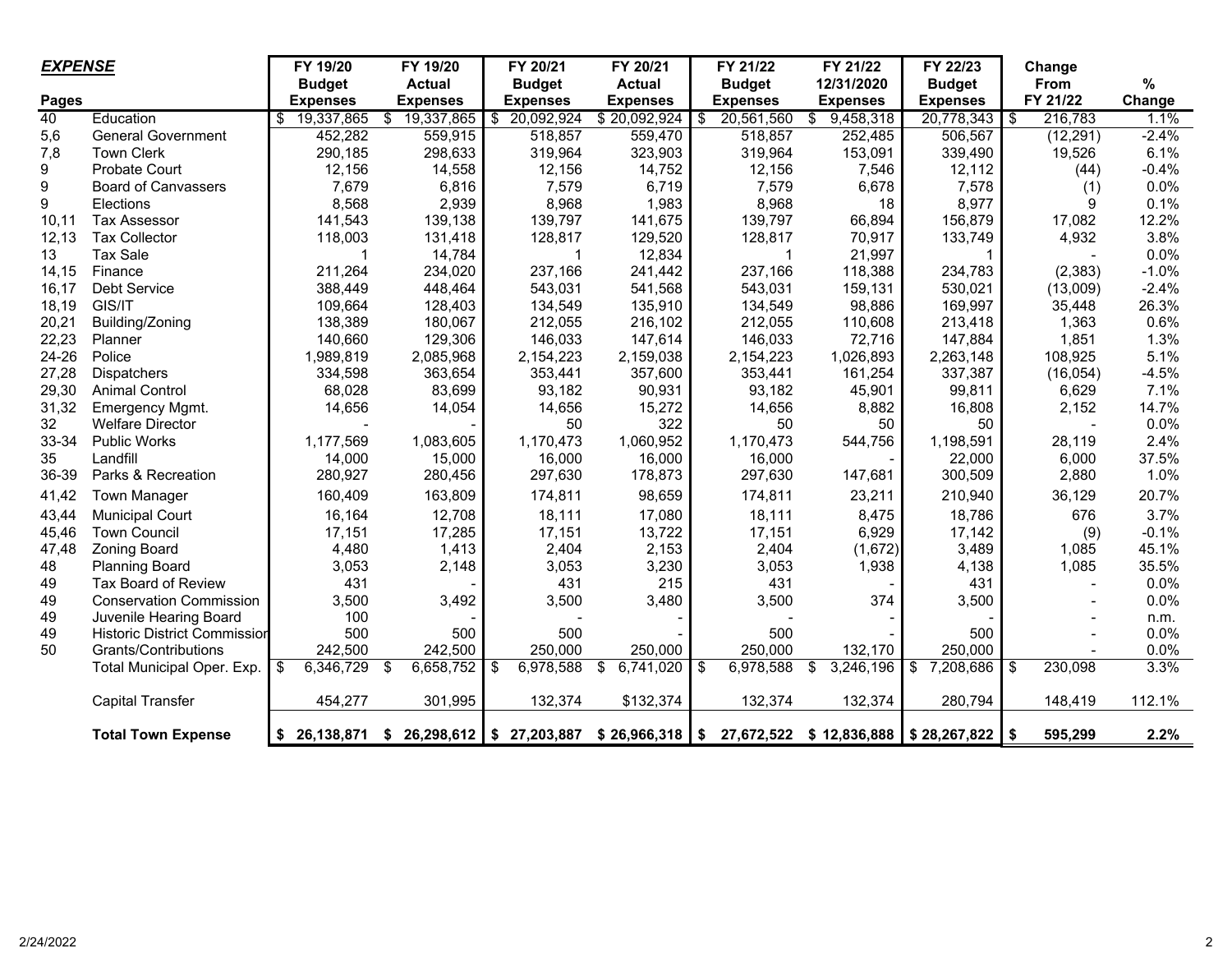| ***EXPENSE*** | | FY 19/20 Budget Expenses | FY 19/20 Actual Expenses | FY 20/21 Budget Expenses | FY 20/21 Actual Expenses | FY 21/22 Budget Expenses | FY 21/22 12/31/2020 Expenses | FY 22/23 Budget Expenses | Change From FY 21/22 | % Change |
|---|---|---|---|---|---|---|---|---|---|---|
| **Pages** | | | | | | | | | | |
| 40 | Education | $ 19,337,865 | $ 19,337,865 | $ 20,092,924 | $ 20,092,924 | $ 20,561,560 | $ 9,458,318 | 20,778,343 | $ 216,783 | 1.1% |
| 5,6 | General Government | 452,282 | 559,915 | 518,857 | 559,470 | 518,857 | 252,485 | 506,567 | (12,291) | -2.4% |
| 7,8 | Town Clerk | 290,185 | 298,633 | 319,964 | 323,903 | 319,964 | 153,091 | 339,490 | 19,526 | 6.1% |
| 9 | Probate Court | 12,156 | 14,558 | 12,156 | 14,752 | 12,156 | 7,546 | 12,112 | (44) | -0.4% |
| 9 | Board of Canvassers | 7,679 | 6,816 | 7,579 | 6,719 | 7,579 | 6,678 | 7,578 | (1) | 0.0% |
| 9 | Elections | 8,568 | 2,939 | 8,968 | 1,983 | 8,968 | 18 | 8,977 | 9 | 0.1% |
| 10,11 | Tax Assessor | 141,543 | 139,138 | 139,797 | 141,675 | 139,797 | 66,894 | 156,879 | 17,082 | 12.2% |
| 12,13 | Tax Collector | 118,003 | 131,418 | 128,817 | 129,520 | 128,817 | 70,917 | 133,749 | 4,932 | 3.8% |
| 13 | Tax Sale | 1 | 14,784 | 1 | 12,834 | 1 | 21,997 | 1 | - | 0.0% |
| 14,15 | Finance | 211,264 | 234,020 | 237,166 | 241,442 | 237,166 | 118,388 | 234,783 | (2,383) | -1.0% |
| 16,17 | Debt Service | 388,449 | 448,464 | 543,031 | 541,568 | 543,031 | 159,131 | 530,021 | (13,009) | -2.4% |
| 18,19 | GIS/IT | 109,664 | 128,403 | 134,549 | 135,910 | 134,549 | 98,886 | 169,997 | 35,448 | 26.3% |
| 20,21 | Building/Zoning | 138,389 | 180,067 | 212,055 | 216,102 | 212,055 | 110,608 | 213,418 | 1,363 | 0.6% |
| 22,23 | Planner | 140,660 | 129,306 | 146,033 | 147,614 | 146,033 | 72,716 | 147,884 | 1,851 | 1.3% |
| 24-26 | Police | 1,989,819 | 2,085,968 | 2,154,223 | 2,159,038 | 2,154,223 | 1,026,893 | 2,263,148 | 108,925 | 5.1% |
| 27,28 | Dispatchers | 334,598 | 363,654 | 353,441 | 357,600 | 353,441 | 161,254 | 337,387 | (16,054) | -4.5% |
| 29,30 | Animal Control | 68,028 | 83,699 | 93,182 | 90,931 | 93,182 | 45,901 | 99,811 | 6,629 | 7.1% |
| 31,32 | Emergency Mgmt. | 14,656 | 14,054 | 14,656 | 15,272 | 14,656 | 8,882 | 16,808 | 2,152 | 14.7% |
| 32 | Welfare Director | - | - | 50 | 322 | 50 | 50 | 50 | - | 0.0% |
| 33-34 | Public Works | 1,177,569 | 1,083,605 | 1,170,473 | 1,060,952 | 1,170,473 | 544,756 | 1,198,591 | 28,119 | 2.4% |
| 35 | Landfill | 14,000 | 15,000 | 16,000 | 16,000 | 16,000 | - | 22,000 | 6,000 | 37.5% |
| 36-39 | Parks & Recreation | 280,927 | 280,456 | 297,630 | 178,873 | 297,630 | 147,681 | 300,509 | 2,880 | 1.0% |
| 41,42 | Town Manager | 160,409 | 163,809 | 174,811 | 98,659 | 174,811 | 23,211 | 210,940 | 36,129 | 20.7% |
| 43,44 | Municipal Court | 16,164 | 12,708 | 18,111 | 17,080 | 18,111 | 8,475 | 18,786 | 676 | 3.7% |
| 45,46 | Town Council | 17,151 | 17,285 | 17,151 | 13,722 | 17,151 | 6,929 | 17,142 | (9) | -0.1% |
| 47,48 | Zoning Board | 4,480 | 1,413 | 2,404 | 2,153 | 2,404 | (1,672) | 3,489 | 1,085 | 45.1% |
| 48 | Planning Board | 3,053 | 2,148 | 3,053 | 3,230 | 3,053 | 1,938 | 4,138 | 1,085 | 35.5% |
| 49 | Tax Board of Review | 431 | - | 431 | 215 | 431 | - | 431 | - | 0.0% |
| 49 | Conservation Commission | 3,500 | 3,492 | 3,500 | 3,480 | 3,500 | 374 | 3,500 | - | 0.0% |
| 49 | Juvenile Hearing Board | 100 | - | - | - | - | - | - | - | n.m. |
| 49 | Historic District Commission | 500 | 500 | 500 | - | 500 | - | 500 | - | 0.0% |
| 50 | Grants/Contributions | 242,500 | 242,500 | 250,000 | 250,000 | 250,000 | 132,170 | 250,000 | - | 0.0% |
| | Total Municipal Oper. Exp. | $ 6,346,729 | $ 6,658,752 | $ 6,978,588 | $ 6,741,020 | $ 6,978,588 | $ 3,246,196 | $ 7,208,686 | $ 230,098 | 3.3% |
| | Capital Transfer | 454,277 | 301,995 | 132,374 | $132,374 | 132,374 | 132,374 | 280,794 | 148,419 | 112.1% |
| | **Total Town Expense** | **$ 26,138,871** | **$ 26,298,612** | **$ 27,203,887** | **$ 26,966,318** | **$ 27,672,522** | **$ 12,836,888** | **$ 28,267,822** | **$ 595,299** | **2.2%** |

2/24/2022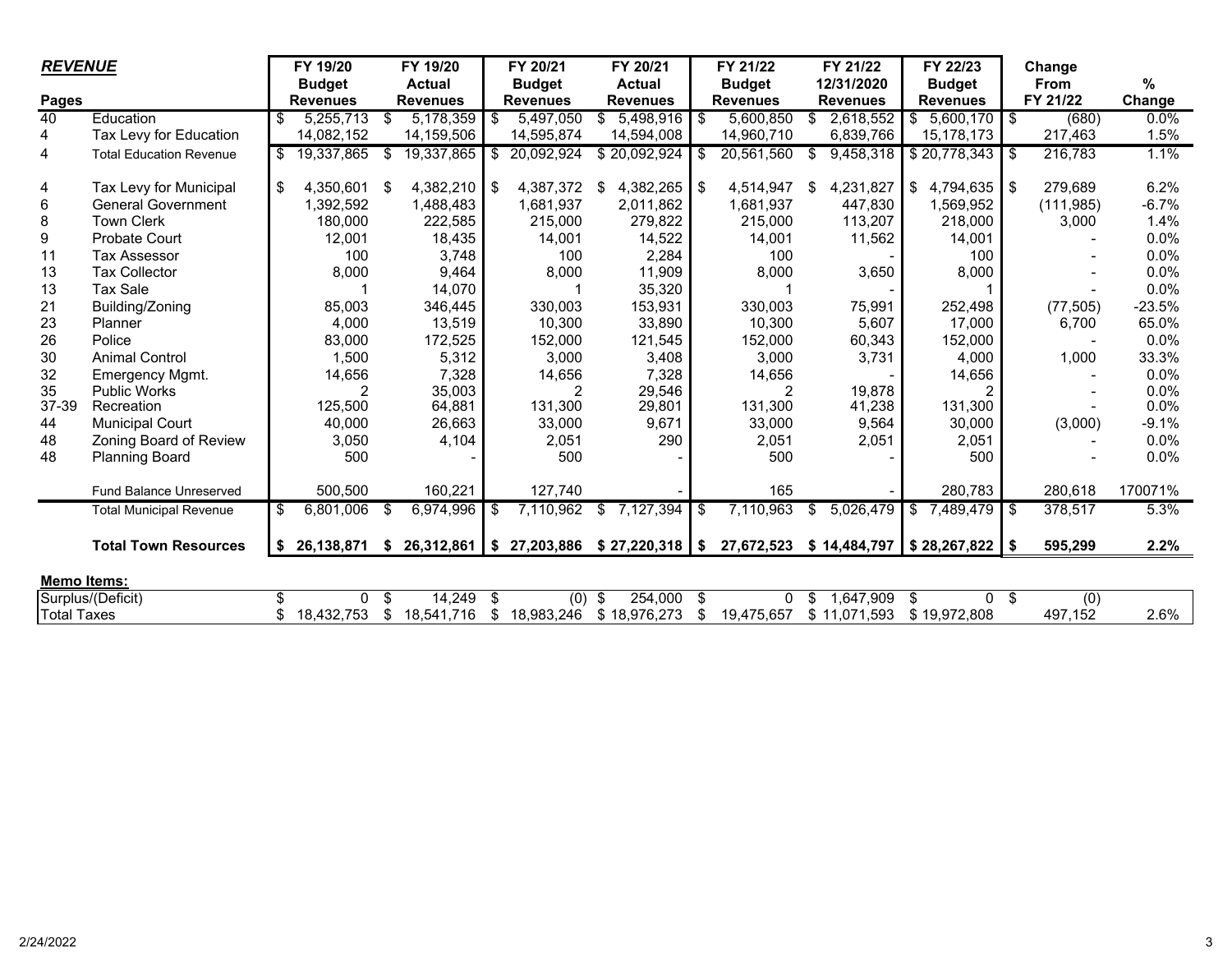| ***REVENUE*** | | FY 19/20 Budget Revenues | FY 19/20 Actual Revenues | FY 20/21 Budget Revenues | FY 20/21 Actual Revenues | FY 21/22 Budget Revenues | FY 21/22 12/31/2020 Revenues | FY 22/23 Budget Revenues | Change From FY 21/22 | % Change |
|---|---|---|---|---|---|---|---|---|---|---|
| **Pages** | | | | | | | | | | |
| 40 | Education | $ 5,255,713 | $ 5,178,359 | $ 5,497,050 | $ 5,498,916 | $ 5,600,850 | $ 2,618,552 | $ 5,600,170 | $ (680) | 0.0% |
| 4 | Tax Levy for Education | 14,082,152 | 14,159,506 | 14,595,874 | 14,594,008 | 14,960,710 | 6,839,766 | 15,178,173 | 217,463 | 1.5% |
| 4 | Total Education Revenue | $ 19,337,865 | $ 19,337,865 | $ 20,092,924 | $ 20,092,924 | $ 20,561,560 | $ 9,458,318 | $ 20,778,343 | $ 216,783 | 1.1% |
| | | | | | | | | | | |
| 4 | Tax Levy for Municipal | $ 4,350,601 | $ 4,382,210 | $ 4,387,372 | $ 4,382,265 | $ 4,514,947 | $ 4,231,827 | $ 4,794,635 | $ 279,689 | 6.2% |
| 6 | General Government | 1,392,592 | 1,488,483 | 1,681,937 | 2,011,862 | 1,681,937 | 447,830 | 1,569,952 | (111,985) | -6.7% |
| 8 | Town Clerk | 180,000 | 222,585 | 215,000 | 279,822 | 215,000 | 113,207 | 218,000 | 3,000 | 1.4% |
| 9 | Probate Court | 12,001 | 18,435 | 14,001 | 14,522 | 14,001 | 11,562 | 14,001 | - | 0.0% |
| 11 | Tax Assessor | 100 | 3,748 | 100 | 2,284 | 100 | - | 100 | - | 0.0% |
| 13 | Tax Collector | 8,000 | 9,464 | 8,000 | 11,909 | 8,000 | 3,650 | 8,000 | - | 0.0% |
| 13 | Tax Sale | 1 | 14,070 | 1 | 35,320 | 1 | - | 1 | - | 0.0% |
| 21 | Building/Zoning | 85,003 | 346,445 | 330,003 | 153,931 | 330,003 | 75,991 | 252,498 | (77,505) | -23.5% |
| 23 | Planner | 4,000 | 13,519 | 10,300 | 33,890 | 10,300 | 5,607 | 17,000 | 6,700 | 65.0% |
| 26 | Police | 83,000 | 172,525 | 152,000 | 121,545 | 152,000 | 60,343 | 152,000 | - | 0.0% |
| 30 | Animal Control | 1,500 | 5,312 | 3,000 | 3,408 | 3,000 | 3,731 | 4,000 | 1,000 | 33.3% |
| 32 | Emergency Mgmt. | 14,656 | 7,328 | 14,656 | 7,328 | 14,656 | - | 14,656 | - | 0.0% |
| 35 | Public Works | 2 | 35,003 | 2 | 29,546 | 2 | 19,878 | 2 | - | 0.0% |
| 37-39 | Recreation | 125,500 | 64,881 | 131,300 | 29,801 | 131,300 | 41,238 | 131,300 | - | 0.0% |
| 44 | Municipal Court | 40,000 | 26,663 | 33,000 | 9,671 | 33,000 | 9,564 | 30,000 | (3,000) | -9.1% |
| 48 | Zoning Board of Review | 3,050 | 4,104 | 2,051 | 290 | 2,051 | 2,051 | 2,051 | - | 0.0% |
| 48 | Planning Board | 500 | - | 500 | - | 500 | - | 500 | - | 0.0% |
| | | | | | | | | | | |
| | Fund Balance Unreserved | 500,500 | 160,221 | 127,740 | - | 165 | - | 280,783 | 280,618 | 170071% |
| | Total Municipal Revenue | $ 6,801,006 | $ 6,974,996 | $ 7,110,962 | $ 7,127,394 | $ 7,110,963 | $ 5,026,479 | $ 7,489,479 | $ 378,517 | 5.3% |
| | | | | | | | | | | |
| | **Total Town Resources** | **$ 26,138,871** | **$ 26,312,861** | **$ 27,203,886** | **$ 27,220,318** | **$ 27,672,523** | **$ 14,484,797** | **$ 28,267,822** | **$ 595,299** | **2.2%** |

**Memo Items:**

| | FY 19/20 Budget Revenues | FY 19/20 Actual Revenues | FY 20/21 Budget Revenues | FY 20/21 Actual Revenues | FY 21/22 Budget Revenues | FY 21/22 12/31/2020 Revenues | FY 22/23 Budget Revenues | Change From FY 21/22 | % Change |
|---|---|---|---|---|---|---|---|---|---|
| Surplus/(Deficit) | $ 0 | $ 14,249 | $ (0) | $ 254,000 | $ 0 | $ 1,647,909 | $ 0 | $ (0) | |
| Total Taxes | $ 18,432,753 | $ 18,541,716 | $ 18,983,246 | $ 18,976,273 | $ 19,475,657 | $ 11,071,593 | $ 19,972,808 | 497,152 | 2.6% |

2/24/2022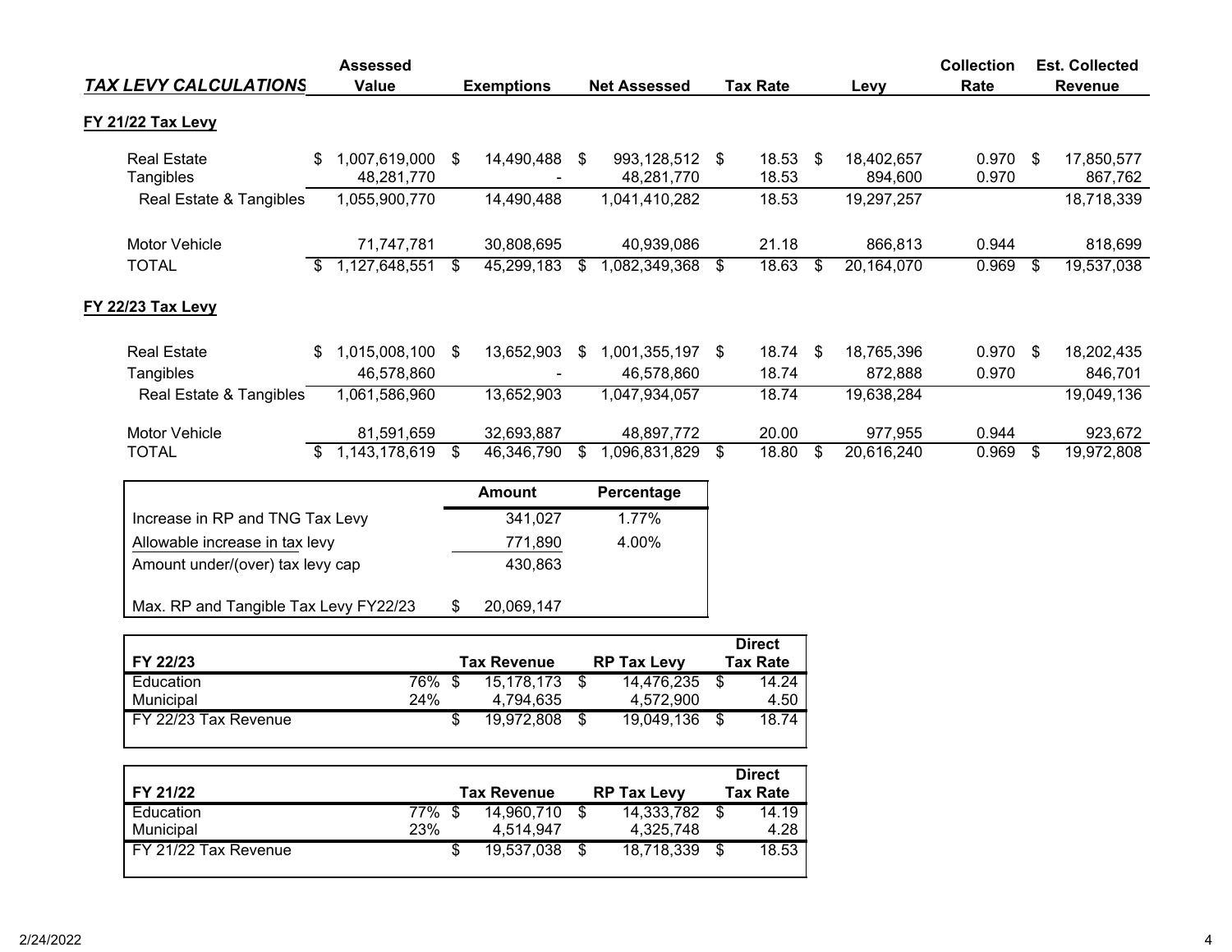| *TAX LEVY CALCULATIONS* | Assessed Value | Exemptions | Net Assessed | Tax Rate | Levy | Collection Rate | Est. Collected Revenue |
|---|---|---|---|---|---|---|---|
| **FY 21/22 Tax Levy** | | | | | | | |
| Real Estate | $ 1,007,619,000 | $ 14,490,488 | $ 993,128,512 | $ 18.53 | $ 18,402,657 | 0.970 | $ 17,850,577 |
| Tangibles | 48,281,770 | - | 48,281,770 | 18.53 | 894,600 | 0.970 | 867,762 |
| Real Estate & Tangibles | 1,055,900,770 | 14,490,488 | 1,041,410,282 | 18.53 | 19,297,257 | | 18,718,339 |
| Motor Vehicle | 71,747,781 | 30,808,695 | 40,939,086 | 21.18 | 866,813 | 0.944 | 818,699 |
| TOTAL | $ 1,127,648,551 | $ 45,299,183 | $ 1,082,349,368 | $ 18.63 | $ 20,164,070 | 0.969 | $ 19,537,038 |
| **FY 22/23 Tax Levy** | | | | | | | |
| Real Estate | $ 1,015,008,100 | $ 13,652,903 | $ 1,001,355,197 | $ 18.74 | $ 18,765,396 | 0.970 | $ 18,202,435 |
| Tangibles | 46,578,860 | - | 46,578,860 | 18.74 | 872,888 | 0.970 | 846,701 |
| Real Estate & Tangibles | 1,061,586,960 | 13,652,903 | 1,047,934,057 | 18.74 | 19,638,284 | | 19,049,136 |
| Motor Vehicle | 81,591,659 | 32,693,887 | 48,897,772 | 20.00 | 977,955 | 0.944 | 923,672 |
| TOTAL | $ 1,143,178,619 | $ 46,346,790 | $ 1,096,831,829 | $ 18.80 | $ 20,616,240 | 0.969 | $ 19,972,808 |

| | Amount | Percentage |
|---|---|---|
| Increase in RP and TNG Tax Levy | 341,027 | 1.77% |
| Allowable increase in tax levy | 771,890 | 4.00% |
| Amount under/(over) tax levy cap | 430,863 | |
| Max. RP and Tangible Tax Levy FY22/23 | $ 20,069,147 | |

| FY 22/23 | | Tax Revenue | RP Tax Levy | Direct Tax Rate |
|---|---|---|---|---|
| Education | 76% | $ 15,178,173 | $ 14,476,235 | $ 14.24 |
| Municipal | 24% | 4,794,635 | 4,572,900 | 4.50 |
| FY 22/23 Tax Revenue | | $ 19,972,808 | $ 19,049,136 | $ 18.74 |

| FY 21/22 | | Tax Revenue | RP Tax Levy | Direct Tax Rate |
|---|---|---|---|---|
| Education | 77% | $ 14,960,710 | $ 14,333,782 | $ 14.19 |
| Municipal | 23% | 4,514,947 | 4,325,748 | 4.28 |
| FY 21/22 Tax Revenue | | $ 19,537,038 | $ 18,718,339 | $ 18.53 |

2/24/2022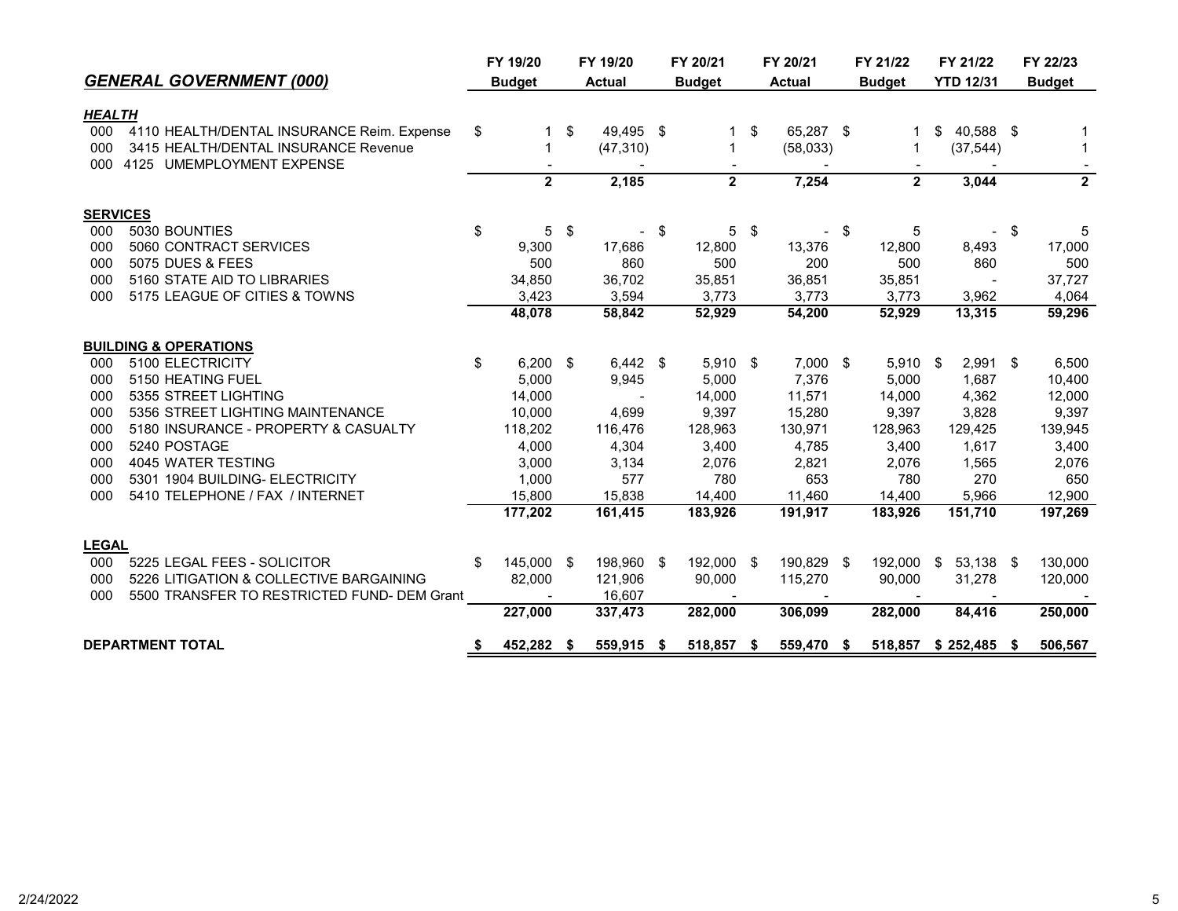## *GENERAL GOVERNMENT (000)*

| | | FY 19/20 Budget | FY 19/20 Actual | FY 20/21 Budget | FY 20/21 Actual | FY 21/22 Budget | FY 21/22 YTD 12/31 | FY 22/23 Budget |
|---|---|---|---|---|---|---|---|---|
| ***HEALTH*** | | | | | | | | |
| 000 | 4110 HEALTH/DENTAL INSURANCE Reim. Expense | $ 1 | $ 49,495 | $ 1 | $ 65,287 | $ 1 | $ 40,588 | $ 1 |
| 000 | 3415 HEALTH/DENTAL INSURANCE Revenue | 1 | (47,310) | 1 | (58,033) | 1 | (37,544) | 1 |
| 000 | 4125 UMEMPLOYMENT EXPENSE | - | - | - | - | - | - | - |
| | | **2** | **2,185** | **2** | **7,254** | **2** | **3,044** | **2** |
| **SERVICES** | | | | | | | | |
| 000 | 5030 BOUNTIES | $ 5 | $ - | $ 5 | $ - | $ 5 | - | $ 5 |
| 000 | 5060 CONTRACT SERVICES | 9,300 | 17,686 | 12,800 | 13,376 | 12,800 | 8,493 | 17,000 |
| 000 | 5075 DUES & FEES | 500 | 860 | 500 | 200 | 500 | 860 | 500 |
| 000 | 5160 STATE AID TO LIBRARIES | 34,850 | 36,702 | 35,851 | 36,851 | 35,851 | - | 37,727 |
| 000 | 5175 LEAGUE OF CITIES & TOWNS | 3,423 | 3,594 | 3,773 | 3,773 | 3,773 | 3,962 | 4,064 |
| | | **48,078** | **58,842** | **52,929** | **54,200** | **52,929** | **13,315** | **59,296** |
| **BUILDING & OPERATIONS** | | | | | | | | |
| 000 | 5100 ELECTRICITY | $ 6,200 | $ 6,442 | $ 5,910 | $ 7,000 | $ 5,910 | $ 2,991 | $ 6,500 |
| 000 | 5150 HEATING FUEL | 5,000 | 9,945 | 5,000 | 7,376 | 5,000 | 1,687 | 10,400 |
| 000 | 5355 STREET LIGHTING | 14,000 | - | 14,000 | 11,571 | 14,000 | 4,362 | 12,000 |
| 000 | 5356 STREET LIGHTING MAINTENANCE | 10,000 | 4,699 | 9,397 | 15,280 | 9,397 | 3,828 | 9,397 |
| 000 | 5180 INSURANCE - PROPERTY & CASUALTY | 118,202 | 116,476 | 128,963 | 130,971 | 128,963 | 129,425 | 139,945 |
| 000 | 5240 POSTAGE | 4,000 | 4,304 | 3,400 | 4,785 | 3,400 | 1,617 | 3,400 |
| 000 | 4045 WATER TESTING | 3,000 | 3,134 | 2,076 | 2,821 | 2,076 | 1,565 | 2,076 |
| 000 | 5301 1904 BUILDING- ELECTRICITY | 1,000 | 577 | 780 | 653 | 780 | 270 | 650 |
| 000 | 5410 TELEPHONE / FAX / INTERNET | 15,800 | 15,838 | 14,400 | 11,460 | 14,400 | 5,966 | 12,900 |
| | | **177,202** | **161,415** | **183,926** | **191,917** | **183,926** | **151,710** | **197,269** |
| **LEGAL** | | | | | | | | |
| 000 | 5225 LEGAL FEES - SOLICITOR | $ 145,000 | $ 198,960 | $ 192,000 | $ 190,829 | $ 192,000 | $ 53,138 | $ 130,000 |
| 000 | 5226 LITIGATION & COLLECTIVE BARGAINING | 82,000 | 121,906 | 90,000 | 115,270 | 90,000 | 31,278 | 120,000 |
| 000 | 5500 TRANSFER TO RESTRICTED FUND- DEM Grant | - | 16,607 | - | - | - | - | - |
| | | **227,000** | **337,473** | **282,000** | **306,099** | **282,000** | **84,416** | **250,000** |
| **DEPARTMENT TOTAL** | | **$ 452,282** | **$ 559,915** | **$ 518,857** | **$ 559,470** | **$ 518,857** | **$ 252,485** | **$ 506,567** |

2/24/2022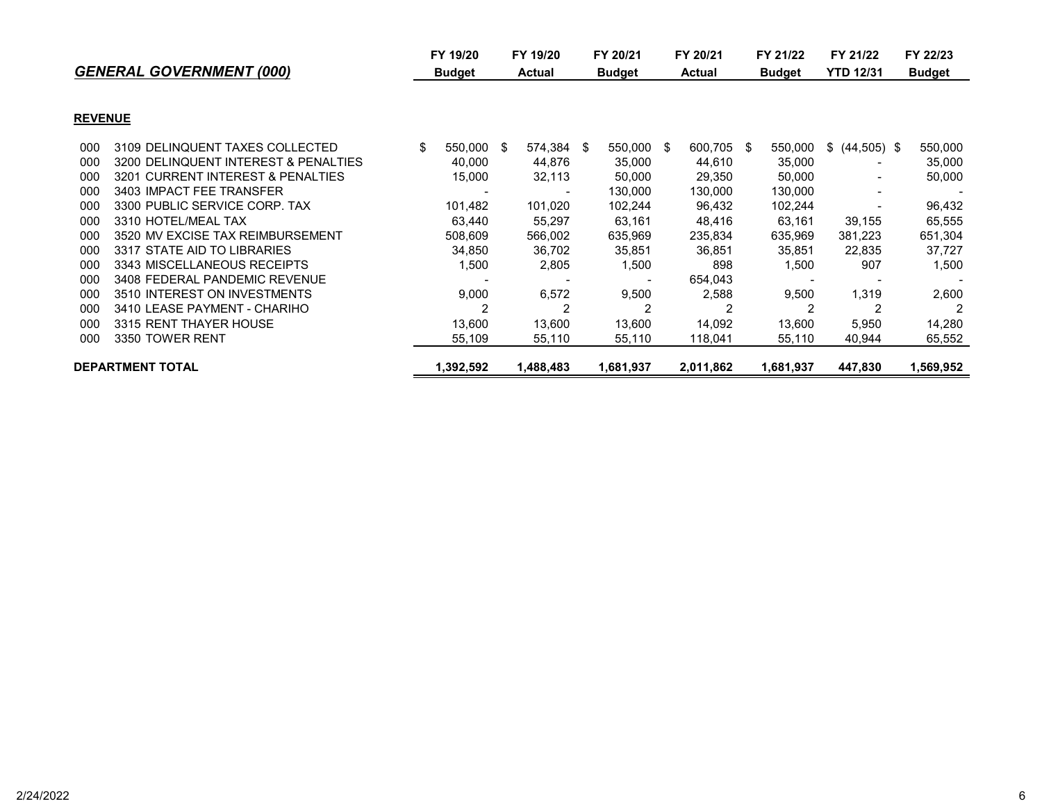## *GENERAL GOVERNMENT (000)*

| | | FY 19/20 Budget | FY 19/20 Actual | FY 20/21 Budget | FY 20/21 Actual | FY 21/22 Budget | FY 21/22 YTD 12/31 | FY 22/23 Budget |
|---|---|---|---|---|---|---|---|---|
| **REVENUE** | | | | | | | | |
| 000 | 3109 DELINQUENT TAXES COLLECTED | $ 550,000 | $ 574,384 | $ 550,000 | $ 600,705 | $ 550,000 | $ (44,505) | $ 550,000 |
| 000 | 3200 DELINQUENT INTEREST & PENALTIES | 40,000 | 44,876 | 35,000 | 44,610 | 35,000 | - | 35,000 |
| 000 | 3201 CURRENT INTEREST & PENALTIES | 15,000 | 32,113 | 50,000 | 29,350 | 50,000 | - | 50,000 |
| 000 | 3403 IMPACT FEE TRANSFER | - | - | 130,000 | 130,000 | 130,000 | - | - |
| 000 | 3300 PUBLIC SERVICE CORP. TAX | 101,482 | 101,020 | 102,244 | 96,432 | 102,244 | - | 96,432 |
| 000 | 3310 HOTEL/MEAL TAX | 63,440 | 55,297 | 63,161 | 48,416 | 63,161 | 39,155 | 65,555 |
| 000 | 3520 MV EXCISE TAX REIMBURSEMENT | 508,609 | 566,002 | 635,969 | 235,834 | 635,969 | 381,223 | 651,304 |
| 000 | 3317 STATE AID TO LIBRARIES | 34,850 | 36,702 | 35,851 | 36,851 | 35,851 | 22,835 | 37,727 |
| 000 | 3343 MISCELLANEOUS RECEIPTS | 1,500 | 2,805 | 1,500 | 898 | 1,500 | 907 | 1,500 |
| 000 | 3408 FEDERAL PANDEMIC REVENUE | - | - | - | 654,043 | - | - | - |
| 000 | 3510 INTEREST ON INVESTMENTS | 9,000 | 6,572 | 9,500 | 2,588 | 9,500 | 1,319 | 2,600 |
| 000 | 3410 LEASE PAYMENT - CHARIHO | 2 | 2 | 2 | 2 | 2 | 2 | 2 |
| 000 | 3315 RENT THAYER HOUSE | 13,600 | 13,600 | 13,600 | 14,092 | 13,600 | 5,950 | 14,280 |
| 000 | 3350 TOWER RENT | 55,109 | 55,110 | 55,110 | 118,041 | 55,110 | 40,944 | 65,552 |
| **DEPARTMENT TOTAL** | | **1,392,592** | **1,488,483** | **1,681,937** | **2,011,862** | **1,681,937** | **447,830** | **1,569,952** |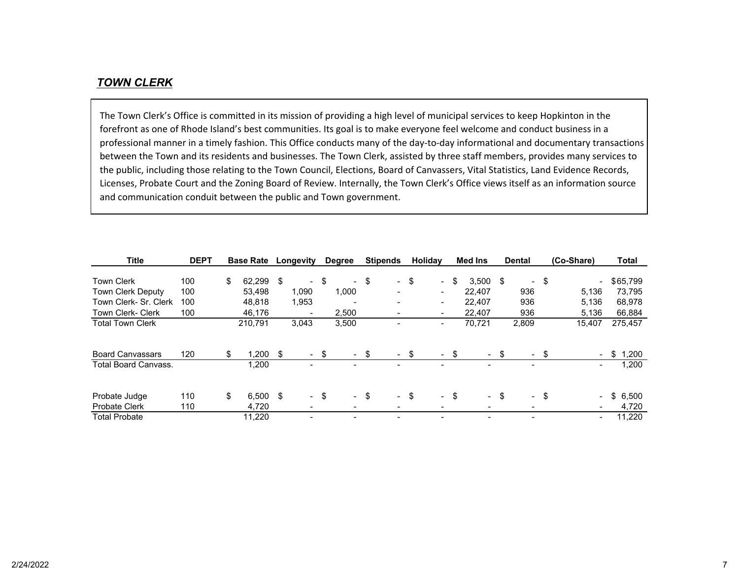## *TOWN CLERK*

The Town Clerk's Office is committed in its mission of providing a high level of municipal services to keep Hopkinton in the forefront as one of Rhode Island's best communities. Its goal is to make everyone feel welcome and conduct business in a professional manner in a timely fashion. This Office conducts many of the day-to-day informational and documentary transactions between the Town and its residents and businesses. The Town Clerk, assisted by three staff members, provides many services to the public, including those relating to the Town Council, Elections, Board of Canvassers, Vital Statistics, Land Evidence Records, Licenses, Probate Court and the Zoning Board of Review. Internally, the Town Clerk's Office views itself as an information source and communication conduit between the public and Town government.

| Title | DEPT | Base Rate | Longevity | Degree | Stipends | Holiday | Med Ins | Dental | (Co-Share) | Total |
|---|---|---|---|---|---|---|---|---|---|---|
| Town Clerk | 100 | $ 62,299 | $ - | $ - | $ - | $ - | $ 3,500 | $ - | $ - | $65,799 |
| Town Clerk Deputy | 100 | 53,498 | 1,090 | 1,000 | - | - | 22,407 | 936 | 5,136 | 73,795 |
| Town Clerk- Sr. Clerk | 100 | 48,818 | 1,953 | - | - | - | 22,407 | 936 | 5,136 | 68,978 |
| Town Clerk- Clerk | 100 | 46,176 | - | 2,500 | - | - | 22,407 | 936 | 5,136 | 66,884 |
| Total Town Clerk | | 210,791 | 3,043 | 3,500 | - | - | 70,721 | 2,809 | 15,407 | 275,457 |
| | | | | | | | | | | |
| Board Canvassars | 120 | $ 1,200 | $ - | $ - | $ - | $ - | $ - | $ - | $ - | $ 1,200 |
| Total Board Canvass. | | 1,200 | - | - | - | - | - | - | - | 1,200 |
| | | | | | | | | | | |
| Probate Judge | 110 | $ 6,500 | $ - | $ - | $ - | $ - | $ - | $ - | $ - | $ 6,500 |
| Probate Clerk | 110 | 4,720 | - | - | - | - | - | - | - | 4,720 |
| Total Probate | | 11,220 | - | - | - | - | - | - | - | 11,220 |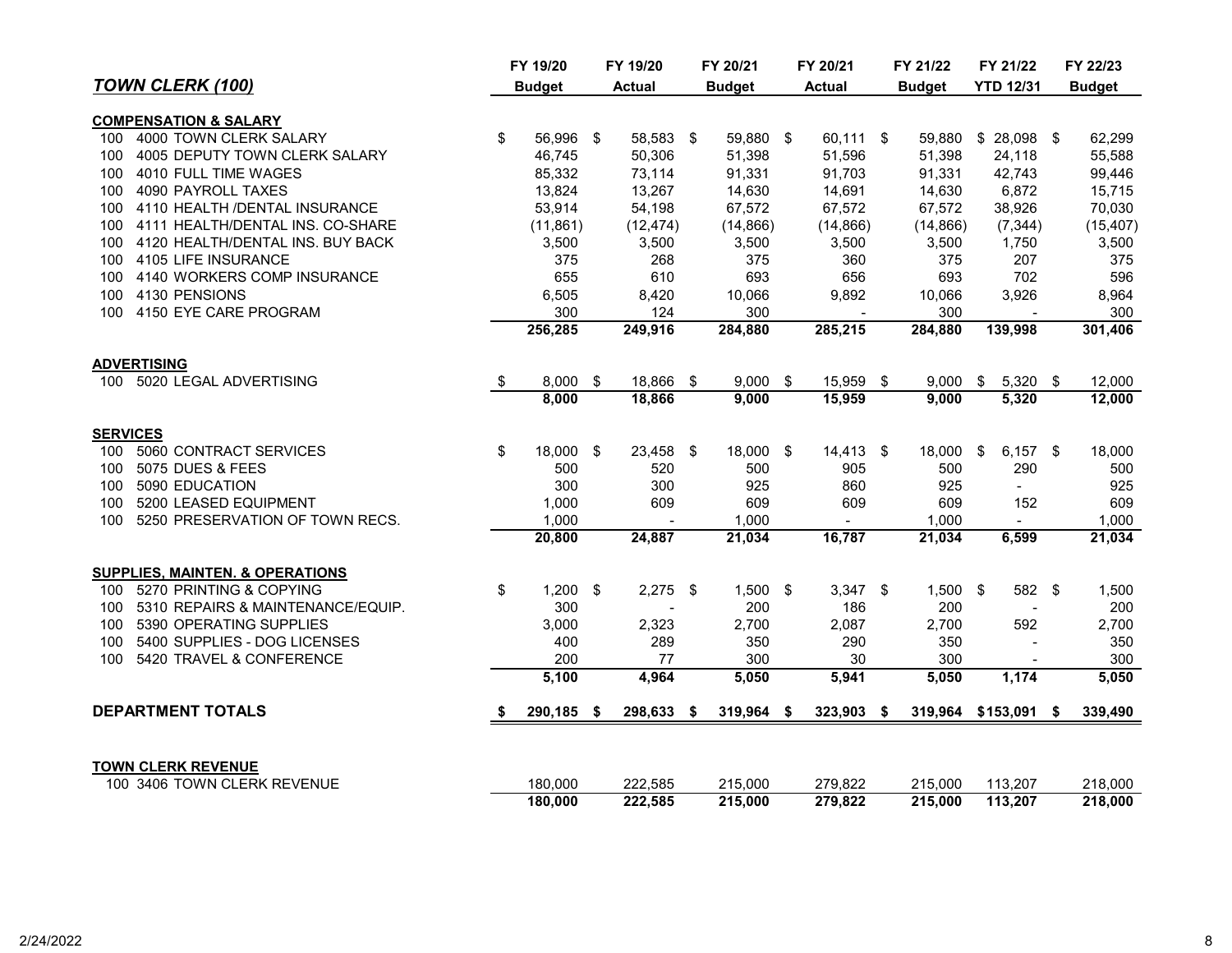## TOWN CLERK (100)

| | FY 19/20 Budget | FY 19/20 Actual | FY 20/21 Budget | FY 20/21 Actual | FY 21/22 Budget | FY 21/22 YTD 12/31 | FY 22/23 Budget |
|---|---|---|---|---|---|---|---|
| **COMPENSATION & SALARY** | | | | | | | |
| 100 4000 TOWN CLERK SALARY | $ 56,996 | $ 58,583 | $ 59,880 | $ 60,111 | $ 59,880 | $ 28,098 | $ 62,299 |
| 100 4005 DEPUTY TOWN CLERK SALARY | 46,745 | 50,306 | 51,398 | 51,596 | 51,398 | 24,118 | 55,588 |
| 100 4010 FULL TIME WAGES | 85,332 | 73,114 | 91,331 | 91,703 | 91,331 | 42,743 | 99,446 |
| 100 4090 PAYROLL TAXES | 13,824 | 13,267 | 14,630 | 14,691 | 14,630 | 6,872 | 15,715 |
| 100 4110 HEALTH /DENTAL INSURANCE | 53,914 | 54,198 | 67,572 | 67,572 | 67,572 | 38,926 | 70,030 |
| 100 4111 HEALTH/DENTAL INS. CO-SHARE | (11,861) | (12,474) | (14,866) | (14,866) | (14,866) | (7,344) | (15,407) |
| 100 4120 HEALTH/DENTAL INS. BUY BACK | 3,500 | 3,500 | 3,500 | 3,500 | 3,500 | 1,750 | 3,500 |
| 100 4105 LIFE INSURANCE | 375 | 268 | 375 | 360 | 375 | 207 | 375 |
| 100 4140 WORKERS COMP INSURANCE | 655 | 610 | 693 | 656 | 693 | 702 | 596 |
| 100 4130 PENSIONS | 6,505 | 8,420 | 10,066 | 9,892 | 10,066 | 3,926 | 8,964 |
| 100 4150 EYE CARE PROGRAM | 300 | 124 | 300 | - | 300 | - | 300 |
| | **256,285** | **249,916** | **284,880** | **285,215** | **284,880** | **139,998** | **301,406** |
| **ADVERTISING** | | | | | | | |
| 100 5020 LEGAL ADVERTISING | $ 8,000 | $ 18,866 | $ 9,000 | $ 15,959 | $ 9,000 | $ 5,320 | $ 12,000 |
| | **8,000** | **18,866** | **9,000** | **15,959** | **9,000** | **5,320** | **12,000** |
| **SERVICES** | | | | | | | |
| 100 5060 CONTRACT SERVICES | $ 18,000 | $ 23,458 | $ 18,000 | $ 14,413 | $ 18,000 | $ 6,157 | $ 18,000 |
| 100 5075 DUES & FEES | 500 | 520 | 500 | 905 | 500 | 290 | 500 |
| 100 5090 EDUCATION | 300 | 300 | 925 | 860 | 925 | - | 925 |
| 100 5200 LEASED EQUIPMENT | 1,000 | 609 | 609 | 609 | 609 | 152 | 609 |
| 100 5250 PRESERVATION OF TOWN RECS. | 1,000 | - | 1,000 | - | 1,000 | - | 1,000 |
| | **20,800** | **24,887** | **21,034** | **16,787** | **21,034** | **6,599** | **21,034** |
| **SUPPLIES, MAINTEN. & OPERATIONS** | | | | | | | |
| 100 5270 PRINTING & COPYING | $ 1,200 | $ 2,275 | $ 1,500 | $ 3,347 | $ 1,500 | $ 582 | $ 1,500 |
| 100 5310 REPAIRS & MAINTENANCE/EQUIP. | 300 | - | 200 | 186 | 200 | - | 200 |
| 100 5390 OPERATING SUPPLIES | 3,000 | 2,323 | 2,700 | 2,087 | 2,700 | 592 | 2,700 |
| 100 5400 SUPPLIES - DOG LICENSES | 400 | 289 | 350 | 290 | 350 | - | 350 |
| 100 5420 TRAVEL & CONFERENCE | 200 | 77 | 300 | 30 | 300 | - | 300 |
| | **5,100** | **4,964** | **5,050** | **5,941** | **5,050** | **1,174** | **5,050** |
| **DEPARTMENT TOTALS** | **$ 290,185** | **$ 298,633** | **$ 319,964** | **$ 323,903** | **$ 319,964** | **$153,091** | **$ 339,490** |
| **TOWN CLERK REVENUE** | | | | | | | |
| 100 3406 TOWN CLERK REVENUE | 180,000 | 222,585 | 215,000 | 279,822 | 215,000 | 113,207 | 218,000 |
| | **180,000** | **222,585** | **215,000** | **279,822** | **215,000** | **113,207** | **218,000** |

2/24/2022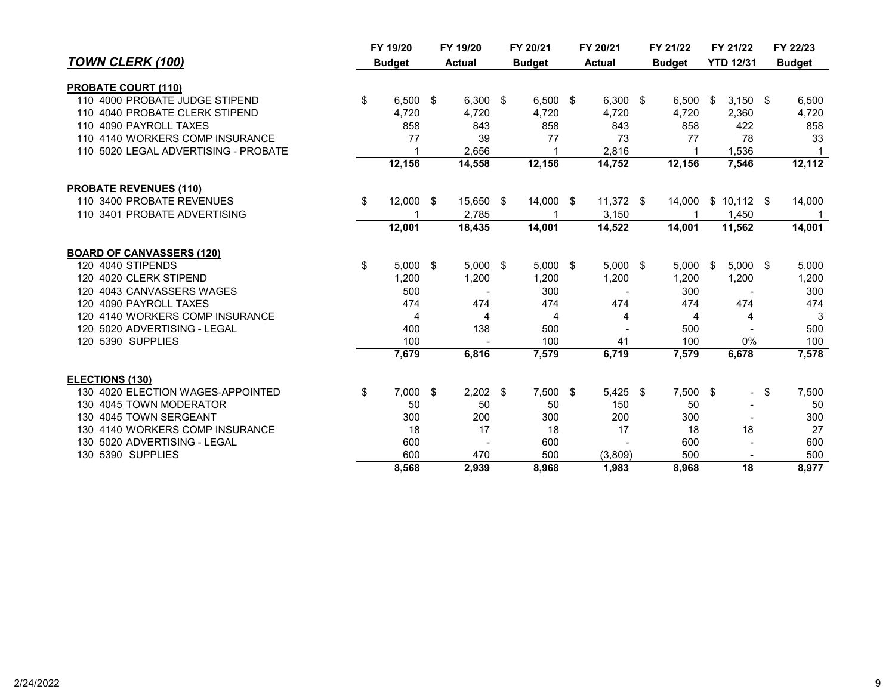| ***TOWN CLERK (100)*** | FY 19/20 Budget | FY 19/20 Actual | FY 20/21 Budget | FY 20/21 Actual | FY 21/22 Budget | FY 21/22 YTD 12/31 | FY 22/23 Budget |
|---|---|---|---|---|---|---|---|
| **PROBATE COURT (110)** | | | | | | | |
| 110 4000 PROBATE JUDGE STIPEND | $ 6,500 | $ 6,300 | $ 6,500 | $ 6,300 | $ 6,500 | $ 3,150 | $ 6,500 |
| 110 4040 PROBATE CLERK STIPEND | 4,720 | 4,720 | 4,720 | 4,720 | 4,720 | 2,360 | 4,720 |
| 110 4090 PAYROLL TAXES | 858 | 843 | 858 | 843 | 858 | 422 | 858 |
| 110 4140 WORKERS COMP INSURANCE | 77 | 39 | 77 | 73 | 77 | 78 | 33 |
| 110 5020 LEGAL ADVERTISING - PROBATE | 1 | 2,656 | 1 | 2,816 | 1 | 1,536 | 1 |
| | **12,156** | **14,558** | **12,156** | **14,752** | **12,156** | **7,546** | **12,112** |
| **PROBATE REVENUES (110)** | | | | | | | |
| 110 3400 PROBATE REVENUES | $ 12,000 | $ 15,650 | $ 14,000 | $ 11,372 | $ 14,000 | $ 10,112 | $ 14,000 |
| 110 3401 PROBATE ADVERTISING | 1 | 2,785 | 1 | 3,150 | 1 | 1,450 | 1 |
| | **12,001** | **18,435** | **14,001** | **14,522** | **14,001** | **11,562** | **14,001** |
| **BOARD OF CANVASSERS (120)** | | | | | | | |
| 120 4040 STIPENDS | $ 5,000 | $ 5,000 | $ 5,000 | $ 5,000 | $ 5,000 | $ 5,000 | $ 5,000 |
| 120 4020 CLERK STIPEND | 1,200 | 1,200 | 1,200 | 1,200 | 1,200 | 1,200 | 1,200 |
| 120 4043 CANVASSERS WAGES | 500 | - | 300 | - | 300 | - | 300 |
| 120 4090 PAYROLL TAXES | 474 | 474 | 474 | 474 | 474 | 474 | 474 |
| 120 4140 WORKERS COMP INSURANCE | 4 | 4 | 4 | 4 | 4 | 4 | 3 |
| 120 5020 ADVERTISING - LEGAL | 400 | 138 | 500 | - | 500 | - | 500 |
| 120 5390 SUPPLIES | 100 | - | 100 | 41 | 100 | 0% | 100 |
| | **7,679** | **6,816** | **7,579** | **6,719** | **7,579** | **6,678** | **7,578** |
| **ELECTIONS (130)** | | | | | | | |
| 130 4020 ELECTION WAGES-APPOINTED | $ 7,000 | $ 2,202 | $ 7,500 | $ 5,425 | $ 7,500 | $ - | $ 7,500 |
| 130 4045 TOWN MODERATOR | 50 | 50 | 50 | 150 | 50 | - | 50 |
| 130 4045 TOWN SERGEANT | 300 | 200 | 300 | 200 | 300 | - | 300 |
| 130 4140 WORKERS COMP INSURANCE | 18 | 17 | 18 | 17 | 18 | 18 | 27 |
| 130 5020 ADVERTISING - LEGAL | 600 | - | 600 | - | 600 | - | 600 |
| 130 5390 SUPPLIES | 600 | 470 | 500 | (3,809) | 500 | - | 500 |
| | **8,568** | **2,939** | **8,968** | **1,983** | **8,968** | **18** | **8,977** |

2/24/2022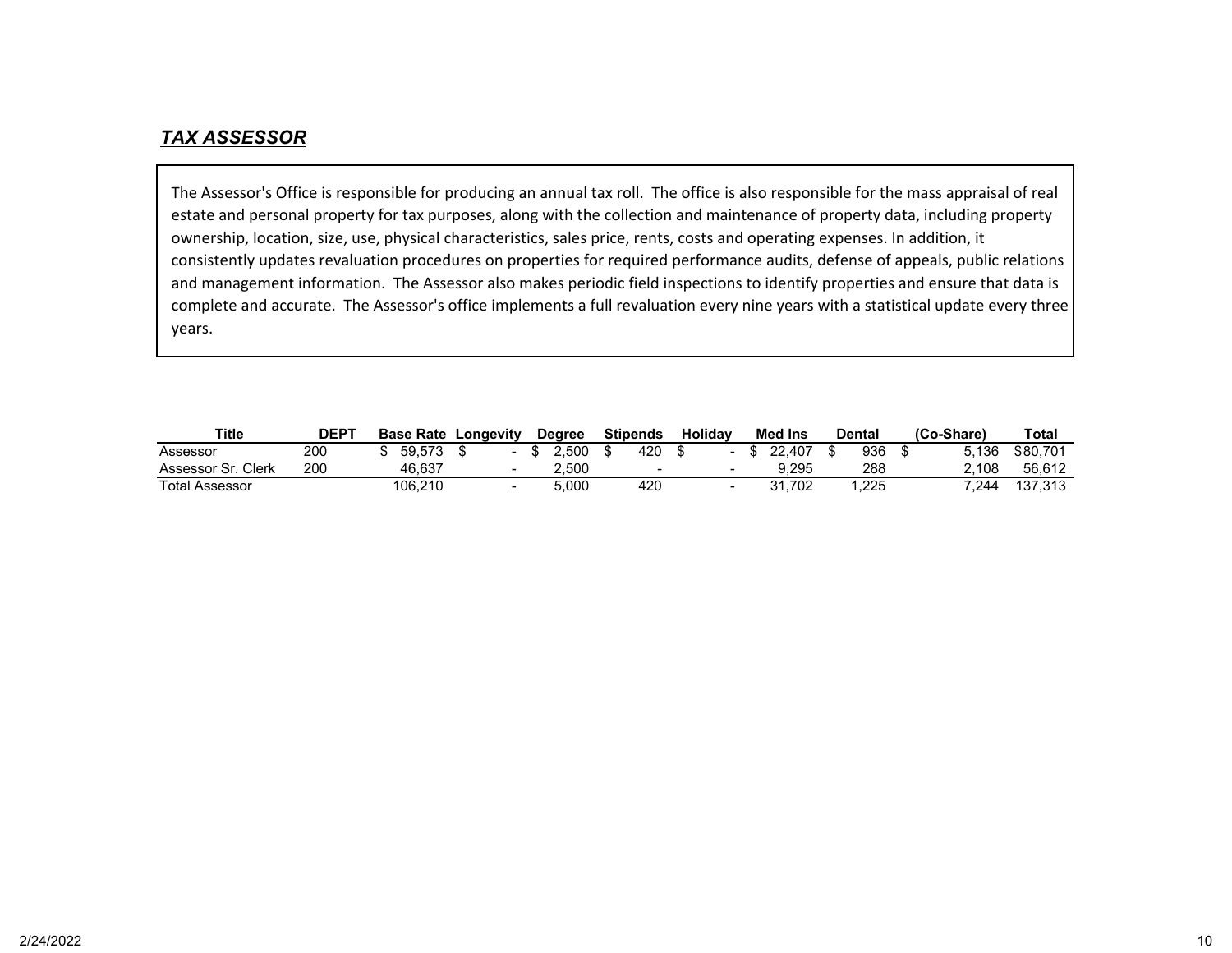## ***TAX ASSESSOR***

The Assessor's Office is responsible for producing an annual tax roll. The office is also responsible for the mass appraisal of real estate and personal property for tax purposes, along with the collection and maintenance of property data, including property ownership, location, size, use, physical characteristics, sales price, rents, costs and operating expenses. In addition, it consistently updates revaluation procedures on properties for required performance audits, defense of appeals, public relations and management information. The Assessor also makes periodic field inspections to identify properties and ensure that data is complete and accurate. The Assessor's office implements a full revaluation every nine years with a statistical update every three years.

| Title | DEPT | Base Rate | Longevity | Degree | Stipends | Holiday | Med Ins | Dental | (Co-Share) | Total |
|---|---|---|---|---|---|---|---|---|---|---|
| Assessor | 200 | $ 59,573 | $ - | $ 2,500 | $ 420 | $ - | $ 22,407 | $ 936 | $ 5,136 | $80,701 |
| Assessor Sr. Clerk | 200 | 46,637 | - | 2,500 | - | - | 9,295 | 288 | 2,108 | 56,612 |
| Total Assessor | | 106,210 | - | 5,000 | 420 | - | 31,702 | 1,225 | 7,244 | 137,313 |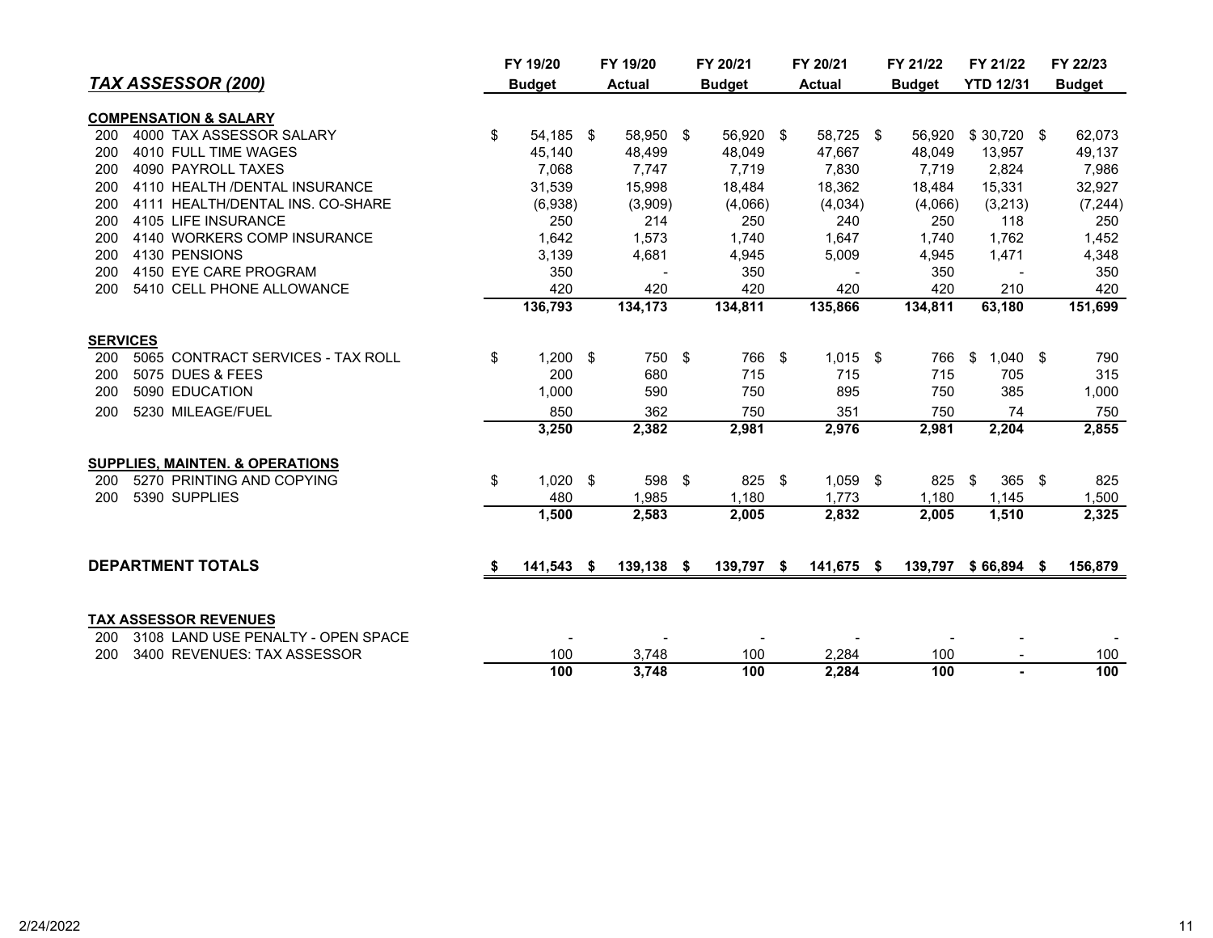| *TAX ASSESSOR (200)* | FY 19/20 Budget | FY 19/20 Actual | FY 20/21 Budget | FY 20/21 Actual | FY 21/22 Budget | FY 21/22 YTD 12/31 | FY 22/23 Budget |
|---|---|---|---|---|---|---|---|
| **COMPENSATION & SALARY** | | | | | | | |
| 200 4000 TAX ASSESSOR SALARY | $ 54,185 | $ 58,950 | $ 56,920 | $ 58,725 | $ 56,920 | $ 30,720 | $ 62,073 |
| 200 4010 FULL TIME WAGES | 45,140 | 48,499 | 48,049 | 47,667 | 48,049 | 13,957 | 49,137 |
| 200 4090 PAYROLL TAXES | 7,068 | 7,747 | 7,719 | 7,830 | 7,719 | 2,824 | 7,986 |
| 200 4110 HEALTH /DENTAL INSURANCE | 31,539 | 15,998 | 18,484 | 18,362 | 18,484 | 15,331 | 32,927 |
| 200 4111 HEALTH/DENTAL INS. CO-SHARE | (6,938) | (3,909) | (4,066) | (4,034) | (4,066) | (3,213) | (7,244) |
| 200 4105 LIFE INSURANCE | 250 | 214 | 250 | 240 | 250 | 118 | 250 |
| 200 4140 WORKERS COMP INSURANCE | 1,642 | 1,573 | 1,740 | 1,647 | 1,740 | 1,762 | 1,452 |
| 200 4130 PENSIONS | 3,139 | 4,681 | 4,945 | 5,009 | 4,945 | 1,471 | 4,348 |
| 200 4150 EYE CARE PROGRAM | 350 | - | 350 | - | 350 | - | 350 |
| 200 5410 CELL PHONE ALLOWANCE | 420 | 420 | 420 | 420 | 420 | 210 | 420 |
| | **136,793** | **134,173** | **134,811** | **135,866** | **134,811** | **63,180** | **151,699** |
| **SERVICES** | | | | | | | |
| 200 5065 CONTRACT SERVICES - TAX ROLL | $ 1,200 | $ 750 | $ 766 | $ 1,015 | $ 766 | $ 1,040 | $ 790 |
| 200 5075 DUES & FEES | 200 | 680 | 715 | 715 | 715 | 705 | 315 |
| 200 5090 EDUCATION | 1,000 | 590 | 750 | 895 | 750 | 385 | 1,000 |
| 200 5230 MILEAGE/FUEL | 850 | 362 | 750 | 351 | 750 | 74 | 750 |
| | **3,250** | **2,382** | **2,981** | **2,976** | **2,981** | **2,204** | **2,855** |
| **SUPPLIES, MAINTEN. & OPERATIONS** | | | | | | | |
| 200 5270 PRINTING AND COPYING | $ 1,020 | $ 598 | $ 825 | $ 1,059 | $ 825 | $ 365 | $ 825 |
| 200 5390 SUPPLIES | 480 | 1,985 | 1,180 | 1,773 | 1,180 | 1,145 | 1,500 |
| | **1,500** | **2,583** | **2,005** | **2,832** | **2,005** | **1,510** | **2,325** |
| **DEPARTMENT TOTALS** | **$ 141,543** | **$ 139,138** | **$ 139,797** | **$ 141,675** | **$ 139,797** | **$ 66,894** | **$ 156,879** |
| **TAX ASSESSOR REVENUES** | | | | | | | |
| 200 3108 LAND USE PENALTY - OPEN SPACE | - | - | - | - | - | - | - |
| 200 3400 REVENUES: TAX ASSESSOR | 100 | 3,748 | 100 | 2,284 | 100 | - | 100 |
| | **100** | **3,748** | **100** | **2,284** | **100** | **-** | **100** |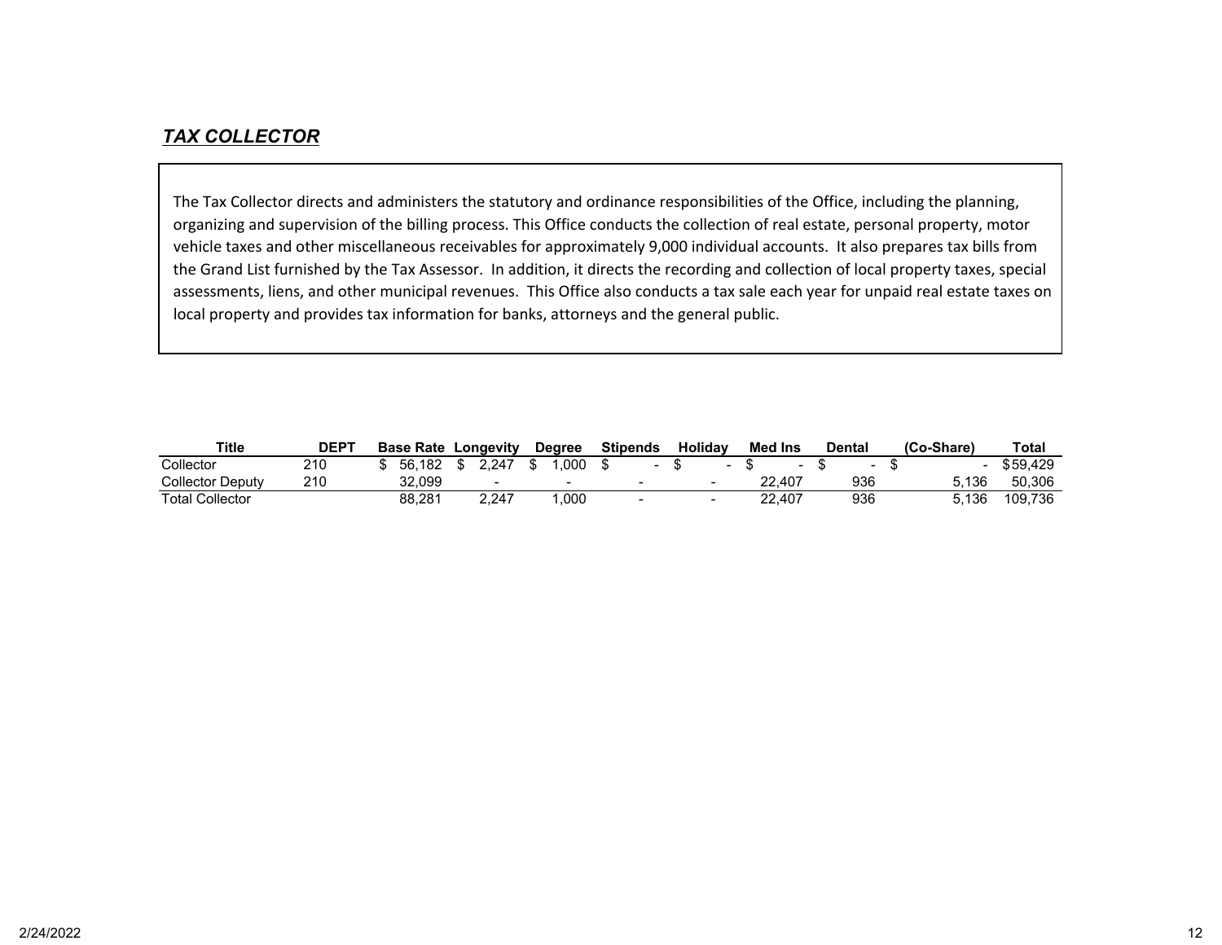## *TAX COLLECTOR*

The Tax Collector directs and administers the statutory and ordinance responsibilities of the Office, including the planning, organizing and supervision of the billing process. This Office conducts the collection of real estate, personal property, motor vehicle taxes and other miscellaneous receivables for approximately 9,000 individual accounts. It also prepares tax bills from the Grand List furnished by the Tax Assessor. In addition, it directs the recording and collection of local property taxes, special assessments, liens, and other municipal revenues. This Office also conducts a tax sale each year for unpaid real estate taxes on local property and provides tax information for banks, attorneys and the general public.

| Title | DEPT | Base Rate | Longevity | Degree | Stipends | Holiday | Med Ins | Dental | (Co-Share) | Total |
|---|---|---|---|---|---|---|---|---|---|---|
| Collector | 210 | $ 56,182 | $ 2,247 | $ 1,000 | $ - | $ - | $ - | $ - | $ - | $ 59,429 |
| Collector Deputy | 210 | 32,099 | - | - | - | - | 22,407 | 936 | 5,136 | 50,306 |
| Total Collector | | 88,281 | 2,247 | 1,000 | - | - | 22,407 | 936 | 5,136 | 109,736 |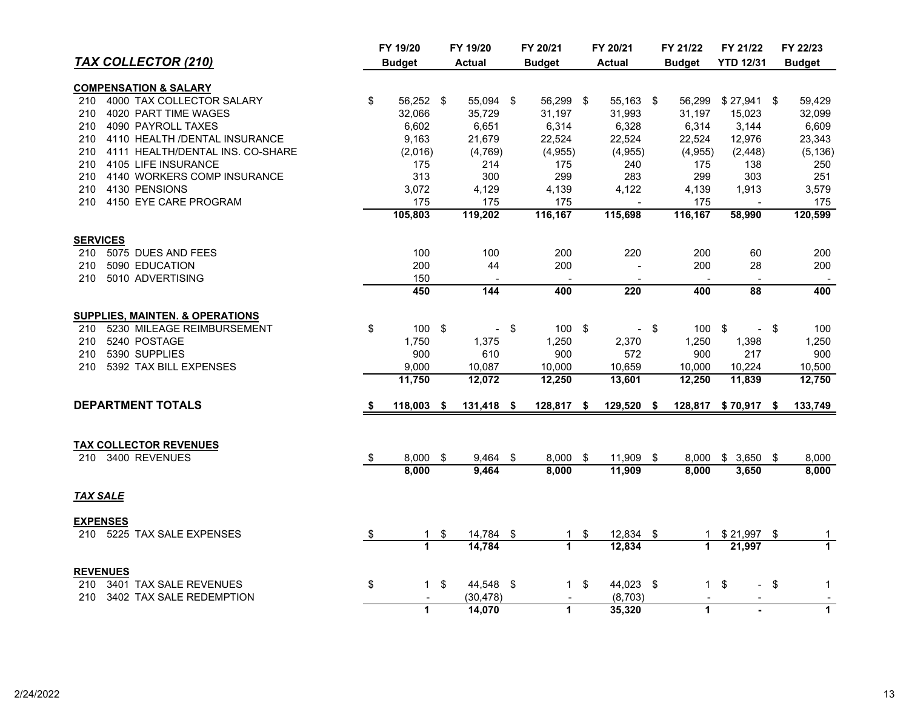# *TAX COLLECTOR (210)*

| | | | FY 19/20 Budget | FY 19/20 Actual | FY 20/21 Budget | FY 20/21 Actual | FY 21/22 Budget | FY 21/22 YTD 12/31 | FY 22/23 Budget |
|---|---|---|---|---|---|---|---|---|---|
| **COMPENSATION & SALARY** | | | | | | | | | |
| 210 | 4000 | TAX COLLECTOR SALARY | $ 56,252 | $ 55,094 | $ 56,299 | $ 55,163 | $ 56,299 | $ 27,941 | $ 59,429 |
| 210 | 4020 | PART TIME WAGES | 32,066 | 35,729 | 31,197 | 31,993 | 31,197 | 15,023 | 32,099 |
| 210 | 4090 | PAYROLL TAXES | 6,602 | 6,651 | 6,314 | 6,328 | 6,314 | 3,144 | 6,609 |
| 210 | 4110 | HEALTH /DENTAL INSURANCE | 9,163 | 21,679 | 22,524 | 22,524 | 22,524 | 12,976 | 23,343 |
| 210 | 4111 | HEALTH/DENTAL INS. CO-SHARE | (2,016) | (4,769) | (4,955) | (4,955) | (4,955) | (2,448) | (5,136) |
| 210 | 4105 | LIFE INSURANCE | 175 | 214 | 175 | 240 | 175 | 138 | 250 |
| 210 | 4140 | WORKERS COMP INSURANCE | 313 | 300 | 299 | 283 | 299 | 303 | 251 |
| 210 | 4130 | PENSIONS | 3,072 | 4,129 | 4,139 | 4,122 | 4,139 | 1,913 | 3,579 |
| 210 | 4150 | EYE CARE PROGRAM | 175 | 175 | 175 | - | 175 | - | 175 |
| | | | **105,803** | **119,202** | **116,167** | **115,698** | **116,167** | **58,990** | **120,599** |
| **SERVICES** | | | | | | | | | |
| 210 | 5075 | DUES AND FEES | 100 | 100 | 200 | 220 | 200 | 60 | 200 |
| 210 | 5090 | EDUCATION | 200 | 44 | 200 | - | 200 | 28 | 200 |
| 210 | 5010 | ADVERTISING | 150 | - | - | - | - | - | - |
| | | | **450** | **144** | **400** | **220** | **400** | **88** | **400** |
| **SUPPLIES, MAINTEN. & OPERATIONS** | | | | | | | | | |
| 210 | 5230 | MILEAGE REIMBURSEMENT | $ 100 | $ - | $ 100 | $ - | $ 100 | $ - | $ 100 |
| 210 | 5240 | POSTAGE | 1,750 | 1,375 | 1,250 | 2,370 | 1,250 | 1,398 | 1,250 |
| 210 | 5390 | SUPPLIES | 900 | 610 | 900 | 572 | 900 | 217 | 900 |
| 210 | 5392 | TAX BILL EXPENSES | 9,000 | 10,087 | 10,000 | 10,659 | 10,000 | 10,224 | 10,500 |
| | | | **11,750** | **12,072** | **12,250** | **13,601** | **12,250** | **11,839** | **12,750** |
| **DEPARTMENT TOTALS** | | | **$ 118,003** | **$ 131,418** | **$ 128,817** | **$ 129,520** | **$ 128,817** | **$ 70,917** | **$ 133,749** |
| **TAX COLLECTOR REVENUES** | | | | | | | | | |
| 210 | 3400 | REVENUES | $ 8,000 | $ 9,464 | $ 8,000 | $ 11,909 | $ 8,000 | $ 3,650 | $ 8,000 |
| | | | **8,000** | **9,464** | **8,000** | **11,909** | **8,000** | **3,650** | **8,000** |

## *TAX SALE*

| | | | FY 19/20 Budget | FY 19/20 Actual | FY 20/21 Budget | FY 20/21 Actual | FY 21/22 Budget | FY 21/22 YTD 12/31 | FY 22/23 Budget |
|---|---|---|---|---|---|---|---|---|---|
| **EXPENSES** | | | | | | | | | |
| 210 | 5225 | TAX SALE EXPENSES | $ 1 | $ 14,784 | $ 1 | $ 12,834 | $ 1 | $ 21,997 | $ 1 |
| | | | **1** | **14,784** | **1** | **12,834** | **1** | **21,997** | **1** |
| **REVENUES** | | | | | | | | | |
| 210 | 3401 | TAX SALE REVENUES | $ 1 | $ 44,548 | $ 1 | $ 44,023 | $ 1 | $ - | $ 1 |
| 210 | 3402 | TAX SALE REDEMPTION | - | (30,478) | - | (8,703) | - | - | - |
| | | | **1** | **14,070** | **1** | **35,320** | **1** | **-** | **1** |

2/24/2022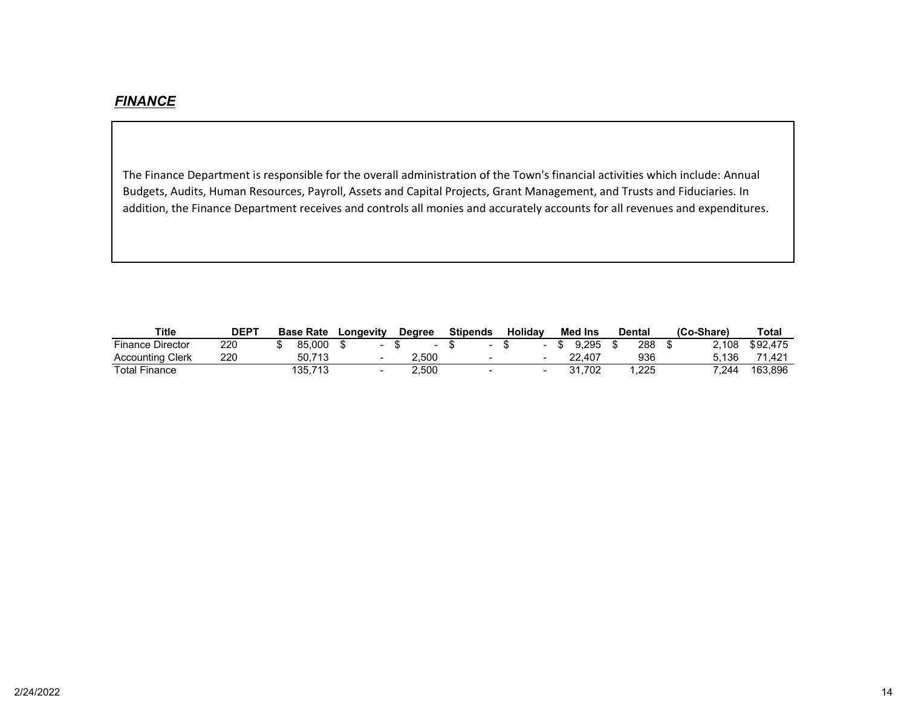***FINANCE***

The Finance Department is responsible for the overall administration of the Town's financial activities which include: Annual Budgets, Audits, Human Resources, Payroll, Assets and Capital Projects, Grant Management, and Trusts and Fiduciaries. In addition, the Finance Department receives and controls all monies and accurately accounts for all revenues and expenditures.

| Title | DEPT | Base Rate | Longevity | Degree | Stipends | Holiday | Med Ins | Dental | (Co-Share) | Total |
|---|---|---|---|---|---|---|---|---|---|---|
| Finance Director | 220 | $ 85,000 | $ - | $ - | $ - | $ - | $ 9,295 | $ 288 | $ 2,108 | $92,475 |
| Accounting Clerk | 220 | 50,713 | - | 2,500 | - | - | 22,407 | 936 | 5,136 | 71,421 |
| Total Finance | | 135,713 | - | 2,500 | - | - | 31,702 | 1,225 | 7,244 | 163,896 |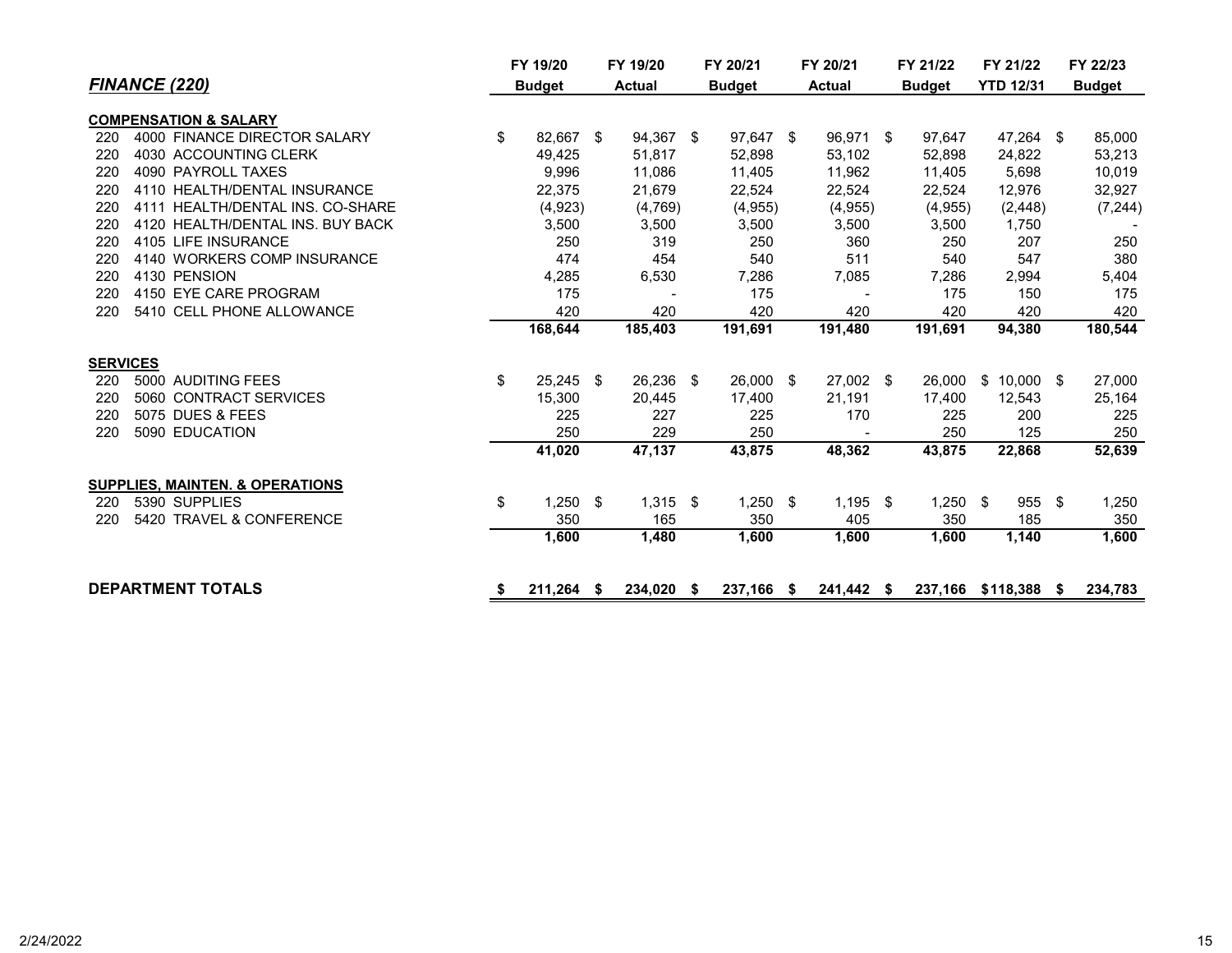## *FINANCE (220)*

| | | FY 19/20 Budget | FY 19/20 Actual | FY 20/21 Budget | FY 20/21 Actual | FY 21/22 Budget | FY 21/22 YTD 12/31 | FY 22/23 Budget |
|---|---|---|---|---|---|---|---|---|
| **COMPENSATION & SALARY** | | | | | | | | |
| 220 | 4000 FINANCE DIRECTOR SALARY | $ 82,667 | $ 94,367 | $ 97,647 | $ 96,971 | $ 97,647 | 47,264 | $ 85,000 |
| 220 | 4030 ACCOUNTING CLERK | 49,425 | 51,817 | 52,898 | 53,102 | 52,898 | 24,822 | 53,213 |
| 220 | 4090 PAYROLL TAXES | 9,996 | 11,086 | 11,405 | 11,962 | 11,405 | 5,698 | 10,019 |
| 220 | 4110 HEALTH/DENTAL INSURANCE | 22,375 | 21,679 | 22,524 | 22,524 | 22,524 | 12,976 | 32,927 |
| 220 | 4111 HEALTH/DENTAL INS. CO-SHARE | (4,923) | (4,769) | (4,955) | (4,955) | (4,955) | (2,448) | (7,244) |
| 220 | 4120 HEALTH/DENTAL INS. BUY BACK | 3,500 | 3,500 | 3,500 | 3,500 | 3,500 | 1,750 | - |
| 220 | 4105 LIFE INSURANCE | 250 | 319 | 250 | 360 | 250 | 207 | 250 |
| 220 | 4140 WORKERS COMP INSURANCE | 474 | 454 | 540 | 511 | 540 | 547 | 380 |
| 220 | 4130 PENSION | 4,285 | 6,530 | 7,286 | 7,085 | 7,286 | 2,994 | 5,404 |
| 220 | 4150 EYE CARE PROGRAM | 175 | - | 175 | - | 175 | 150 | 175 |
| 220 | 5410 CELL PHONE ALLOWANCE | 420 | 420 | 420 | 420 | 420 | 420 | 420 |
| | | **168,644** | **185,403** | **191,691** | **191,480** | **191,691** | **94,380** | **180,544** |
| **SERVICES** | | | | | | | | |
| 220 | 5000 AUDITING FEES | $ 25,245 | $ 26,236 | $ 26,000 | $ 27,002 | $ 26,000 | $ 10,000 | $ 27,000 |
| 220 | 5060 CONTRACT SERVICES | 15,300 | 20,445 | 17,400 | 21,191 | 17,400 | 12,543 | 25,164 |
| 220 | 5075 DUES & FEES | 225 | 227 | 225 | 170 | 225 | 200 | 225 |
| 220 | 5090 EDUCATION | 250 | 229 | 250 | - | 250 | 125 | 250 |
| | | **41,020** | **47,137** | **43,875** | **48,362** | **43,875** | **22,868** | **52,639** |
| **SUPPLIES, MAINTEN. & OPERATIONS** | | | | | | | | |
| 220 | 5390 SUPPLIES | $ 1,250 | $ 1,315 | $ 1,250 | $ 1,195 | $ 1,250 | $ 955 | $ 1,250 |
| 220 | 5420 TRAVEL & CONFERENCE | 350 | 165 | 350 | 405 | 350 | 185 | 350 |
| | | **1,600** | **1,480** | **1,600** | **1,600** | **1,600** | **1,140** | **1,600** |
| **DEPARTMENT TOTALS** | | **$ 211,264** | **$ 234,020** | **$ 237,166** | **$ 241,442** | **$ 237,166** | **$118,388** | **$ 234,783** |

2/24/2022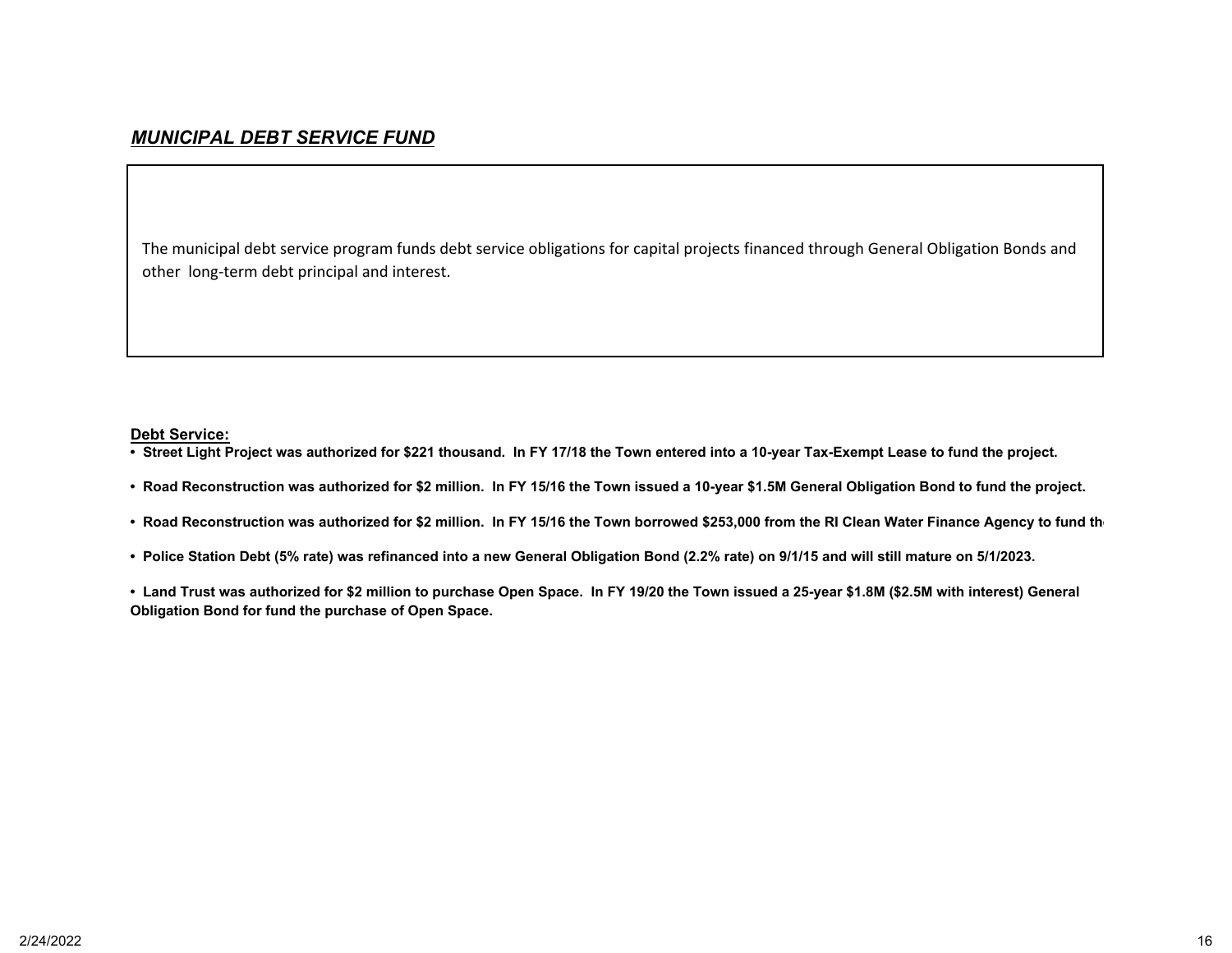## *MUNICIPAL DEBT SERVICE FUND*

The municipal debt service program funds debt service obligations for capital projects financed through General Obligation Bonds and other long-term debt principal and interest.

**Debt Service:**

- **Street Light Project was authorized for $221 thousand. In FY 17/18 the Town entered into a 10-year Tax-Exempt Lease to fund the project.**
- **Road Reconstruction was authorized for $2 million. In FY 15/16 the Town issued a 10-year $1.5M General Obligation Bond to fund the project.**
- **Road Reconstruction was authorized for $2 million. In FY 15/16 the Town borrowed $253,000 from the RI Clean Water Finance Agency to fund th**
- **Police Station Debt (5% rate) was refinanced into a new General Obligation Bond (2.2% rate) on 9/1/15 and will still mature on 5/1/2023.**
- **Land Trust was authorized for $2 million to purchase Open Space. In FY 19/20 the Town issued a 25-year $1.8M ($2.5M with interest) General Obligation Bond for fund the purchase of Open Space.**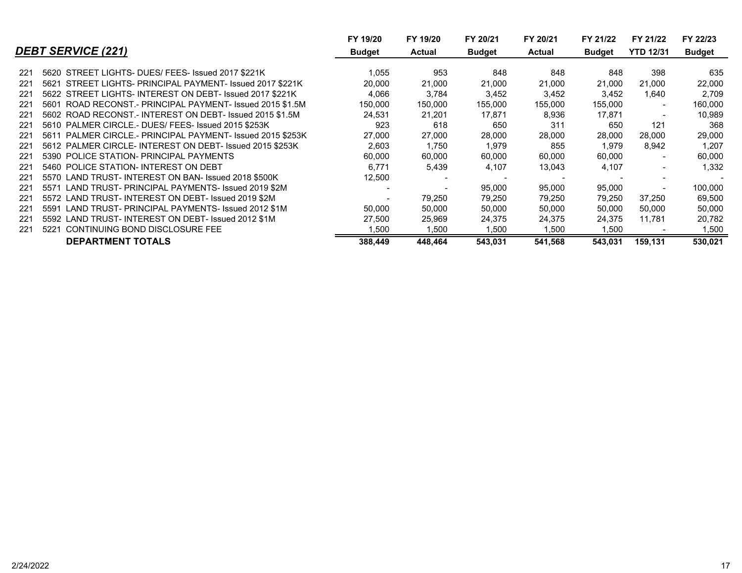## *DEBT SERVICE (221)*

| Fund | Account | Description | FY 19/20 Budget | FY 19/20 Actual | FY 20/21 Budget | FY 20/21 Actual | FY 21/22 Budget | FY 21/22 YTD 12/31 | FY 22/23 Budget |
|---|---|---|---|---|---|---|---|---|---|
| 221 | 5620 | STREET LIGHTS- DUES/ FEES- Issued 2017 $221K | 1,055 | 953 | 848 | 848 | 848 | 398 | 635 |
| 221 | 5621 | STREET LIGHTS- PRINCIPAL PAYMENT- Issued 2017 $221K | 20,000 | 21,000 | 21,000 | 21,000 | 21,000 | 21,000 | 22,000 |
| 221 | 5622 | STREET LIGHTS- INTEREST ON DEBT- Issued 2017 $221K | 4,066 | 3,784 | 3,452 | 3,452 | 3,452 | 1,640 | 2,709 |
| 221 | 5601 | ROAD RECONST.- PRINCIPAL PAYMENT- Issued 2015 $1.5M | 150,000 | 150,000 | 155,000 | 155,000 | 155,000 | - | 160,000 |
| 221 | 5602 | ROAD RECONST.- INTEREST ON DEBT- Issued 2015 $1.5M | 24,531 | 21,201 | 17,871 | 8,936 | 17,871 | - | 10,989 |
| 221 | 5610 | PALMER CIRCLE.- DUES/ FEES- Issued 2015 $253K | 923 | 618 | 650 | 311 | 650 | 121 | 368 |
| 221 | 5611 | PALMER CIRCLE.- PRINCIPAL PAYMENT- Issued 2015 $253K | 27,000 | 27,000 | 28,000 | 28,000 | 28,000 | 28,000 | 29,000 |
| 221 | 5612 | PALMER CIRCLE- INTEREST ON DEBT- Issued 2015 $253K | 2,603 | 1,750 | 1,979 | 855 | 1,979 | 8,942 | 1,207 |
| 221 | 5390 | POLICE STATION- PRINCIPAL PAYMENTS | 60,000 | 60,000 | 60,000 | 60,000 | 60,000 | - | 60,000 |
| 221 | 5460 | POLICE STATION- INTEREST ON DEBT | 6,771 | 5,439 | 4,107 | 13,043 | 4,107 | - | 1,332 |
| 221 | 5570 | LAND TRUST- INTEREST ON BAN- Issued 2018 $500K | 12,500 | - | - | - | - | - | - |
| 221 | 5571 | LAND TRUST- PRINCIPAL PAYMENTS- Issued 2019 $2M | - | - | 95,000 | 95,000 | 95,000 | - | 100,000 |
| 221 | 5572 | LAND TRUST- INTEREST ON DEBT- Issued 2019 $2M | - | 79,250 | 79,250 | 79,250 | 79,250 | 37,250 | 69,500 |
| 221 | 5591 | LAND TRUST- PRINCIPAL PAYMENTS- Issued 2012 $1M | 50,000 | 50,000 | 50,000 | 50,000 | 50,000 | 50,000 | 50,000 |
| 221 | 5592 | LAND TRUST- INTEREST ON DEBT- Issued 2012 $1M | 27,500 | 25,969 | 24,375 | 24,375 | 24,375 | 11,781 | 20,782 |
| 221 | 5221 | CONTINUING BOND DISCLOSURE FEE | 1,500 | 1,500 | 1,500 | 1,500 | 1,500 | - | 1,500 |
| | | **DEPARTMENT TOTALS** | **388,449** | **448,464** | **543,031** | **541,568** | **543,031** | **159,131** | **530,021** |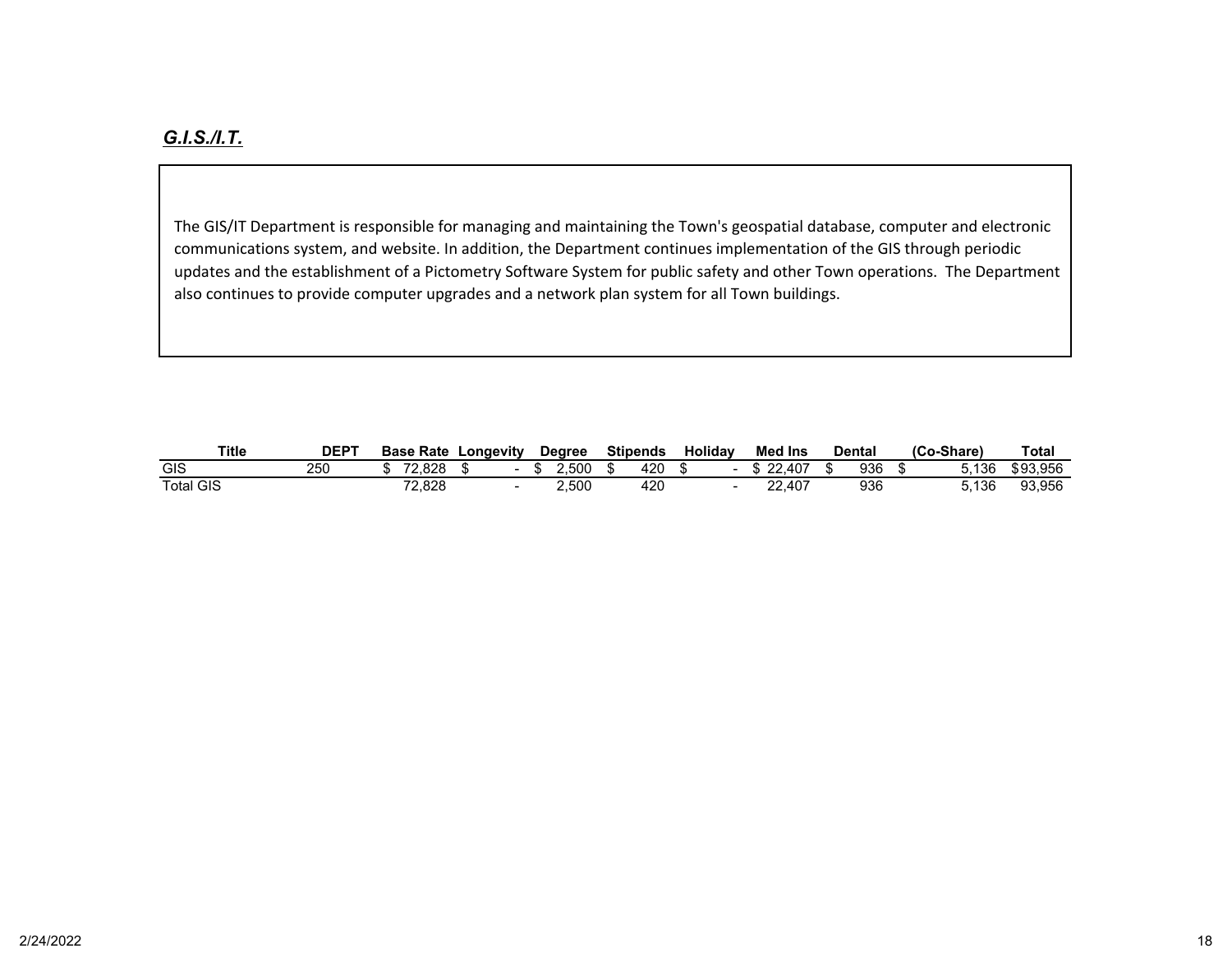## ***G.I.S./I.T.***

The GIS/IT Department is responsible for managing and maintaining the Town's geospatial database, computer and electronic communications system, and website. In addition, the Department continues implementation of the GIS through periodic updates and the establishment of a Pictometry Software System for public safety and other Town operations. The Department also continues to provide computer upgrades and a network plan system for all Town buildings.

| Title | DEPT | Base Rate | Longevity | Degree | Stipends | Holiday | Med Ins | Dental | (Co-Share) | Total |
|---|---|---|---|---|---|---|---|---|---|---|
| GIS | 250 | $ 72,828 | $ - | $ 2,500 | $ 420 | $ - | $ 22,407 | $ 936 | $ 5,136 | $ 93,956 |
| Total GIS | | 72,828 | - | 2,500 | 420 | - | 22,407 | 936 | 5,136 | 93,956 |

2/24/2022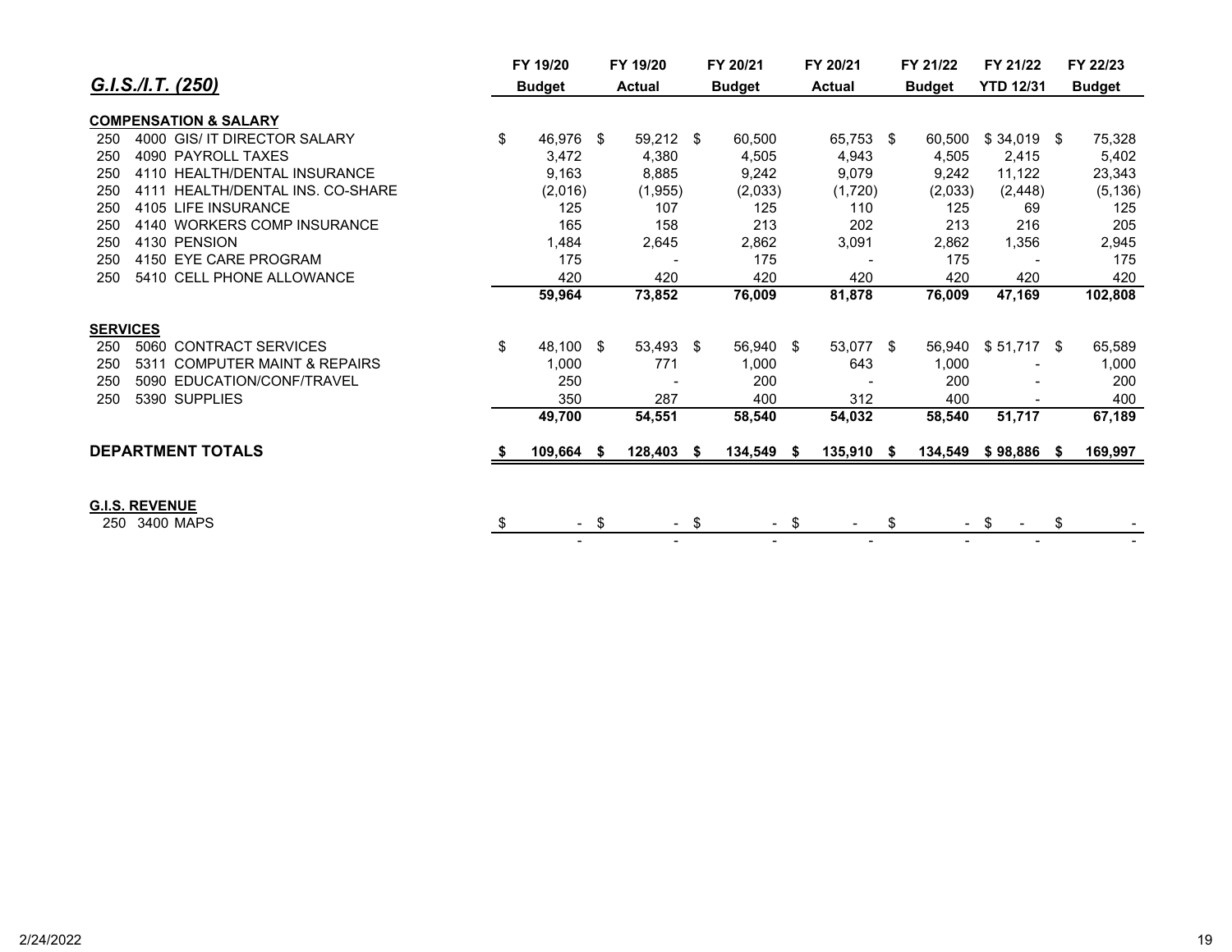## *G.I.S./I.T. (250)*

| | FY 19/20 Budget | FY 19/20 Actual | FY 20/21 Budget | FY 20/21 Actual | FY 21/22 Budget | FY 21/22 YTD 12/31 | FY 22/23 Budget |
|---|---|---|---|---|---|---|---|
| **COMPENSATION & SALARY** | | | | | | | |
| 250 4000 GIS/ IT DIRECTOR SALARY | $ 46,976 | $ 59,212 | $ 60,500 | 65,753 | $ 60,500 | $ 34,019 | $ 75,328 |
| 250 4090 PAYROLL TAXES | 3,472 | 4,380 | 4,505 | 4,943 | 4,505 | 2,415 | 5,402 |
| 250 4110 HEALTH/DENTAL INSURANCE | 9,163 | 8,885 | 9,242 | 9,079 | 9,242 | 11,122 | 23,343 |
| 250 4111 HEALTH/DENTAL INS. CO-SHARE | (2,016) | (1,955) | (2,033) | (1,720) | (2,033) | (2,448) | (5,136) |
| 250 4105 LIFE INSURANCE | 125 | 107 | 125 | 110 | 125 | 69 | 125 |
| 250 4140 WORKERS COMP INSURANCE | 165 | 158 | 213 | 202 | 213 | 216 | 205 |
| 250 4130 PENSION | 1,484 | 2,645 | 2,862 | 3,091 | 2,862 | 1,356 | 2,945 |
| 250 4150 EYE CARE PROGRAM | 175 | - | 175 | - | 175 | - | 175 |
| 250 5410 CELL PHONE ALLOWANCE | 420 | 420 | 420 | 420 | 420 | 420 | 420 |
| | **59,964** | **73,852** | **76,009** | **81,878** | **76,009** | **47,169** | **102,808** |
| **SERVICES** | | | | | | | |
| 250 5060 CONTRACT SERVICES | $ 48,100 | $ 53,493 | $ 56,940 | $ 53,077 | $ 56,940 | $ 51,717 | $ 65,589 |
| 250 5311 COMPUTER MAINT & REPAIRS | 1,000 | 771 | 1,000 | 643 | 1,000 | - | 1,000 |
| 250 5090 EDUCATION/CONF/TRAVEL | 250 | - | 200 | - | 200 | - | 200 |
| 250 5390 SUPPLIES | 350 | 287 | 400 | 312 | 400 | - | 400 |
| | **49,700** | **54,551** | **58,540** | **54,032** | **58,540** | **51,717** | **67,189** |
| **DEPARTMENT TOTALS** | **$ 109,664** | **$ 128,403** | **$ 134,549** | **$ 135,910** | **$ 134,549** | **$ 98,886** | **$ 169,997** |
| **G.I.S. REVENUE** | | | | | | | |
| 250 3400 MAPS | $ - | $ - | $ - | $ - | $ - | $ - | $ - |
| | - | - | - | - | - | - | - |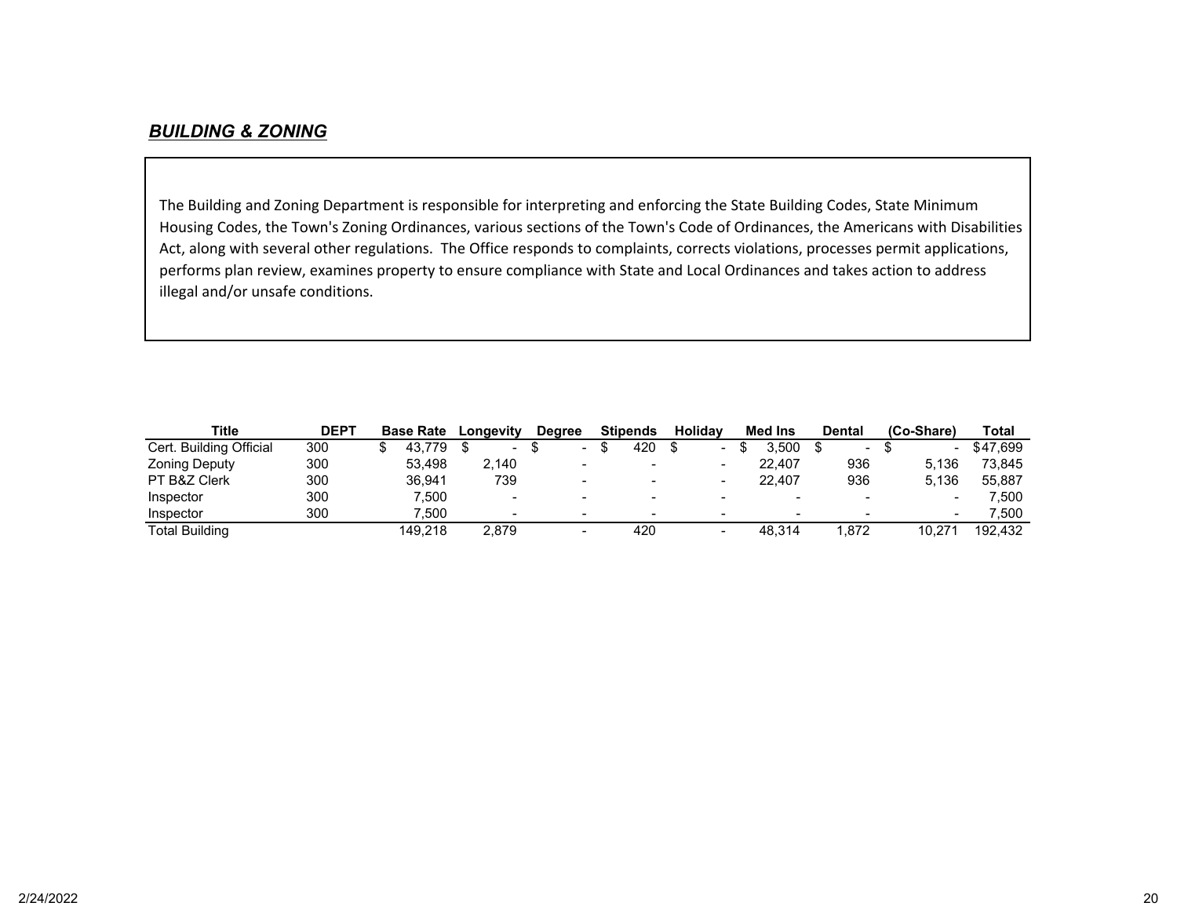## ***BUILDING & ZONING***

The Building and Zoning Department is responsible for interpreting and enforcing the State Building Codes, State Minimum Housing Codes, the Town's Zoning Ordinances, various sections of the Town's Code of Ordinances, the Americans with Disabilities Act, along with several other regulations. The Office responds to complaints, corrects violations, processes permit applications, performs plan review, examines property to ensure compliance with State and Local Ordinances and takes action to address illegal and/or unsafe conditions.

| Title | DEPT | Base Rate | Longevity | Degree | Stipends | Holiday | Med Ins | Dental | (Co-Share) | Total |
|---|---|---|---|---|---|---|---|---|---|---|
| Cert. Building Official | 300 | $ 43,779 | $ - | $ - | $ 420 | $ - | $ 3,500 | $ - | $ - | $47,699 |
| Zoning Deputy | 300 | 53,498 | 2,140 | - | - | - | 22,407 | 936 | 5,136 | 73,845 |
| PT B&Z Clerk | 300 | 36,941 | 739 | - | - | - | 22,407 | 936 | 5,136 | 55,887 |
| Inspector | 300 | 7,500 | - | - | - | - | - | - | - | 7,500 |
| Inspector | 300 | 7,500 | - | - | - | - | - | - | - | 7,500 |
| Total Building | | 149,218 | 2,879 | - | 420 | - | 48,314 | 1,872 | 10,271 | 192,432 |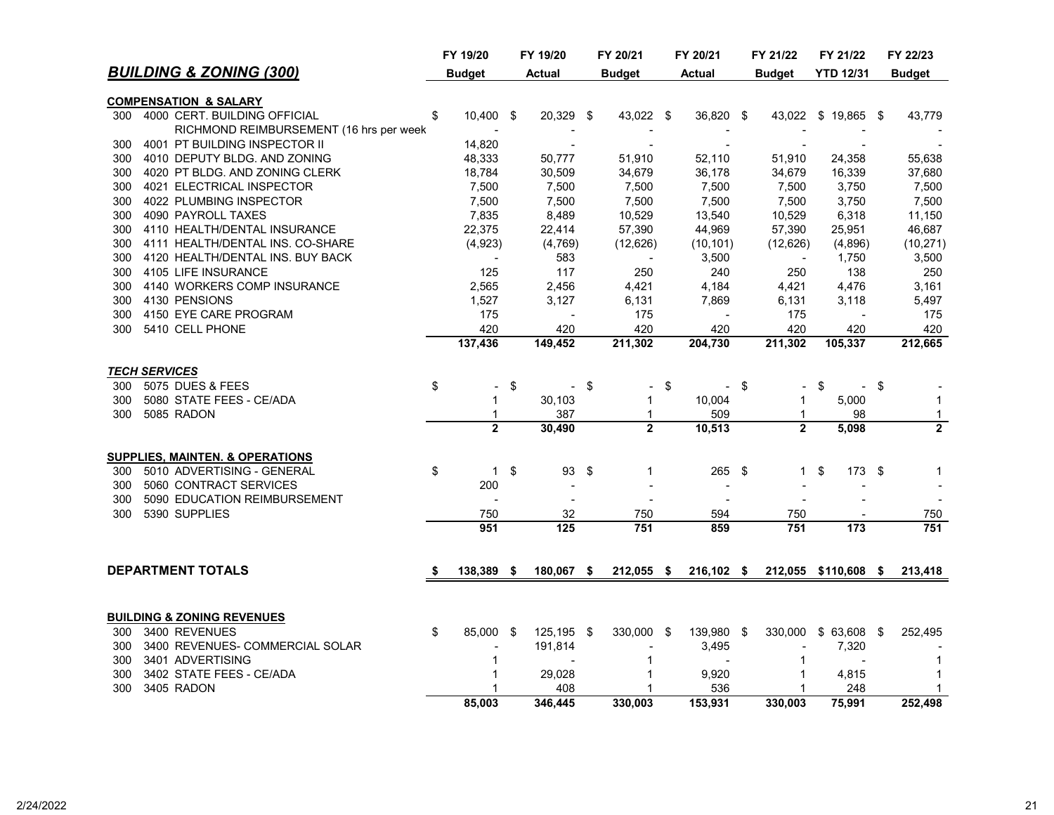| BUILDING & ZONING (300) | | | FY 19/20 Budget | FY 19/20 Actual | FY 20/21 Budget | FY 20/21 Actual | FY 21/22 Budget | FY 21/22 YTD 12/31 | FY 22/23 Budget |
|---|---|---|---|---|---|---|---|---|---|
| **COMPENSATION & SALARY** | | | | | | | | | |
| 300 | 4000 | CERT. BUILDING OFFICIAL | $ 10,400 | $ 20,329 | $ 43,022 | $ 36,820 | $ 43,022 | $ 19,865 | $ 43,779 |
| | | RICHMOND REIMBURSEMENT (16 hrs per week | - | - | - | - | - | - | - |
| 300 | 4001 | PT BUILDING INSPECTOR II | 14,820 | - | - | - | - | - | - |
| 300 | 4010 | DEPUTY BLDG. AND ZONING | 48,333 | 50,777 | 51,910 | 52,110 | 51,910 | 24,358 | 55,638 |
| 300 | 4020 | PT BLDG. AND ZONING CLERK | 18,784 | 30,509 | 34,679 | 36,178 | 34,679 | 16,339 | 37,680 |
| 300 | 4021 | ELECTRICAL INSPECTOR | 7,500 | 7,500 | 7,500 | 7,500 | 7,500 | 3,750 | 7,500 |
| 300 | 4022 | PLUMBING INSPECTOR | 7,500 | 7,500 | 7,500 | 7,500 | 7,500 | 3,750 | 7,500 |
| 300 | 4090 | PAYROLL TAXES | 7,835 | 8,489 | 10,529 | 13,540 | 10,529 | 6,318 | 11,150 |
| 300 | 4110 | HEALTH/DENTAL INSURANCE | 22,375 | 22,414 | 57,390 | 44,969 | 57,390 | 25,951 | 46,687 |
| 300 | 4111 | HEALTH/DENTAL INS. CO-SHARE | (4,923) | (4,769) | (12,626) | (10,101) | (12,626) | (4,896) | (10,271) |
| 300 | 4120 | HEALTH/DENTAL INS. BUY BACK | - | 583 | - | 3,500 | - | 1,750 | 3,500 |
| 300 | 4105 | LIFE INSURANCE | 125 | 117 | 250 | 240 | 250 | 138 | 250 |
| 300 | 4140 | WORKERS COMP INSURANCE | 2,565 | 2,456 | 4,421 | 4,184 | 4,421 | 4,476 | 3,161 |
| 300 | 4130 | PENSIONS | 1,527 | 3,127 | 6,131 | 7,869 | 6,131 | 3,118 | 5,497 |
| 300 | 4150 | EYE CARE PROGRAM | 175 | - | 175 | - | 175 | - | 175 |
| 300 | 5410 | CELL PHONE | 420 | 420 | 420 | 420 | 420 | 420 | 420 |
| | | | **137,436** | **149,452** | **211,302** | **204,730** | **211,302** | **105,337** | **212,665** |
| ***TECH SERVICES*** | | | | | | | | | |
| 300 | 5075 | DUES & FEES | $ - | $ - | $ - | $ - | $ - | $ - | $ - |
| 300 | 5080 | STATE FEES - CE/ADA | 1 | 30,103 | 1 | 10,004 | 1 | 5,000 | 1 |
| 300 | 5085 | RADON | 1 | 387 | 1 | 509 | 1 | 98 | 1 |
| | | | **2** | **30,490** | **2** | **10,513** | **2** | **5,098** | **2** |
| **SUPPLIES, MAINTEN. & OPERATIONS** | | | | | | | | | |
| 300 | 5010 | ADVERTISING - GENERAL | $ 1 | $ 93 | $ 1 | 265 | $ 1 | $ 173 | $ 1 |
| 300 | 5060 | CONTRACT SERVICES | 200 | - | - | - | - | - | - |
| 300 | 5090 | EDUCATION REIMBURSEMENT | - | - | - | - | - | - | - |
| 300 | 5390 | SUPPLIES | 750 | 32 | 750 | 594 | 750 | - | 750 |
| | | | **951** | **125** | **751** | **859** | **751** | **173** | **751** |
| **DEPARTMENT TOTALS** | | | **$ 138,389** | **$ 180,067** | **$ 212,055** | **$ 216,102** | **$ 212,055** | **$110,608** | **$ 213,418** |
| **BUILDING & ZONING REVENUES** | | | | | | | | | |
| 300 | 3400 | REVENUES | $ 85,000 | $ 125,195 | $ 330,000 | $ 139,980 | $ 330,000 | $ 63,608 | $ 252,495 |
| 300 | 3400 | REVENUES- COMMERCIAL SOLAR | - | 191,814 | - | 3,495 | - | 7,320 | - |
| 300 | 3401 | ADVERTISING | 1 | - | 1 | - | 1 | - | 1 |
| 300 | 3402 | STATE FEES - CE/ADA | 1 | 29,028 | 1 | 9,920 | 1 | 4,815 | 1 |
| 300 | 3405 | RADON | 1 | 408 | 1 | 536 | 1 | 248 | 1 |
| | | | **85,003** | **346,445** | **330,003** | **153,931** | **330,003** | **75,991** | **252,498** |

2/24/2022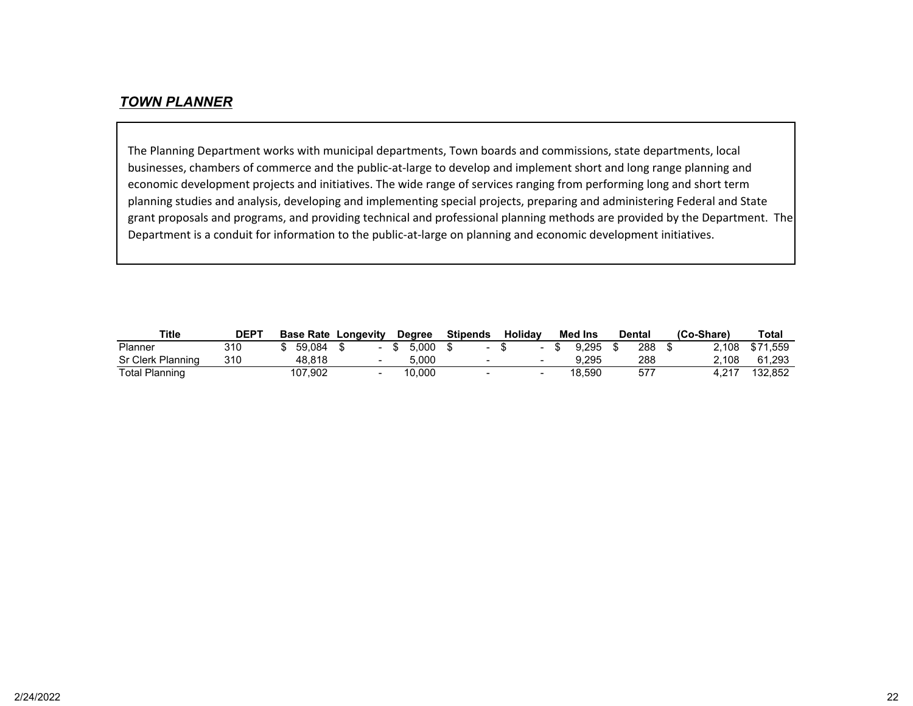## ***TOWN PLANNER***

The Planning Department works with municipal departments, Town boards and commissions, state departments, local businesses, chambers of commerce and the public-at-large to develop and implement short and long range planning and economic development projects and initiatives. The wide range of services ranging from performing long and short term planning studies and analysis, developing and implementing special projects, preparing and administering Federal and State grant proposals and programs, and providing technical and professional planning methods are provided by the Department. The Department is a conduit for information to the public-at-large on planning and economic development initiatives.

| Title | DEPT | Base Rate | Longevity | Degree | Stipends | Holiday | Med Ins | Dental | (Co-Share) | Total |
|---|---|---|---|---|---|---|---|---|---|---|
| Planner | 310 | $ 59,084 | $ - | $ 5,000 | $ - | $ - | $ 9,295 | $ 288 | $ 2,108 | $71,559 |
| Sr Clerk Planning | 310 | 48,818 | - | 5,000 | - | - | 9,295 | 288 | 2,108 | 61,293 |
| Total Planning | | 107,902 | - | 10,000 | - | - | 18,590 | 577 | 4,217 | 132,852 |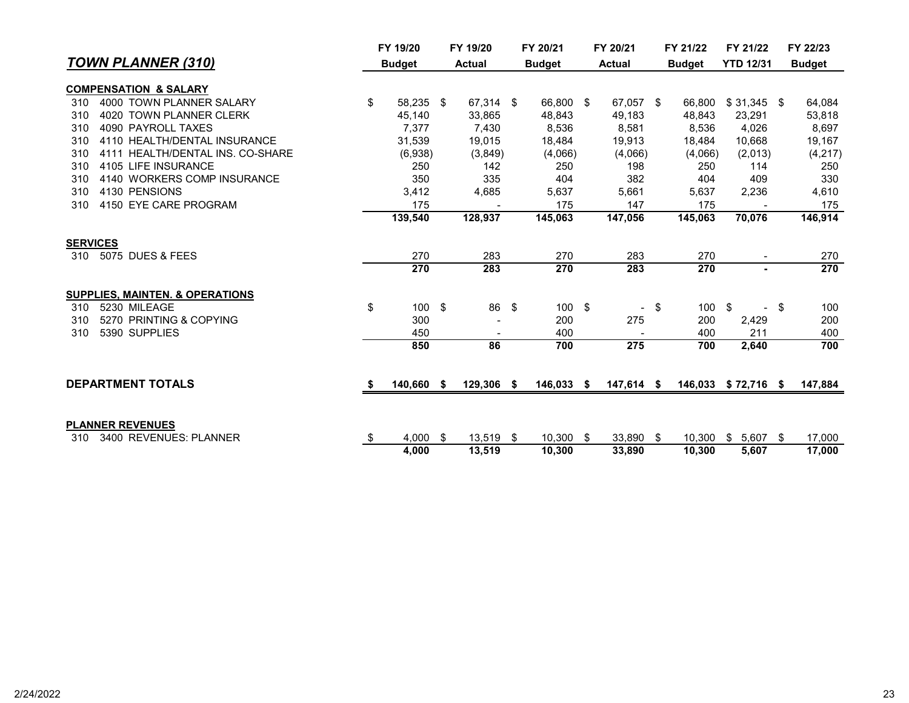## *TOWN PLANNER (310)*

| | | FY 19/20 Budget | FY 19/20 Actual | FY 20/21 Budget | FY 20/21 Actual | FY 21/22 Budget | FY 21/22 YTD 12/31 | FY 22/23 Budget |
|---|---|---|---|---|---|---|---|---|
| **COMPENSATION & SALARY** | | | | | | | | |
| 310 | 4000 TOWN PLANNER SALARY | $ 58,235 | $ 67,314 | $ 66,800 | $ 67,057 | $ 66,800 | $ 31,345 | $ 64,084 |
| 310 | 4020 TOWN PLANNER CLERK | 45,140 | 33,865 | 48,843 | 49,183 | 48,843 | 23,291 | 53,818 |
| 310 | 4090 PAYROLL TAXES | 7,377 | 7,430 | 8,536 | 8,581 | 8,536 | 4,026 | 8,697 |
| 310 | 4110 HEALTH/DENTAL INSURANCE | 31,539 | 19,015 | 18,484 | 19,913 | 18,484 | 10,668 | 19,167 |
| 310 | 4111 HEALTH/DENTAL INS. CO-SHARE | (6,938) | (3,849) | (4,066) | (4,066) | (4,066) | (2,013) | (4,217) |
| 310 | 4105 LIFE INSURANCE | 250 | 142 | 250 | 198 | 250 | 114 | 250 |
| 310 | 4140 WORKERS COMP INSURANCE | 350 | 335 | 404 | 382 | 404 | 409 | 330 |
| 310 | 4130 PENSIONS | 3,412 | 4,685 | 5,637 | 5,661 | 5,637 | 2,236 | 4,610 |
| 310 | 4150 EYE CARE PROGRAM | 175 | - | 175 | 147 | 175 | - | 175 |
| | | **139,540** | **128,937** | **145,063** | **147,056** | **145,063** | **70,076** | **146,914** |
| **SERVICES** | | | | | | | | |
| 310 | 5075 DUES & FEES | 270 | 283 | 270 | 283 | 270 | - | 270 |
| | | **270** | **283** | **270** | **283** | **270** | **-** | **270** |
| **SUPPLIES, MAINTEN. & OPERATIONS** | | | | | | | | |
| 310 | 5230 MILEAGE | $ 100 | $ 86 | $ 100 | $ - | $ 100 | $ - | $ 100 |
| 310 | 5270 PRINTING & COPYING | 300 | - | 200 | 275 | 200 | 2,429 | 200 |
| 310 | 5390 SUPPLIES | 450 | - | 400 | - | 400 | 211 | 400 |
| | | **850** | **86** | **700** | **275** | **700** | **2,640** | **700** |
| **DEPARTMENT TOTALS** | | **$ 140,660** | **$ 129,306** | **$ 146,033** | **$ 147,614** | **$ 146,033** | **$ 72,716** | **$ 147,884** |
| **PLANNER REVENUES** | | | | | | | | |
| 310 | 3400 REVENUES: PLANNER | $ 4,000 | $ 13,519 | $ 10,300 | $ 33,890 | $ 10,300 | $ 5,607 | $ 17,000 |
| | | **4,000** | **13,519** | **10,300** | **33,890** | **10,300** | **5,607** | **17,000** |

2/24/2022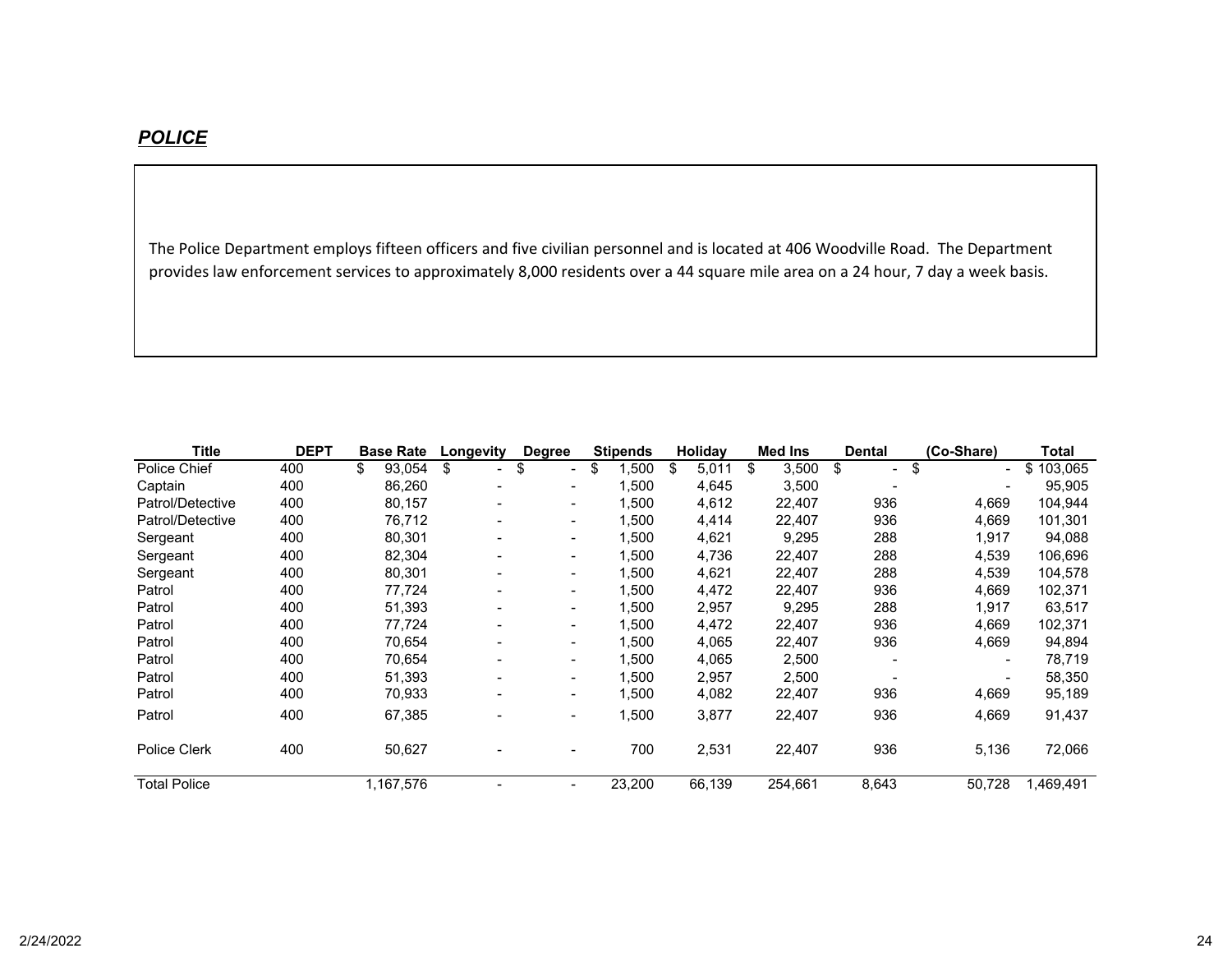## ***POLICE***

The Police Department employs fifteen officers and five civilian personnel and is located at 406 Woodville Road. The Department provides law enforcement services to approximately 8,000 residents over a 44 square mile area on a 24 hour, 7 day a week basis.

| Title | DEPT | Base Rate | Longevity | Degree | Stipends | Holiday | Med Ins | Dental | (Co-Share) | Total |
|---|---|---|---|---|---|---|---|---|---|---|
| Police Chief | 400 | $ 93,054 | $ - | $ - | $ 1,500 | $ 5,011 | $ 3,500 | $ - | $ - | $ 103,065 |
| Captain | 400 | 86,260 | - | - | 1,500 | 4,645 | 3,500 | - | - | 95,905 |
| Patrol/Detective | 400 | 80,157 | - | - | 1,500 | 4,612 | 22,407 | 936 | 4,669 | 104,944 |
| Patrol/Detective | 400 | 76,712 | - | - | 1,500 | 4,414 | 22,407 | 936 | 4,669 | 101,301 |
| Sergeant | 400 | 80,301 | - | - | 1,500 | 4,621 | 9,295 | 288 | 1,917 | 94,088 |
| Sergeant | 400 | 82,304 | - | - | 1,500 | 4,736 | 22,407 | 288 | 4,539 | 106,696 |
| Sergeant | 400 | 80,301 | - | - | 1,500 | 4,621 | 22,407 | 288 | 4,539 | 104,578 |
| Patrol | 400 | 77,724 | - | - | 1,500 | 4,472 | 22,407 | 936 | 4,669 | 102,371 |
| Patrol | 400 | 51,393 | - | - | 1,500 | 2,957 | 9,295 | 288 | 1,917 | 63,517 |
| Patrol | 400 | 77,724 | - | - | 1,500 | 4,472 | 22,407 | 936 | 4,669 | 102,371 |
| Patrol | 400 | 70,654 | - | - | 1,500 | 4,065 | 22,407 | 936 | 4,669 | 94,894 |
| Patrol | 400 | 70,654 | - | - | 1,500 | 4,065 | 2,500 | - | - | 78,719 |
| Patrol | 400 | 51,393 | - | - | 1,500 | 2,957 | 2,500 | - | - | 58,350 |
| Patrol | 400 | 70,933 | - | - | 1,500 | 4,082 | 22,407 | 936 | 4,669 | 95,189 |
| Patrol | 400 | 67,385 | - | - | 1,500 | 3,877 | 22,407 | 936 | 4,669 | 91,437 |
| Police Clerk | 400 | 50,627 | - | - | 700 | 2,531 | 22,407 | 936 | 5,136 | 72,066 |
| Total Police | | 1,167,576 | - | - | 23,200 | 66,139 | 254,661 | 8,643 | 50,728 | 1,469,491 |

2/24/2022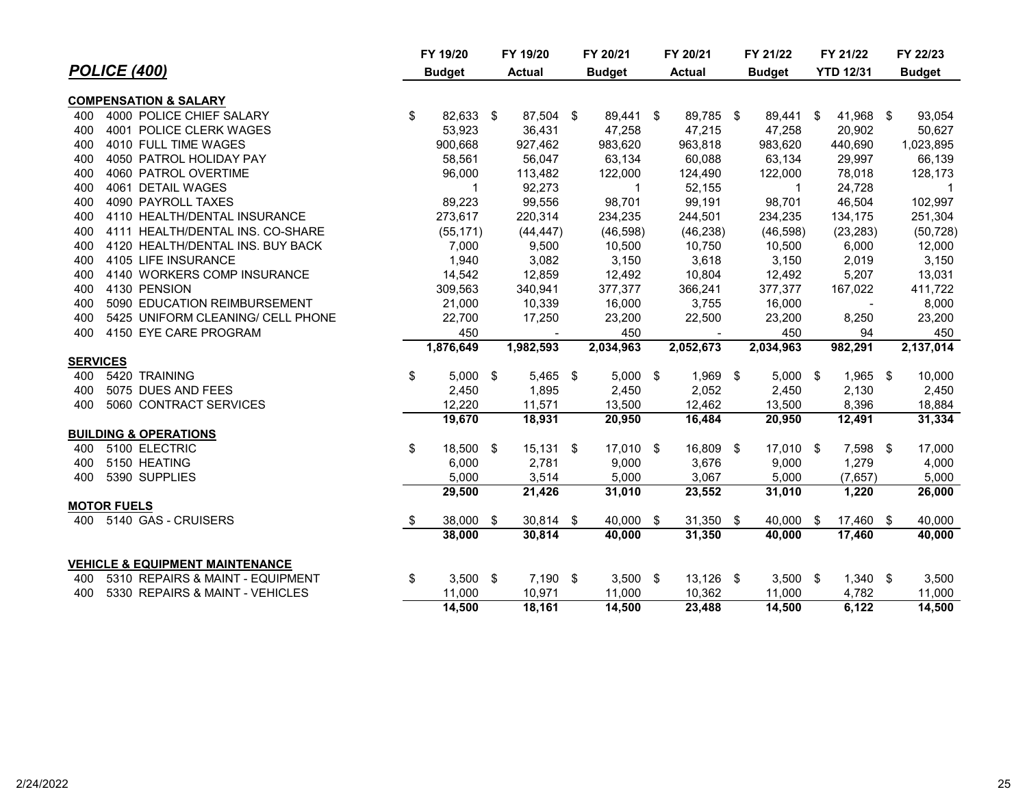## *POLICE (400)*

| | | FY 19/20 Budget | FY 19/20 Actual | FY 20/21 Budget | FY 20/21 Actual | FY 21/22 Budget | FY 21/22 YTD 12/31 | FY 22/23 Budget |
|---|---|---|---|---|---|---|---|---|
| **COMPENSATION & SALARY** | | | | | | | | |
| 400 | 4000 POLICE CHIEF SALARY | $ 82,633 | $ 87,504 | $ 89,441 | $ 89,785 | $ 89,441 | $ 41,968 | $ 93,054 |
| 400 | 4001 POLICE CLERK WAGES | 53,923 | 36,431 | 47,258 | 47,215 | 47,258 | 20,902 | 50,627 |
| 400 | 4010 FULL TIME WAGES | 900,668 | 927,462 | 983,620 | 963,818 | 983,620 | 440,690 | 1,023,895 |
| 400 | 4050 PATROL HOLIDAY PAY | 58,561 | 56,047 | 63,134 | 60,088 | 63,134 | 29,997 | 66,139 |
| 400 | 4060 PATROL OVERTIME | 96,000 | 113,482 | 122,000 | 124,490 | 122,000 | 78,018 | 128,173 |
| 400 | 4061 DETAIL WAGES | 1 | 92,273 | 1 | 52,155 | 1 | 24,728 | 1 |
| 400 | 4090 PAYROLL TAXES | 89,223 | 99,556 | 98,701 | 99,191 | 98,701 | 46,504 | 102,997 |
| 400 | 4110 HEALTH/DENTAL INSURANCE | 273,617 | 220,314 | 234,235 | 244,501 | 234,235 | 134,175 | 251,304 |
| 400 | 4111 HEALTH/DENTAL INS. CO-SHARE | (55,171) | (44,447) | (46,598) | (46,238) | (46,598) | (23,283) | (50,728) |
| 400 | 4120 HEALTH/DENTAL INS. BUY BACK | 7,000 | 9,500 | 10,500 | 10,750 | 10,500 | 6,000 | 12,000 |
| 400 | 4105 LIFE INSURANCE | 1,940 | 3,082 | 3,150 | 3,618 | 3,150 | 2,019 | 3,150 |
| 400 | 4140 WORKERS COMP INSURANCE | 14,542 | 12,859 | 12,492 | 10,804 | 12,492 | 5,207 | 13,031 |
| 400 | 4130 PENSION | 309,563 | 340,941 | 377,377 | 366,241 | 377,377 | 167,022 | 411,722 |
| 400 | 5090 EDUCATION REIMBURSEMENT | 21,000 | 10,339 | 16,000 | 3,755 | 16,000 | - | 8,000 |
| 400 | 5425 UNIFORM CLEANING/ CELL PHONE | 22,700 | 17,250 | 23,200 | 22,500 | 23,200 | 8,250 | 23,200 |
| 400 | 4150 EYE CARE PROGRAM | 450 | - | 450 | - | 450 | 94 | 450 |
| | | **1,876,649** | **1,982,593** | **2,034,963** | **2,052,673** | **2,034,963** | **982,291** | **2,137,014** |
| **SERVICES** | | | | | | | | |
| 400 | 5420 TRAINING | $ 5,000 | $ 5,465 | $ 5,000 | $ 1,969 | $ 5,000 | $ 1,965 | $ 10,000 |
| 400 | 5075 DUES AND FEES | 2,450 | 1,895 | 2,450 | 2,052 | 2,450 | 2,130 | 2,450 |
| 400 | 5060 CONTRACT SERVICES | 12,220 | 11,571 | 13,500 | 12,462 | 13,500 | 8,396 | 18,884 |
| | | **19,670** | **18,931** | **20,950** | **16,484** | **20,950** | **12,491** | **31,334** |
| **BUILDING & OPERATIONS** | | | | | | | | |
| 400 | 5100 ELECTRIC | $ 18,500 | $ 15,131 | $ 17,010 | $ 16,809 | $ 17,010 | $ 7,598 | $ 17,000 |
| 400 | 5150 HEATING | 6,000 | 2,781 | 9,000 | 3,676 | 9,000 | 1,279 | 4,000 |
| 400 | 5390 SUPPLIES | 5,000 | 3,514 | 5,000 | 3,067 | 5,000 | (7,657) | 5,000 |
| | | **29,500** | **21,426** | **31,010** | **23,552** | **31,010** | **1,220** | **26,000** |
| **MOTOR FUELS** | | | | | | | | |
| 400 | 5140 GAS - CRUISERS | $ 38,000 | $ 30,814 | $ 40,000 | $ 31,350 | $ 40,000 | $ 17,460 | $ 40,000 |
| | | **38,000** | **30,814** | **40,000** | **31,350** | **40,000** | **17,460** | **40,000** |
| **VEHICLE & EQUIPMENT MAINTENANCE** | | | | | | | | |
| 400 | 5310 REPAIRS & MAINT - EQUIPMENT | $ 3,500 | $ 7,190 | $ 3,500 | $ 13,126 | $ 3,500 | $ 1,340 | $ 3,500 |
| 400 | 5330 REPAIRS & MAINT - VEHICLES | 11,000 | 10,971 | 11,000 | 10,362 | 11,000 | 4,782 | 11,000 |
| | | **14,500** | **18,161** | **14,500** | **23,488** | **14,500** | **6,122** | **14,500** |

2/24/2022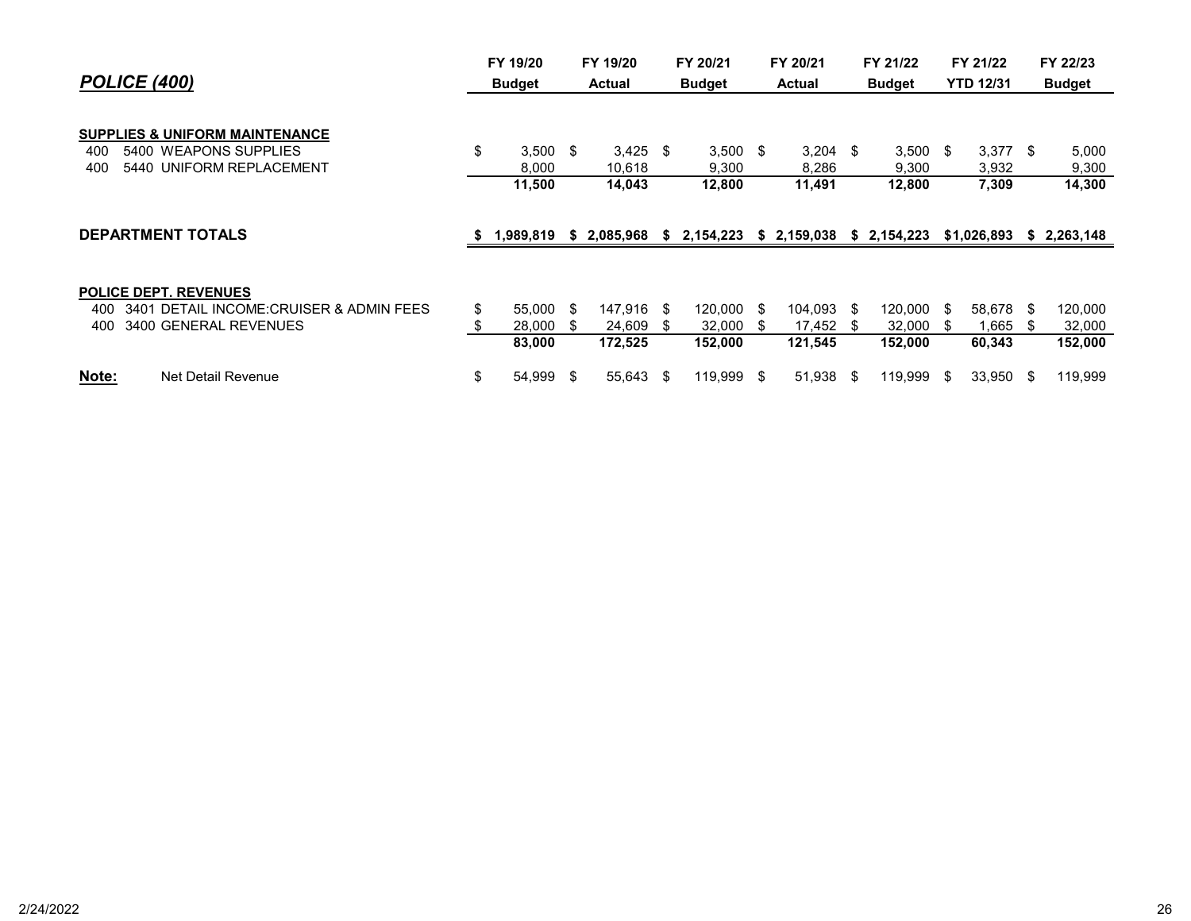## *POLICE (400)*

| | FY 19/20 Budget | FY 19/20 Actual | FY 20/21 Budget | FY 20/21 Actual | FY 21/22 Budget | FY 21/22 YTD 12/31 | FY 22/23 Budget |
|---|---|---|---|---|---|---|---|
| **SUPPLIES & UNIFORM MAINTENANCE** | | | | | | | |
| 400 5400 WEAPONS SUPPLIES | $ 3,500 | $ 3,425 | $ 3,500 | $ 3,204 | $ 3,500 | $ 3,377 | $ 5,000 |
| 400 5440 UNIFORM REPLACEMENT | 8,000 | 10,618 | 9,300 | 8,286 | 9,300 | 3,932 | 9,300 |
| | **11,500** | **14,043** | **12,800** | **11,491** | **12,800** | **7,309** | **14,300** |
| **DEPARTMENT TOTALS** | **$ 1,989,819** | **$ 2,085,968** | **$ 2,154,223** | **$ 2,159,038** | **$ 2,154,223** | **$1,026,893** | **$ 2,263,148** |
| **POLICE DEPT. REVENUES** | | | | | | | |
| 400 3401 DETAIL INCOME:CRUISER & ADMIN FEES | $ 55,000 | $ 147,916 | $ 120,000 | $ 104,093 | $ 120,000 | $ 58,678 | $ 120,000 |
| 400 3400 GENERAL REVENUES | $ 28,000 | $ 24,609 | $ 32,000 | $ 17,452 | $ 32,000 | $ 1,665 | $ 32,000 |
| | **83,000** | **172,525** | **152,000** | **121,545** | **152,000** | **60,343** | **152,000** |
| **Note:** Net Detail Revenue | $ 54,999 | $ 55,643 | $ 119,999 | $ 51,938 | $ 119,999 | $ 33,950 | $ 119,999 |

2/24/2022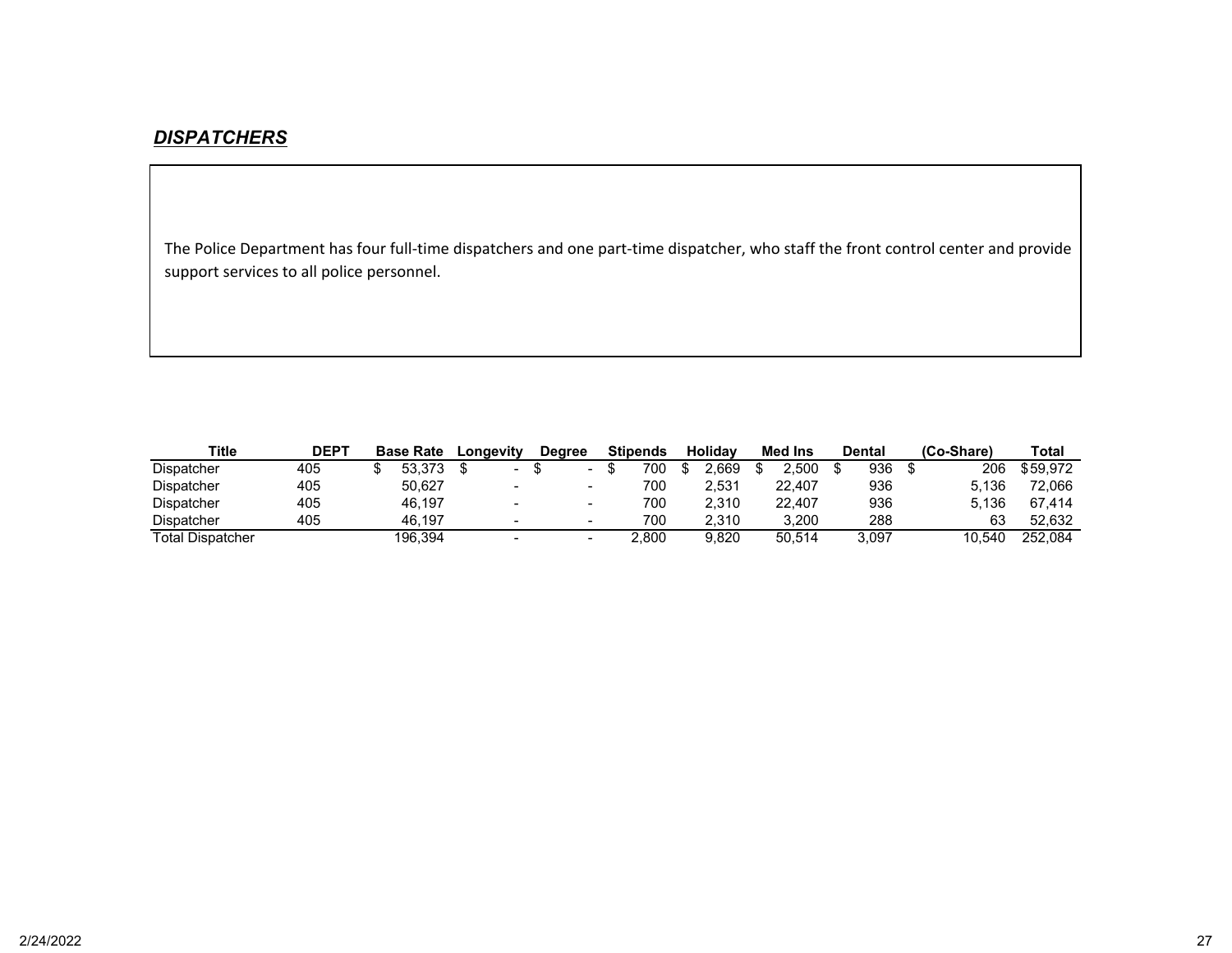## ***DISPATCHERS***

The Police Department has four full-time dispatchers and one part-time dispatcher, who staff the front control center and provide support services to all police personnel.

| Title | DEPT | Base Rate | Longevity | Degree | Stipends | Holiday | Med Ins | Dental | (Co-Share) | Total |
|---|---|---|---|---|---|---|---|---|---|---|
| Dispatcher | 405 | $ 53,373 | $ - | $ - | $ 700 | $ 2,669 | $ 2,500 | $ 936 | $ 206 | $59,972 |
| Dispatcher | 405 | 50,627 | - | - | 700 | 2,531 | 22,407 | 936 | 5,136 | 72,066 |
| Dispatcher | 405 | 46,197 | - | - | 700 | 2,310 | 22,407 | 936 | 5,136 | 67,414 |
| Dispatcher | 405 | 46,197 | - | - | 700 | 2,310 | 3,200 | 288 | 63 | 52,632 |
| Total Dispatcher | | 196,394 | - | - | 2,800 | 9,820 | 50,514 | 3,097 | 10,540 | 252,084 |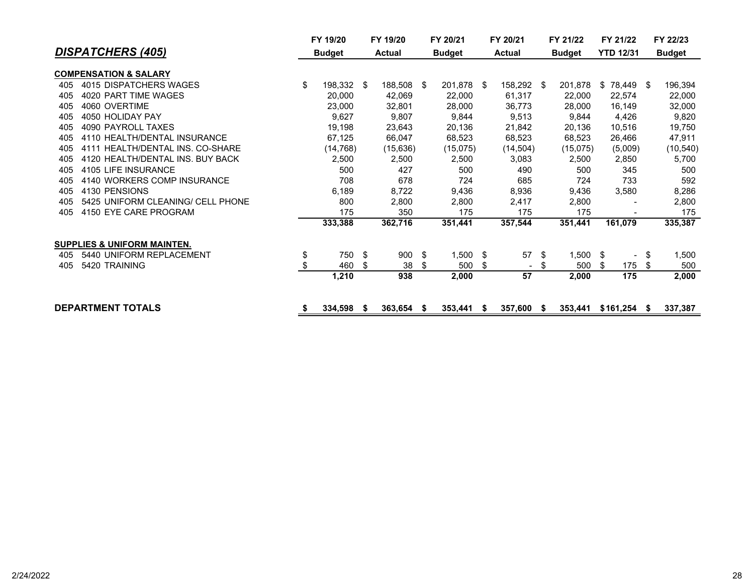## *DISPATCHERS (405)*

| | | FY 19/20 Budget | FY 19/20 Actual | FY 20/21 Budget | FY 20/21 Actual | FY 21/22 Budget | FY 21/22 YTD 12/31 | FY 22/23 Budget |
|---|---|---|---|---|---|---|---|---|
| **COMPENSATION & SALARY** | | | | | | | | |
| 405 | 4015 DISPATCHERS WAGES | $ 198,332 | $ 188,508 | $ 201,878 | $ 158,292 | $ 201,878 | $ 78,449 | $ 196,394 |
| 405 | 4020 PART TIME WAGES | 20,000 | 42,069 | 22,000 | 61,317 | 22,000 | 22,574 | 22,000 |
| 405 | 4060 OVERTIME | 23,000 | 32,801 | 28,000 | 36,773 | 28,000 | 16,149 | 32,000 |
| 405 | 4050 HOLIDAY PAY | 9,627 | 9,807 | 9,844 | 9,513 | 9,844 | 4,426 | 9,820 |
| 405 | 4090 PAYROLL TAXES | 19,198 | 23,643 | 20,136 | 21,842 | 20,136 | 10,516 | 19,750 |
| 405 | 4110 HEALTH/DENTAL INSURANCE | 67,125 | 66,047 | 68,523 | 68,523 | 68,523 | 26,466 | 47,911 |
| 405 | 4111 HEALTH/DENTAL INS. CO-SHARE | (14,768) | (15,636) | (15,075) | (14,504) | (15,075) | (5,009) | (10,540) |
| 405 | 4120 HEALTH/DENTAL INS. BUY BACK | 2,500 | 2,500 | 2,500 | 3,083 | 2,500 | 2,850 | 5,700 |
| 405 | 4105 LIFE INSURANCE | 500 | 427 | 500 | 490 | 500 | 345 | 500 |
| 405 | 4140 WORKERS COMP INSURANCE | 708 | 678 | 724 | 685 | 724 | 733 | 592 |
| 405 | 4130 PENSIONS | 6,189 | 8,722 | 9,436 | 8,936 | 9,436 | 3,580 | 8,286 |
| 405 | 5425 UNIFORM CLEANING/ CELL PHONE | 800 | 2,800 | 2,800 | 2,417 | 2,800 | - | 2,800 |
| 405 | 4150 EYE CARE PROGRAM | 175 | 350 | 175 | 175 | 175 | - | 175 |
| | | **333,388** | **362,716** | **351,441** | **357,544** | **351,441** | **161,079** | **335,387** |
| **SUPPLIES & UNIFORM MAINTEN.** | | | | | | | | |
| 405 | 5440 UNIFORM REPLACEMENT | $ 750 | $ 900 | $ 1,500 | $ 57 | $ 1,500 | $ - | $ 1,500 |
| 405 | 5420 TRAINING | $ 460 | $ 38 | $ 500 | $ - | $ 500 | $ 175 | $ 500 |
| | | **1,210** | **938** | **2,000** | **57** | **2,000** | **175** | **2,000** |
| **DEPARTMENT TOTALS** | | **$ 334,598** | **$ 363,654** | **$ 353,441** | **$ 357,600** | **$ 353,441** | **$ 161,254** | **$ 337,387** |

2/24/2022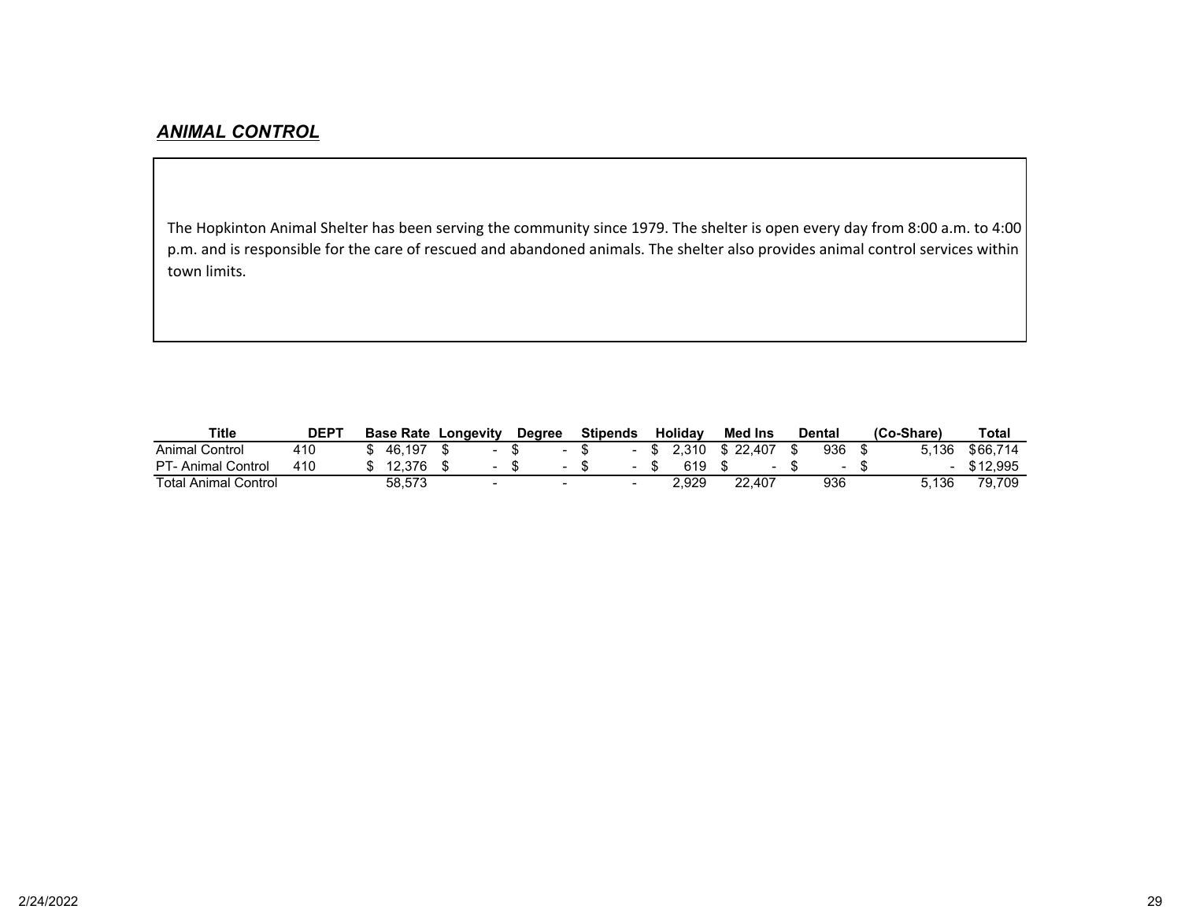## ***ANIMAL CONTROL***

The Hopkinton Animal Shelter has been serving the community since 1979. The shelter is open every day from 8:00 a.m. to 4:00 p.m. and is responsible for the care of rescued and abandoned animals. The shelter also provides animal control services within town limits.

| Title | DEPT | Base Rate | Longevity | Degree | Stipends | Holiday | Med Ins | Dental | (Co-Share) | Total |
|---|---|---|---|---|---|---|---|---|---|---|
| Animal Control | 410 | $ 46,197 | $ - | $ - | $ - | $ 2,310 | $ 22,407 | $ 936 | $ 5,136 | $66,714 |
| PT- Animal Control | 410 | $ 12,376 | $ - | $ - | $ - | $ 619 | $ - | $ - | $ - | $12,995 |
| Total Animal Control | | 58,573 | - | - | - | 2,929 | 22,407 | 936 | 5,136 | 79,709 |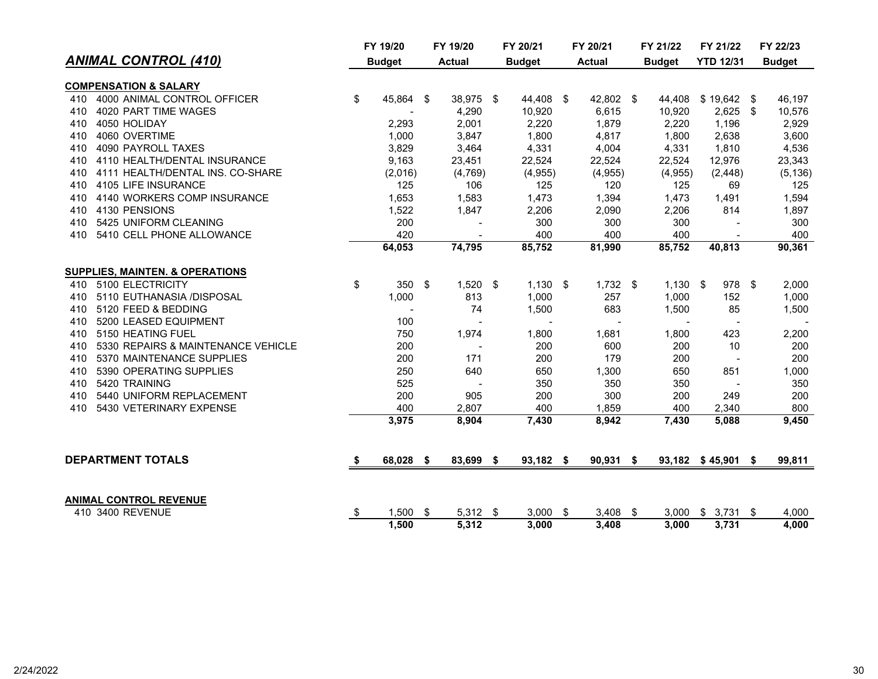## *ANIMAL CONTROL (410)*

| | FY 19/20 Budget | FY 19/20 Actual | FY 20/21 Budget | FY 20/21 Actual | FY 21/22 Budget | FY 21/22 YTD 12/31 | FY 22/23 Budget |
|---|---|---|---|---|---|---|---|
| **COMPENSATION & SALARY** | | | | | | | |
| 410 4000 ANIMAL CONTROL OFFICER | $ 45,864 | $ 38,975 | $ 44,408 | $ 42,802 | $ 44,408 | $ 19,642 | $ 46,197 |
| 410 4020 PART TIME WAGES | - | 4,290 | 10,920 | 6,615 | 10,920 | 2,625 | $ 10,576 |
| 410 4050 HOLIDAY | 2,293 | 2,001 | 2,220 | 1,879 | 2,220 | 1,196 | 2,929 |
| 410 4060 OVERTIME | 1,000 | 3,847 | 1,800 | 4,817 | 1,800 | 2,638 | 3,600 |
| 410 4090 PAYROLL TAXES | 3,829 | 3,464 | 4,331 | 4,004 | 4,331 | 1,810 | 4,536 |
| 410 4110 HEALTH/DENTAL INSURANCE | 9,163 | 23,451 | 22,524 | 22,524 | 22,524 | 12,976 | 23,343 |
| 410 4111 HEALTH/DENTAL INS. CO-SHARE | (2,016) | (4,769) | (4,955) | (4,955) | (4,955) | (2,448) | (5,136) |
| 410 4105 LIFE INSURANCE | 125 | 106 | 125 | 120 | 125 | 69 | 125 |
| 410 4140 WORKERS COMP INSURANCE | 1,653 | 1,583 | 1,473 | 1,394 | 1,473 | 1,491 | 1,594 |
| 410 4130 PENSIONS | 1,522 | 1,847 | 2,206 | 2,090 | 2,206 | 814 | 1,897 |
| 410 5425 UNIFORM CLEANING | 200 | - | 300 | 300 | 300 | - | 300 |
| 410 5410 CELL PHONE ALLOWANCE | 420 | - | 400 | 400 | 400 | - | 400 |
| | **64,053** | **74,795** | **85,752** | **81,990** | **85,752** | **40,813** | **90,361** |
| **SUPPLIES, MAINTEN. & OPERATIONS** | | | | | | | |
| 410 5100 ELECTRICITY | $ 350 | $ 1,520 | $ 1,130 | $ 1,732 | $ 1,130 | $ 978 | $ 2,000 |
| 410 5110 EUTHANASIA /DISPOSAL | 1,000 | 813 | 1,000 | 257 | 1,000 | 152 | 1,000 |
| 410 5120 FEED & BEDDING | - | 74 | 1,500 | 683 | 1,500 | 85 | 1,500 |
| 410 5200 LEASED EQUIPMENT | 100 | - | - | - | - | - | - |
| 410 5150 HEATING FUEL | 750 | 1,974 | 1,800 | 1,681 | 1,800 | 423 | 2,200 |
| 410 5330 REPAIRS & MAINTENANCE VEHICLE | 200 | - | 200 | 600 | 200 | 10 | 200 |
| 410 5370 MAINTENANCE SUPPLIES | 200 | 171 | 200 | 179 | 200 | - | 200 |
| 410 5390 OPERATING SUPPLIES | 250 | 640 | 650 | 1,300 | 650 | 851 | 1,000 |
| 410 5420 TRAINING | 525 | - | 350 | 350 | 350 | - | 350 |
| 410 5440 UNIFORM REPLACEMENT | 200 | 905 | 200 | 300 | 200 | 249 | 200 |
| 410 5430 VETERINARY EXPENSE | 400 | 2,807 | 400 | 1,859 | 400 | 2,340 | 800 |
| | **3,975** | **8,904** | **7,430** | **8,942** | **7,430** | **5,088** | **9,450** |
| **DEPARTMENT TOTALS** | **$ 68,028** | **$ 83,699** | **$ 93,182** | **$ 90,931** | **$ 93,182** | **$ 45,901** | **$ 99,811** |
| **ANIMAL CONTROL REVENUE** | | | | | | | |
| 410 3400 REVENUE | $ 1,500 | $ 5,312 | $ 3,000 | $ 3,408 | $ 3,000 | $ 3,731 | $ 4,000 |
| | **1,500** | **5,312** | **3,000** | **3,408** | **3,000** | **3,731** | **4,000** |

2/24/2022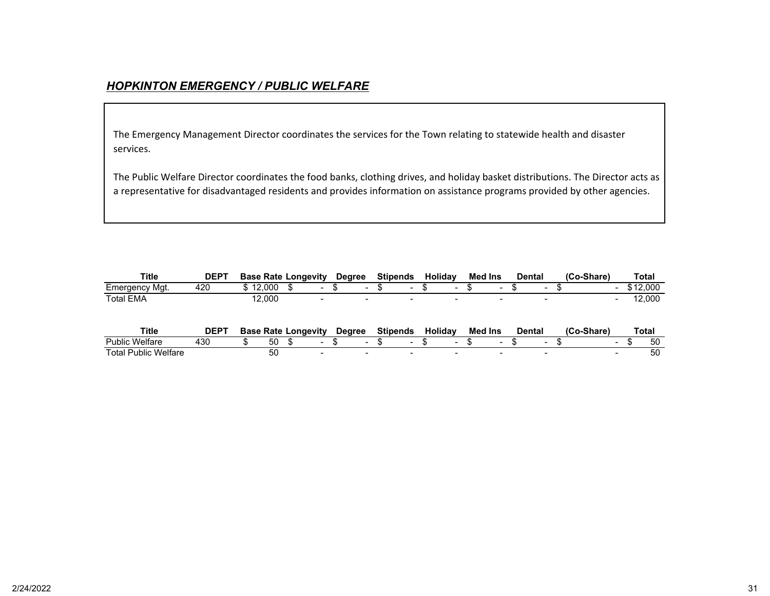## *HOPKINTON EMERGENCY / PUBLIC WELFARE*

The Emergency Management Director coordinates the services for the Town relating to statewide health and disaster services.

The Public Welfare Director coordinates the food banks, clothing drives, and holiday basket distributions. The Director acts as a representative for disadvantaged residents and provides information on assistance programs provided by other agencies.

| Title | DEPT | Base Rate | Longevity | Degree | Stipends | Holiday | Med Ins | Dental | (Co-Share) | Total |
|---|---|---|---|---|---|---|---|---|---|---|
| Emergency Mgt. | 420 | $ 12,000 | $ - | $ - | $ - | $ - | $ - | $ - | $ - | $12,000 |
| Total EMA | | 12,000 | - | - | - | - | - | - | - | 12,000 |

| Title | DEPT | Base Rate | Longevity | Degree | Stipends | Holiday | Med Ins | Dental | (Co-Share) | Total |
|---|---|---|---|---|---|---|---|---|---|---|
| Public Welfare | 430 | $ 50 | $ - | $ - | $ - | $ - | $ - | $ - | $ - | $ 50 |
| Total Public Welfare | | 50 | - | - | - | - | - | - | - | 50 |

2/24/2022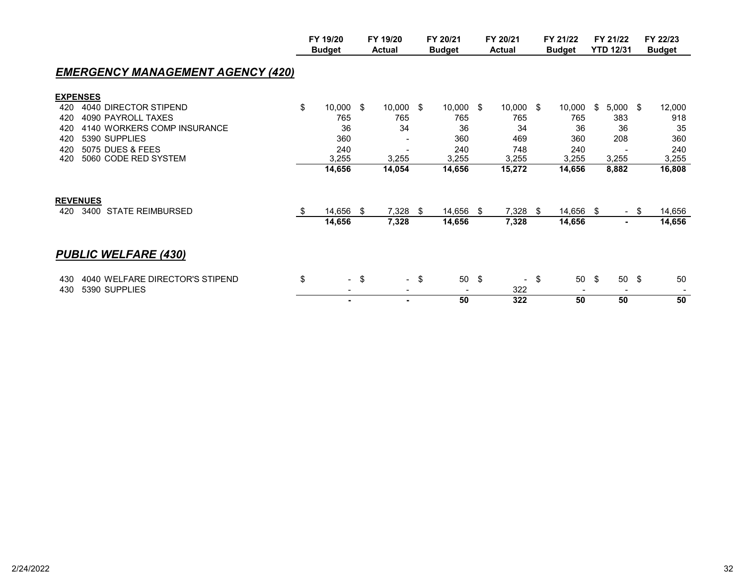| | FY 19/20 Budget | FY 19/20 Actual | FY 20/21 Budget | FY 20/21 Actual | FY 21/22 Budget | FY 21/22 YTD 12/31 | FY 22/23 Budget |
|---|---|---|---|---|---|---|---|

## *EMERGENCY MANAGEMENT AGENCY (420)*

**EXPENSES**

| | FY 19/20 Budget | FY 19/20 Actual | FY 20/21 Budget | FY 20/21 Actual | FY 21/22 Budget | FY 21/22 YTD 12/31 | FY 22/23 Budget |
|---|---|---|---|---|---|---|---|
| 420 4040 DIRECTOR STIPEND | $ 10,000 | $ 10,000 | $ 10,000 | $ 10,000 | $ 10,000 | $ 5,000 | $ 12,000 |
| 420 4090 PAYROLL TAXES | 765 | 765 | 765 | 765 | 765 | 383 | 918 |
| 420 4140 WORKERS COMP INSURANCE | 36 | 34 | 36 | 34 | 36 | 36 | 35 |
| 420 5390 SUPPLIES | 360 | - | 360 | 469 | 360 | 208 | 360 |
| 420 5075 DUES & FEES | 240 | - | 240 | 748 | 240 | - | 240 |
| 420 5060 CODE RED SYSTEM | 3,255 | 3,255 | 3,255 | 3,255 | 3,255 | 3,255 | 3,255 |
| | **14,656** | **14,054** | **14,656** | **15,272** | **14,656** | **8,882** | **16,808** |

**REVENUES**

| | FY 19/20 Budget | FY 19/20 Actual | FY 20/21 Budget | FY 20/21 Actual | FY 21/22 Budget | FY 21/22 YTD 12/31 | FY 22/23 Budget |
|---|---|---|---|---|---|---|---|
| 420 3400 STATE REIMBURSED | $ 14,656 | $ 7,328 | $ 14,656 | $ 7,328 | $ 14,656 | $ - | $ 14,656 |
| | **14,656** | **7,328** | **14,656** | **7,328** | **14,656** | **-** | **14,656** |

## *PUBLIC WELFARE (430)*

| | FY 19/20 Budget | FY 19/20 Actual | FY 20/21 Budget | FY 20/21 Actual | FY 21/22 Budget | FY 21/22 YTD 12/31 | FY 22/23 Budget |
|---|---|---|---|---|---|---|---|
| 430 4040 WELFARE DIRECTOR'S STIPEND | $ - | $ - | $ 50 | $ - | $ 50 | $ 50 | $ 50 |
| 430 5390 SUPPLIES | - | - | - | 322 | - | - | - |
| | **-** | **-** | **50** | **322** | **50** | **50** | **50** |

2/24/2022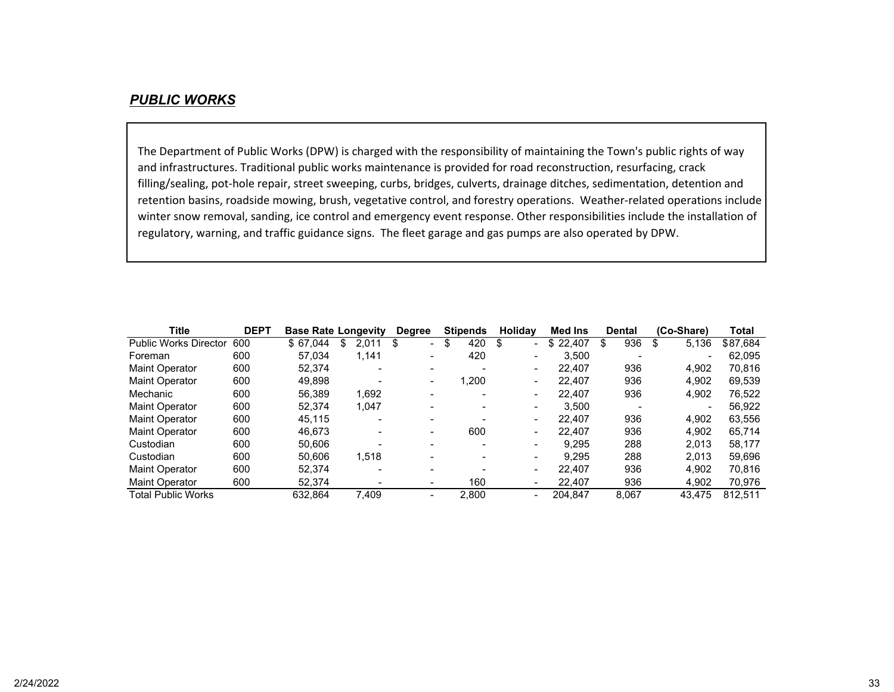## *PUBLIC WORKS*

The Department of Public Works (DPW) is charged with the responsibility of maintaining the Town's public rights of way and infrastructures. Traditional public works maintenance is provided for road reconstruction, resurfacing, crack filling/sealing, pot-hole repair, street sweeping, curbs, bridges, culverts, drainage ditches, sedimentation, detention and retention basins, roadside mowing, brush, vegetative control, and forestry operations. Weather-related operations include winter snow removal, sanding, ice control and emergency event response. Other responsibilities include the installation of regulatory, warning, and traffic guidance signs. The fleet garage and gas pumps are also operated by DPW.

| Title | DEPT | Base Rate | Longevity | Degree | Stipends | Holiday | Med Ins | Dental | (Co-Share) | Total |
|---|---|---|---|---|---|---|---|---|---|---|
| Public Works Director | 600 | $ 67,044 | $ 2,011 | $ - | $ 420 | $ - | $ 22,407 | $ 936 | $ 5,136 | $87,684 |
| Foreman | 600 | 57,034 | 1,141 | - | 420 | - | 3,500 | - | - | 62,095 |
| Maint Operator | 600 | 52,374 | - | - | - | - | 22,407 | 936 | 4,902 | 70,816 |
| Maint Operator | 600 | 49,898 | - | - | 1,200 | - | 22,407 | 936 | 4,902 | 69,539 |
| Mechanic | 600 | 56,389 | 1,692 | - | - | - | 22,407 | 936 | 4,902 | 76,522 |
| Maint Operator | 600 | 52,374 | 1,047 | - | - | - | 3,500 | - | - | 56,922 |
| Maint Operator | 600 | 45,115 | - | - | - | - | 22,407 | 936 | 4,902 | 63,556 |
| Maint Operator | 600 | 46,673 | - | - | 600 | - | 22,407 | 936 | 4,902 | 65,714 |
| Custodian | 600 | 50,606 | - | - | - | - | 9,295 | 288 | 2,013 | 58,177 |
| Custodian | 600 | 50,606 | 1,518 | - | - | - | 9,295 | 288 | 2,013 | 59,696 |
| Maint Operator | 600 | 52,374 | - | - | - | - | 22,407 | 936 | 4,902 | 70,816 |
| Maint Operator | 600 | 52,374 | - | - | 160 | - | 22,407 | 936 | 4,902 | 70,976 |
| Total Public Works | | 632,864 | 7,409 | - | 2,800 | - | 204,847 | 8,067 | 43,475 | 812,511 |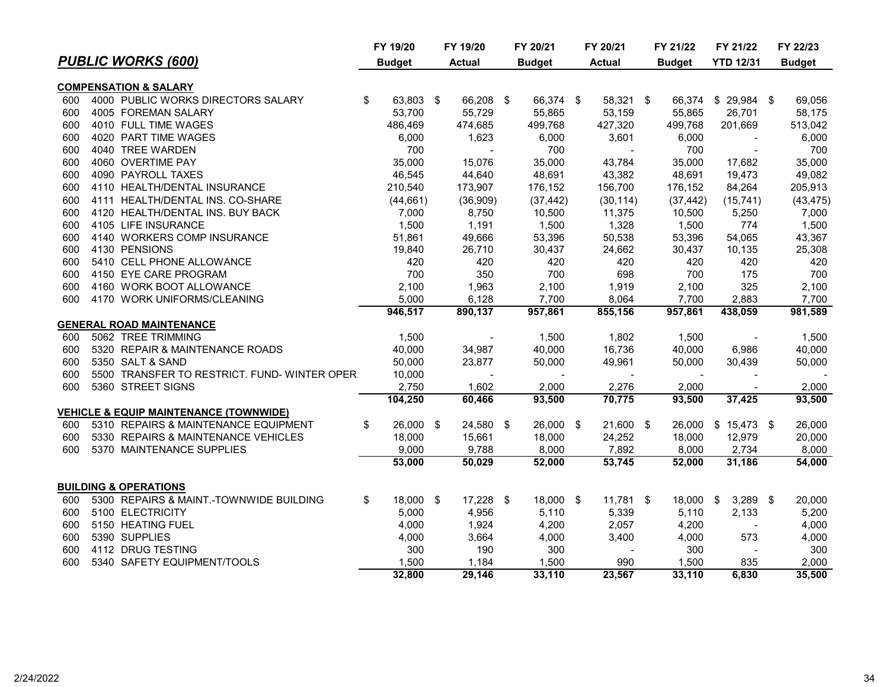## *PUBLIC WORKS (600)*

| | | | FY 19/20 Budget | FY 19/20 Actual | FY 20/21 Budget | FY 20/21 Actual | FY 21/22 Budget | FY 21/22 YTD 12/31 | FY 22/23 Budget |
|---|---|---|---|---|---|---|---|---|---|
| **COMPENSATION & SALARY** | | | | | | | | | |
| 600 | 4000 | PUBLIC WORKS DIRECTORS SALARY | $ 63,803 | $ 66,208 | $ 66,374 | $ 58,321 | $ 66,374 | $ 29,984 | $ 69,056 |
| 600 | 4005 | FOREMAN SALARY | 53,700 | 55,729 | 55,865 | 53,159 | 55,865 | 26,701 | 58,175 |
| 600 | 4010 | FULL TIME WAGES | 486,469 | 474,685 | 499,768 | 427,320 | 499,768 | 201,669 | 513,042 |
| 600 | 4020 | PART TIME WAGES | 6,000 | 1,623 | 6,000 | 3,601 | 6,000 | - | 6,000 |
| 600 | 4040 | TREE WARDEN | 700 | - | 700 | - | 700 | - | 700 |
| 600 | 4060 | OVERTIME PAY | 35,000 | 15,076 | 35,000 | 43,784 | 35,000 | 17,682 | 35,000 |
| 600 | 4090 | PAYROLL TAXES | 46,545 | 44,640 | 48,691 | 43,382 | 48,691 | 19,473 | 49,082 |
| 600 | 4110 | HEALTH/DENTAL INSURANCE | 210,540 | 173,907 | 176,152 | 156,700 | 176,152 | 84,264 | 205,913 |
| 600 | 4111 | HEALTH/DENTAL INS. CO-SHARE | (44,661) | (36,909) | (37,442) | (30,114) | (37,442) | (15,741) | (43,475) |
| 600 | 4120 | HEALTH/DENTAL INS. BUY BACK | 7,000 | 8,750 | 10,500 | 11,375 | 10,500 | 5,250 | 7,000 |
| 600 | 4105 | LIFE INSURANCE | 1,500 | 1,191 | 1,500 | 1,328 | 1,500 | 774 | 1,500 |
| 600 | 4140 | WORKERS COMP INSURANCE | 51,861 | 49,666 | 53,396 | 50,538 | 53,396 | 54,065 | 43,367 |
| 600 | 4130 | PENSIONS | 19,840 | 26,710 | 30,437 | 24,662 | 30,437 | 10,135 | 25,308 |
| 600 | 5410 | CELL PHONE ALLOWANCE | 420 | 420 | 420 | 420 | 420 | 420 | 420 |
| 600 | 4150 | EYE CARE PROGRAM | 700 | 350 | 700 | 698 | 700 | 175 | 700 |
| 600 | 4160 | WORK BOOT ALLOWANCE | 2,100 | 1,963 | 2,100 | 1,919 | 2,100 | 325 | 2,100 |
| 600 | 4170 | WORK UNIFORMS/CLEANING | 5,000 | 6,128 | 7,700 | 8,064 | 7,700 | 2,883 | 7,700 |
| | | | **946,517** | **890,137** | **957,861** | **855,156** | **957,861** | **438,059** | **981,589** |
| **GENERAL ROAD MAINTENANCE** | | | | | | | | | |
| 600 | 5062 | TREE TRIMMING | 1,500 | - | 1,500 | 1,802 | 1,500 | - | 1,500 |
| 600 | 5320 | REPAIR & MAINTENANCE ROADS | 40,000 | 34,987 | 40,000 | 16,736 | 40,000 | 6,986 | 40,000 |
| 600 | 5350 | SALT & SAND | 50,000 | 23,877 | 50,000 | 49,961 | 50,000 | 30,439 | 50,000 |
| 600 | 5500 | TRANSFER TO RESTRICT. FUND- WINTER OPER. | 10,000 | - | - | - | - | - | - |
| 600 | 5360 | STREET SIGNS | 2,750 | 1,602 | 2,000 | 2,276 | 2,000 | - | 2,000 |
| | | | **104,250** | **60,466** | **93,500** | **70,775** | **93,500** | **37,425** | **93,500** |
| **VEHICLE & EQUIP MAINTENANCE (TOWNWIDE)** | | | | | | | | | |
| 600 | 5310 | REPAIRS & MAINTENANCE EQUIPMENT | $ 26,000 | $ 24,580 | $ 26,000 | $ 21,600 | $ 26,000 | $ 15,473 | $ 26,000 |
| 600 | 5330 | REPAIRS & MAINTENANCE VEHICLES | 18,000 | 15,661 | 18,000 | 24,252 | 18,000 | 12,979 | 20,000 |
| 600 | 5370 | MAINTENANCE SUPPLIES | 9,000 | 9,788 | 8,000 | 7,892 | 8,000 | 2,734 | 8,000 |
| | | | **53,000** | **50,029** | **52,000** | **53,745** | **52,000** | **31,186** | **54,000** |
| **BUILDING & OPERATIONS** | | | | | | | | | |
| 600 | 5300 | REPAIRS & MAINT.-TOWNWIDE BUILDING | $ 18,000 | $ 17,228 | $ 18,000 | $ 11,781 | $ 18,000 | $ 3,289 | $ 20,000 |
| 600 | 5100 | ELECTRICITY | 5,000 | 4,956 | 5,110 | 5,339 | 5,110 | 2,133 | 5,200 |
| 600 | 5150 | HEATING FUEL | 4,000 | 1,924 | 4,200 | 2,057 | 4,200 | - | 4,000 |
| 600 | 5390 | SUPPLIES | 4,000 | 3,664 | 4,000 | 3,400 | 4,000 | 573 | 4,000 |
| 600 | 4112 | DRUG TESTING | 300 | 190 | 300 | - | 300 | - | 300 |
| 600 | 5340 | SAFETY EQUIPMENT/TOOLS | 1,500 | 1,184 | 1,500 | 990 | 1,500 | 835 | 2,000 |
| | | | **32,800** | **29,146** | **33,110** | **23,567** | **33,110** | **6,830** | **35,500** |

2/24/2022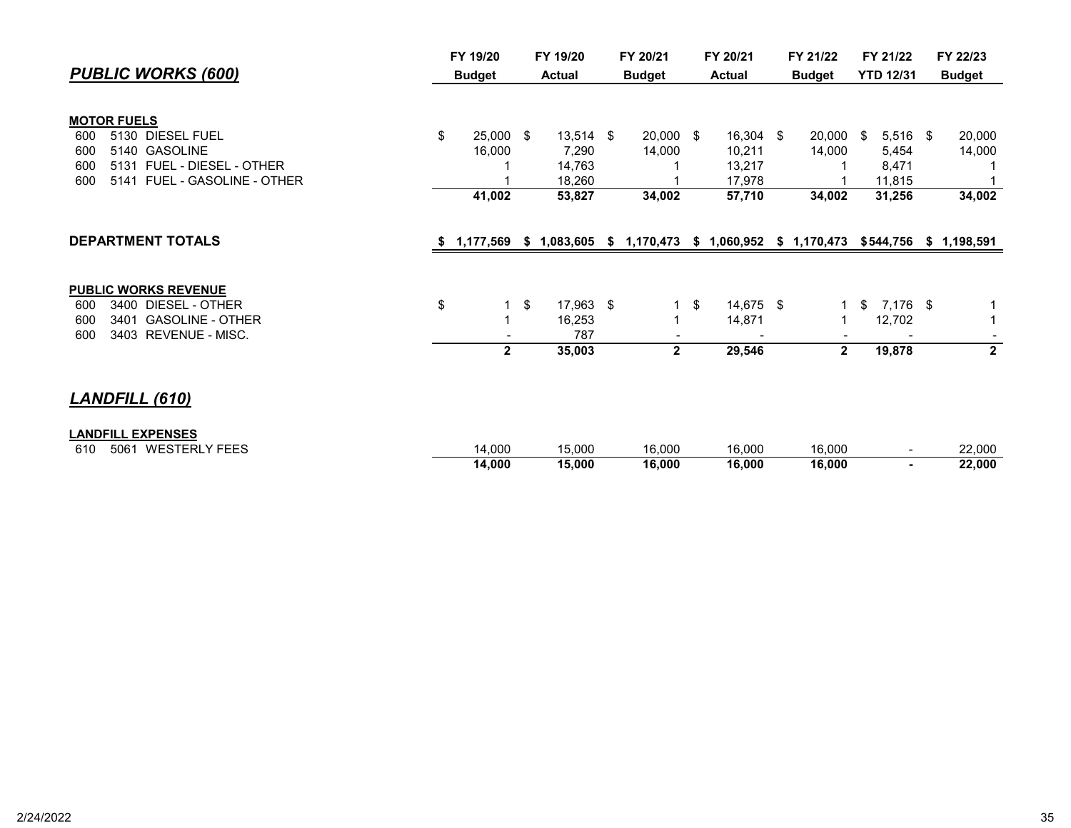## *PUBLIC WORKS (600)*

| | | | FY 19/20 Budget | FY 19/20 Actual | FY 20/21 Budget | FY 20/21 Actual | FY 21/22 Budget | FY 21/22 YTD 12/31 | FY 22/23 Budget |
|---|---|---|---|---|---|---|---|---|---|
| **MOTOR FUELS** | | | | | | | | | |
| 600 | 5130 | DIESEL FUEL | $ 25,000 | $ 13,514 | $ 20,000 | $ 16,304 | $ 20,000 | $ 5,516 | $ 20,000 |
| 600 | 5140 | GASOLINE | 16,000 | 7,290 | 14,000 | 10,211 | 14,000 | 5,454 | 14,000 |
| 600 | 5131 | FUEL - DIESEL - OTHER | 1 | 14,763 | 1 | 13,217 | 1 | 8,471 | 1 |
| 600 | 5141 | FUEL - GASOLINE - OTHER | 1 | 18,260 | 1 | 17,978 | 1 | 11,815 | 1 |
| | | | **41,002** | **53,827** | **34,002** | **57,710** | **34,002** | **31,256** | **34,002** |
| **DEPARTMENT TOTALS** | | | **$ 1,177,569** | **$ 1,083,605** | **$ 1,170,473** | **$ 1,060,952** | **$ 1,170,473** | **$544,756** | **$ 1,198,591** |
| **PUBLIC WORKS REVENUE** | | | | | | | | | |
| 600 | 3400 | DIESEL - OTHER | $ 1 | $ 17,963 | $ 1 | $ 14,675 | $ 1 | $ 7,176 | $ 1 |
| 600 | 3401 | GASOLINE - OTHER | 1 | 16,253 | 1 | 14,871 | 1 | 12,702 | 1 |
| 600 | 3403 | REVENUE - MISC. | - | 787 | - | - | - | - | - |
| | | | **2** | **35,003** | **2** | **29,546** | **2** | **19,878** | **2** |

## *LANDFILL (610)*

| | | | FY 19/20 Budget | FY 19/20 Actual | FY 20/21 Budget | FY 20/21 Actual | FY 21/22 Budget | FY 21/22 YTD 12/31 | FY 22/23 Budget |
|---|---|---|---|---|---|---|---|---|---|
| **LANDFILL EXPENSES** | | | | | | | | | |
| 610 | 5061 | WESTERLY FEES | 14,000 | 15,000 | 16,000 | 16,000 | 16,000 | - | 22,000 |
| | | | **14,000** | **15,000** | **16,000** | **16,000** | **16,000** | **-** | **22,000** |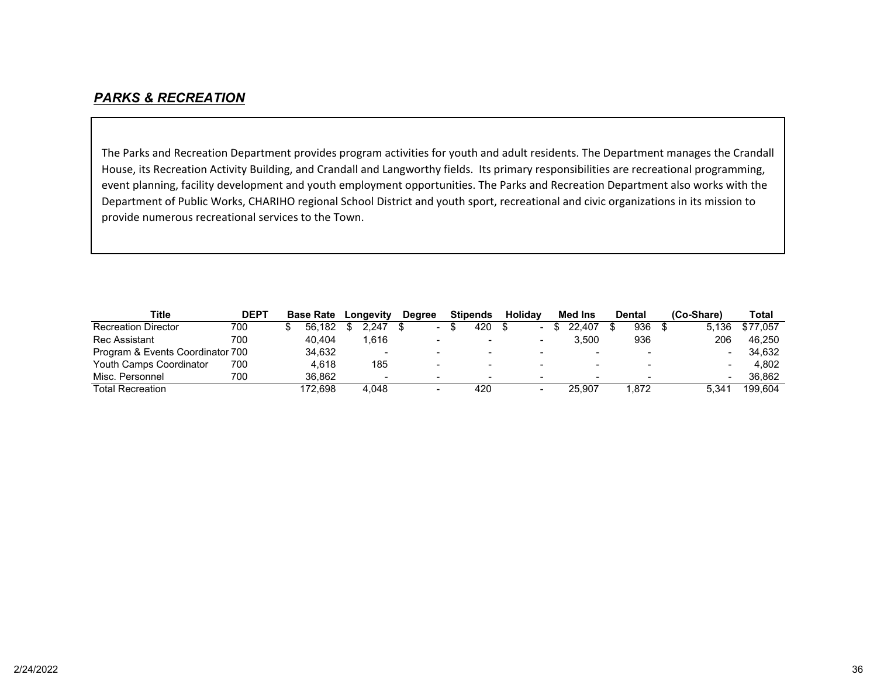## ***PARKS & RECREATION***

The Parks and Recreation Department provides program activities for youth and adult residents. The Department manages the Crandall House, its Recreation Activity Building, and Crandall and Langworthy fields. Its primary responsibilities are recreational programming, event planning, facility development and youth employment opportunities. The Parks and Recreation Department also works with the Department of Public Works, CHARIHO regional School District and youth sport, recreational and civic organizations in its mission to provide numerous recreational services to the Town.

| Title | DEPT | Base Rate | Longevity | Degree | Stipends | Holiday | Med Ins | Dental | (Co-Share) | Total |
|---|---|---|---|---|---|---|---|---|---|---|
| Recreation Director | 700 | $ 56,182 | $ 2,247 | $ - | $ 420 | $ - | $ 22,407 | $ 936 | $ 5,136 | $77,057 |
| Rec Assistant | 700 | 40,404 | 1,616 | - | - | - | 3,500 | 936 | 206 | 46,250 |
| Program & Events Coordinator | 700 | 34,632 | - | - | - | - | - | - | - | 34,632 |
| Youth Camps Coordinator | 700 | 4,618 | 185 | - | - | - | - | - | - | 4,802 |
| Misc. Personnel | 700 | 36,862 | - | - | - | - | - | - | - | 36,862 |
| Total Recreation | | 172,698 | 4,048 | - | 420 | - | 25,907 | 1,872 | 5,341 | 199,604 |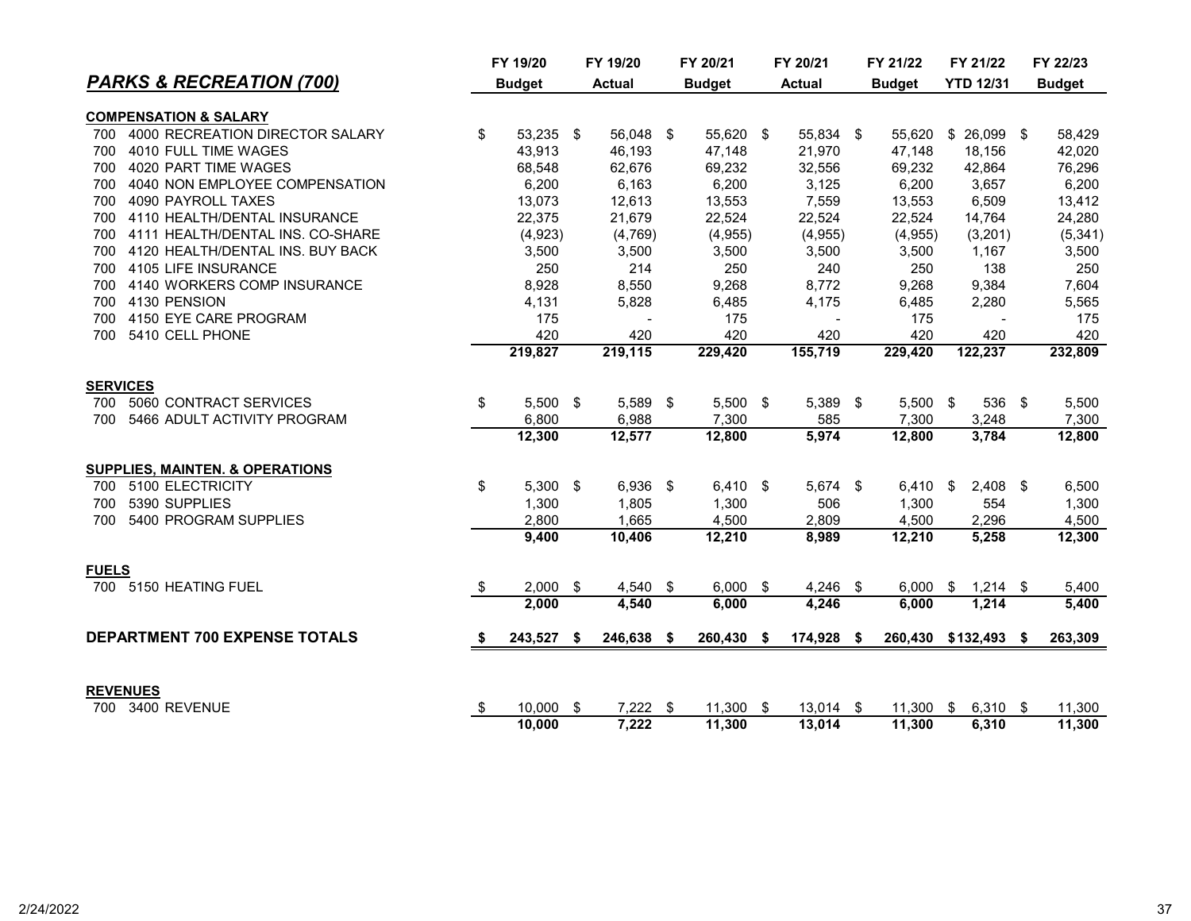## *PARKS & RECREATION (700)*

| | FY 19/20 Budget | FY 19/20 Actual | FY 20/21 Budget | FY 20/21 Actual | FY 21/22 Budget | FY 21/22 YTD 12/31 | FY 22/23 Budget |
|---|---|---|---|---|---|---|---|
| **COMPENSATION & SALARY** | | | | | | | |
| 700 4000 RECREATION DIRECTOR SALARY | $ 53,235 | $ 56,048 | $ 55,620 | $ 55,834 | $ 55,620 | $ 26,099 | $ 58,429 |
| 700 4010 FULL TIME WAGES | 43,913 | 46,193 | 47,148 | 21,970 | 47,148 | 18,156 | 42,020 |
| 700 4020 PART TIME WAGES | 68,548 | 62,676 | 69,232 | 32,556 | 69,232 | 42,864 | 76,296 |
| 700 4040 NON EMPLOYEE COMPENSATION | 6,200 | 6,163 | 6,200 | 3,125 | 6,200 | 3,657 | 6,200 |
| 700 4090 PAYROLL TAXES | 13,073 | 12,613 | 13,553 | 7,559 | 13,553 | 6,509 | 13,412 |
| 700 4110 HEALTH/DENTAL INSURANCE | 22,375 | 21,679 | 22,524 | 22,524 | 22,524 | 14,764 | 24,280 |
| 700 4111 HEALTH/DENTAL INS. CO-SHARE | (4,923) | (4,769) | (4,955) | (4,955) | (4,955) | (3,201) | (5,341) |
| 700 4120 HEALTH/DENTAL INS. BUY BACK | 3,500 | 3,500 | 3,500 | 3,500 | 3,500 | 1,167 | 3,500 |
| 700 4105 LIFE INSURANCE | 250 | 214 | 250 | 240 | 250 | 138 | 250 |
| 700 4140 WORKERS COMP INSURANCE | 8,928 | 8,550 | 9,268 | 8,772 | 9,268 | 9,384 | 7,604 |
| 700 4130 PENSION | 4,131 | 5,828 | 6,485 | 4,175 | 6,485 | 2,280 | 5,565 |
| 700 4150 EYE CARE PROGRAM | 175 | - | 175 | - | 175 | - | 175 |
| 700 5410 CELL PHONE | 420 | 420 | 420 | 420 | 420 | 420 | 420 |
| | **219,827** | **219,115** | **229,420** | **155,719** | **229,420** | **122,237** | **232,809** |
| **SERVICES** | | | | | | | |
| 700 5060 CONTRACT SERVICES | $ 5,500 | $ 5,589 | $ 5,500 | $ 5,389 | $ 5,500 | $ 536 | $ 5,500 |
| 700 5466 ADULT ACTIVITY PROGRAM | 6,800 | 6,988 | 7,300 | 585 | 7,300 | 3,248 | 7,300 |
| | **12,300** | **12,577** | **12,800** | **5,974** | **12,800** | **3,784** | **12,800** |
| **SUPPLIES, MAINTEN. & OPERATIONS** | | | | | | | |
| 700 5100 ELECTRICITY | $ 5,300 | $ 6,936 | $ 6,410 | $ 5,674 | $ 6,410 | $ 2,408 | $ 6,500 |
| 700 5390 SUPPLIES | 1,300 | 1,805 | 1,300 | 506 | 1,300 | 554 | 1,300 |
| 700 5400 PROGRAM SUPPLIES | 2,800 | 1,665 | 4,500 | 2,809 | 4,500 | 2,296 | 4,500 |
| | **9,400** | **10,406** | **12,210** | **8,989** | **12,210** | **5,258** | **12,300** |
| **FUELS** | | | | | | | |
| 700 5150 HEATING FUEL | $ 2,000 | $ 4,540 | $ 6,000 | $ 4,246 | $ 6,000 | $ 1,214 | $ 5,400 |
| | **2,000** | **4,540** | **6,000** | **4,246** | **6,000** | **1,214** | **5,400** |
| **DEPARTMENT 700 EXPENSE TOTALS** | **$ 243,527** | **$ 246,638** | **$ 260,430** | **$ 174,928** | **$ 260,430** | **$132,493** | **$ 263,309** |
| **REVENUES** | | | | | | | |
| 700 3400 REVENUE | $ 10,000 | $ 7,222 | $ 11,300 | $ 13,014 | $ 11,300 | $ 6,310 | $ 11,300 |
| | **10,000** | **7,222** | **11,300** | **13,014** | **11,300** | **6,310** | **11,300** |

2/24/2022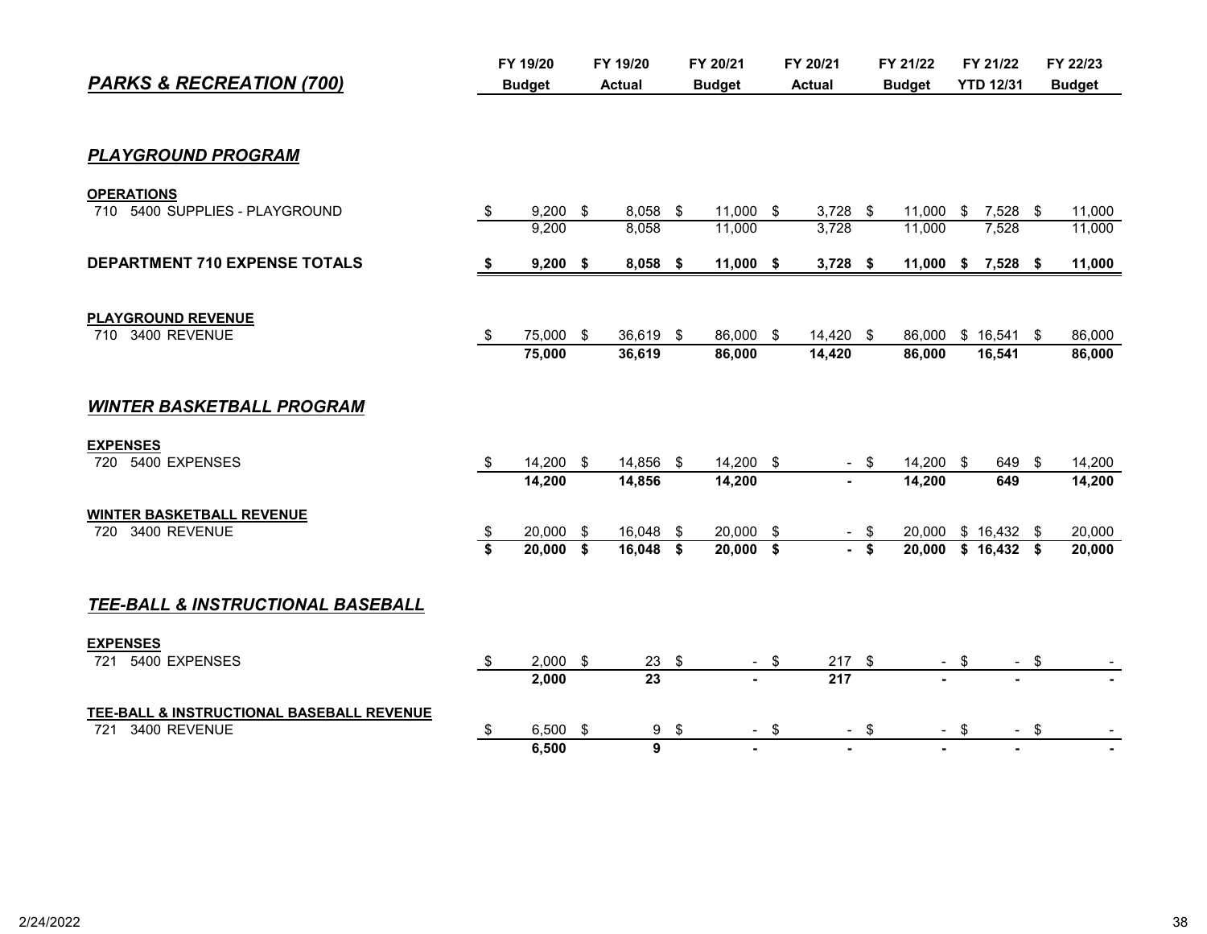## *PARKS & RECREATION (700)*

| | FY 19/20 Budget | FY 19/20 Actual | FY 20/21 Budget | FY 20/21 Actual | FY 21/22 Budget | FY 21/22 YTD 12/31 | FY 22/23 Budget |
|---|---|---|---|---|---|---|---|
| ***PLAYGROUND PROGRAM*** | | | | | | | |
| **OPERATIONS** | | | | | | | |
| 710 5400 SUPPLIES - PLAYGROUND | $ 9,200 | $ 8,058 | $ 11,000 | $ 3,728 | $ 11,000 | $ 7,528 | $ 11,000 |
| | 9,200 | 8,058 | 11,000 | 3,728 | 11,000 | 7,528 | 11,000 |
| **DEPARTMENT 710 EXPENSE TOTALS** | **$ 9,200** | **$ 8,058** | **$ 11,000** | **$ 3,728** | **$ 11,000** | **$ 7,528** | **$ 11,000** |
| **PLAYGROUND REVENUE** | | | | | | | |
| 710 3400 REVENUE | $ 75,000 | $ 36,619 | $ 86,000 | $ 14,420 | $ 86,000 | $ 16,541 | $ 86,000 |
| | **75,000** | **36,619** | **86,000** | **14,420** | **86,000** | **16,541** | **86,000** |
| ***WINTER BASKETBALL PROGRAM*** | | | | | | | |
| **EXPENSES** | | | | | | | |
| 720 5400 EXPENSES | $ 14,200 | $ 14,856 | $ 14,200 | $ - | $ 14,200 | $ 649 | $ 14,200 |
| | **14,200** | **14,856** | **14,200** | **-** | **14,200** | **649** | **14,200** |
| **WINTER BASKETBALL REVENUE** | | | | | | | |
| 720 3400 REVENUE | $ 20,000 | $ 16,048 | $ 20,000 | $ - | $ 20,000 | $ 16,432 | $ 20,000 |
| | **$ 20,000** | **$ 16,048** | **$ 20,000** | **$ -** | **$ 20,000** | **$ 16,432** | **$ 20,000** |
| ***TEE-BALL & INSTRUCTIONAL BASEBALL*** | | | | | | | |
| **EXPENSES** | | | | | | | |
| 721 5400 EXPENSES | $ 2,000 | $ 23 | $ - | $ 217 | $ - | $ - | $ - |
| | **2,000** | **23** | **-** | **217** | **-** | **-** | **-** |
| **TEE-BALL & INSTRUCTIONAL BASEBALL REVENUE** | | | | | | | |
| 721 3400 REVENUE | $ 6,500 | $ 9 | $ - | $ - | $ - | $ - | $ - |
| | **6,500** | **9** | **-** | **-** | **-** | **-** | **-** |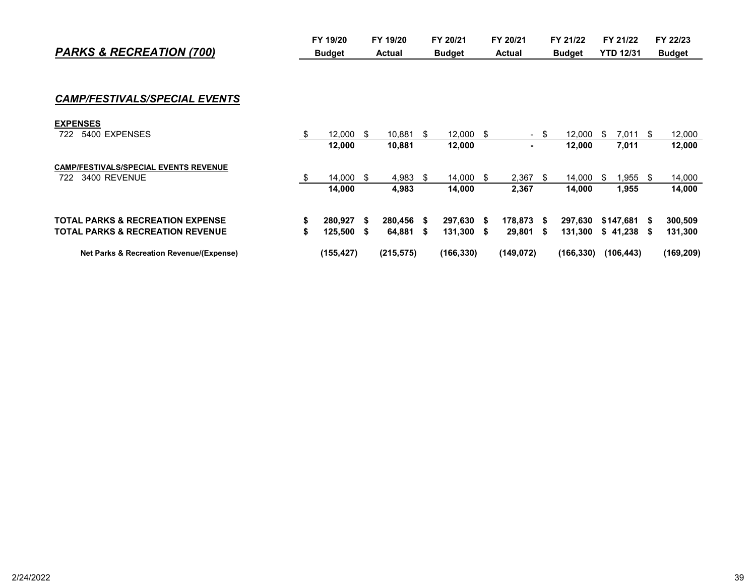## *PARKS & RECREATION (700)*

### *CAMP/FESTIVALS/SPECIAL EVENTS*

| | FY 19/20 Budget | FY 19/20 Actual | FY 20/21 Budget | FY 20/21 Actual | FY 21/22 Budget | FY 21/22 YTD 12/31 | FY 22/23 Budget |
|---|---|---|---|---|---|---|---|
| **EXPENSES** | | | | | | | |
| 722 5400 EXPENSES | $ 12,000 | $ 10,881 | $ 12,000 | $ - | $ 12,000 | $ 7,011 | $ 12,000 |
| | **12,000** | **10,881** | **12,000** | **-** | **12,000** | **7,011** | **12,000** |
| **CAMP/FESTIVALS/SPECIAL EVENTS REVENUE** | | | | | | | |
| 722 3400 REVENUE | $ 14,000 | $ 4,983 | $ 14,000 | $ 2,367 | $ 14,000 | $ 1,955 | $ 14,000 |
| | **14,000** | **4,983** | **14,000** | **2,367** | **14,000** | **1,955** | **14,000** |
| **TOTAL PARKS & RECREATION EXPENSE** | **$ 280,927** | **$ 280,456** | **$ 297,630** | **$ 178,873** | **$ 297,630** | **$147,681** | **$ 300,509** |
| **TOTAL PARKS & RECREATION REVENUE** | **$ 125,500** | **$ 64,881** | **$ 131,300** | **$ 29,801** | **$ 131,300** | **$ 41,238** | **$ 131,300** |
| **Net Parks & Recreation Revenue/(Expense)** | **(155,427)** | **(215,575)** | **(166,330)** | **(149,072)** | **(166,330)** | **(106,443)** | **(169,209)** |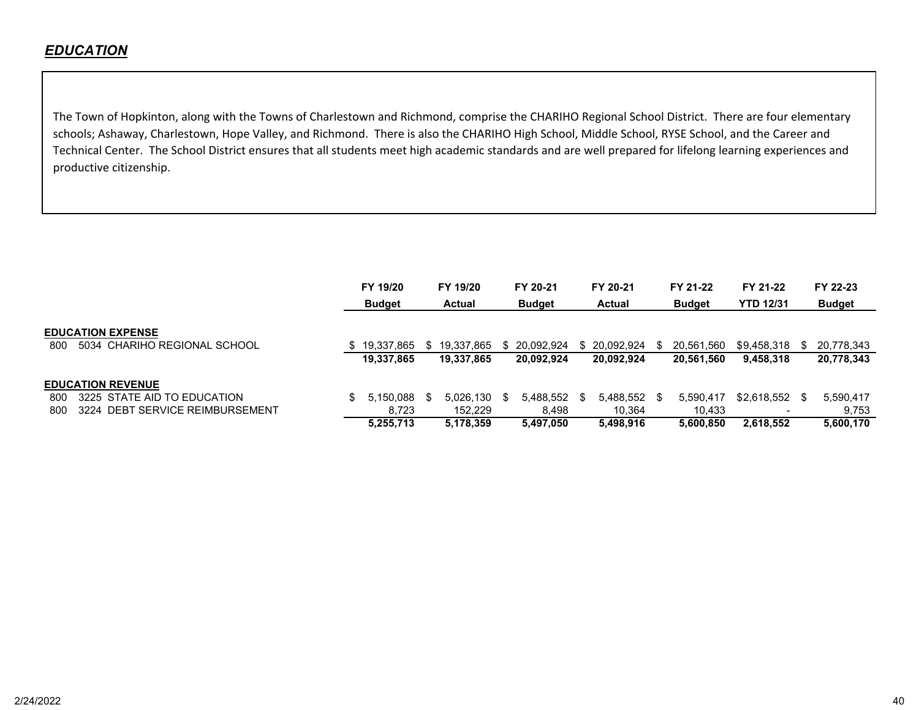## *EDUCATION*

The Town of Hopkinton, along with the Towns of Charlestown and Richmond, comprise the CHARIHO Regional School District. There are four elementary schools; Ashaway, Charlestown, Hope Valley, and Richmond. There is also the CHARIHO High School, Middle School, RYSE School, and the Career and Technical Center. The School District ensures that all students meet high academic standards and are well prepared for lifelong learning experiences and productive citizenship.

| | FY 19/20 Budget | FY 19/20 Actual | FY 20-21 Budget | FY 20-21 Actual | FY 21-22 Budget | FY 21-22 YTD 12/31 | FY 22-23 Budget |
|---|---|---|---|---|---|---|---|
| **EDUCATION EXPENSE** | | | | | | | |
| 800 5034 CHARIHO REGIONAL SCHOOL | $ 19,337,865 | $ 19,337,865 | $ 20,092,924 | $ 20,092,924 | $ 20,561,560 | $9,458,318 | $ 20,778,343 |
| | **19,337,865** | **19,337,865** | **20,092,924** | **20,092,924** | **20,561,560** | **9,458,318** | **20,778,343** |
| **EDUCATION REVENUE** | | | | | | | |
| 800 3225 STATE AID TO EDUCATION | $ 5,150,088 | $ 5,026,130 | $ 5,488,552 | $ 5,488,552 | $ 5,590,417 | $2,618,552 | $ 5,590,417 |
| 800 3224 DEBT SERVICE REIMBURSEMENT | 8,723 | 152,229 | 8,498 | 10,364 | 10,433 | - | 9,753 |
| | **5,255,713** | **5,178,359** | **5,497,050** | **5,498,916** | **5,600,850** | **2,618,552** | **5,600,170** |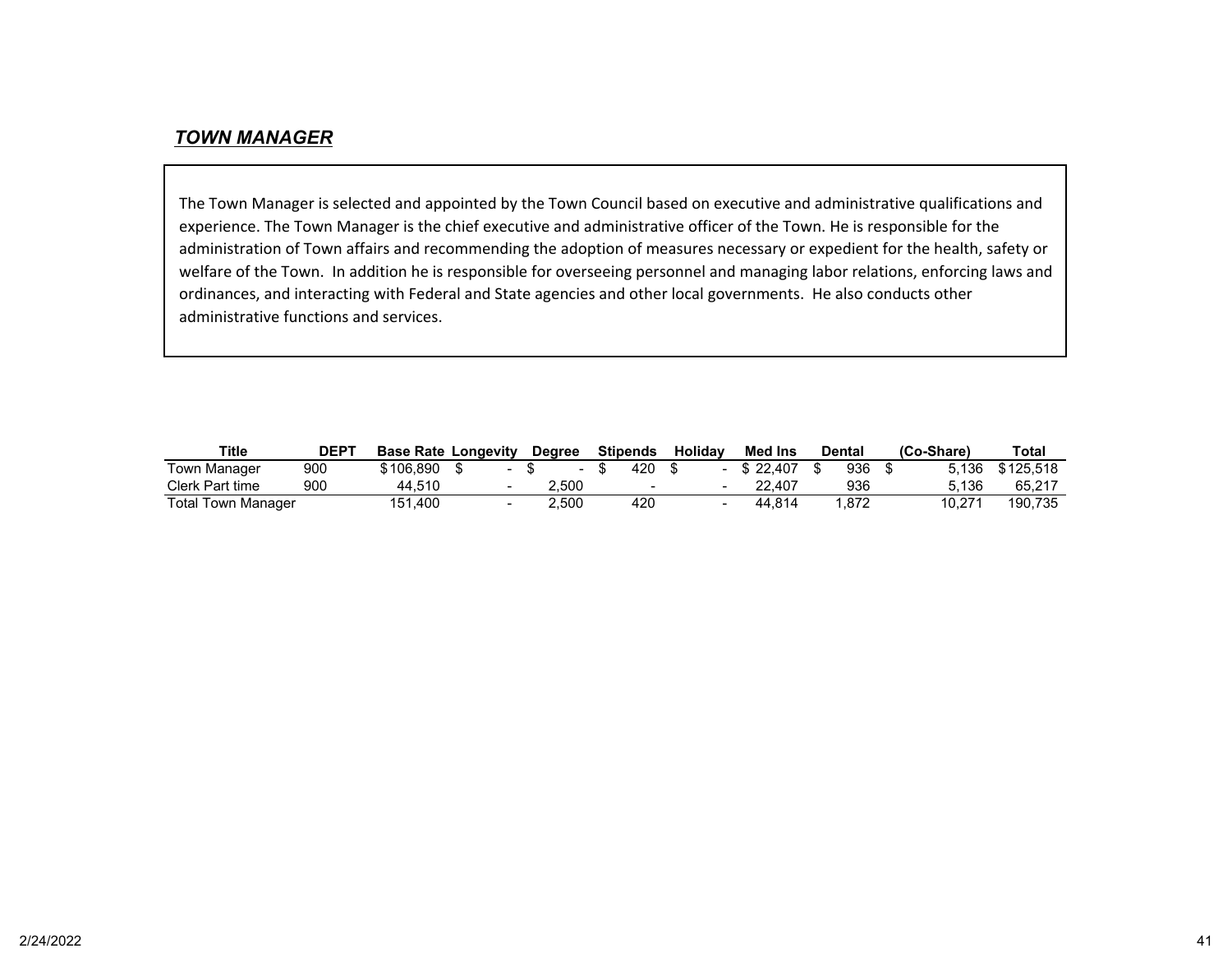## ***TOWN MANAGER***

The Town Manager is selected and appointed by the Town Council based on executive and administrative qualifications and experience. The Town Manager is the chief executive and administrative officer of the Town. He is responsible for the administration of Town affairs and recommending the adoption of measures necessary or expedient for the health, safety or welfare of the Town. In addition he is responsible for overseeing personnel and managing labor relations, enforcing laws and ordinances, and interacting with Federal and State agencies and other local governments. He also conducts other administrative functions and services.

| Title | DEPT | Base Rate | Longevity | Degree | Stipends | Holiday | Med Ins | Dental | (Co-Share) | Total |
|---|---|---|---|---|---|---|---|---|---|---|
| Town Manager | 900 | $106,890 | $ - | $ - | $ 420 | $ - | $ 22,407 | $ 936 | $ 5,136 | $125,518 |
| Clerk Part time | 900 | 44,510 | - | 2,500 | - | - | 22,407 | 936 | 5,136 | 65,217 |
| Total Town Manager | | 151,400 | - | 2,500 | 420 | - | 44,814 | 1,872 | 10,271 | 190,735 |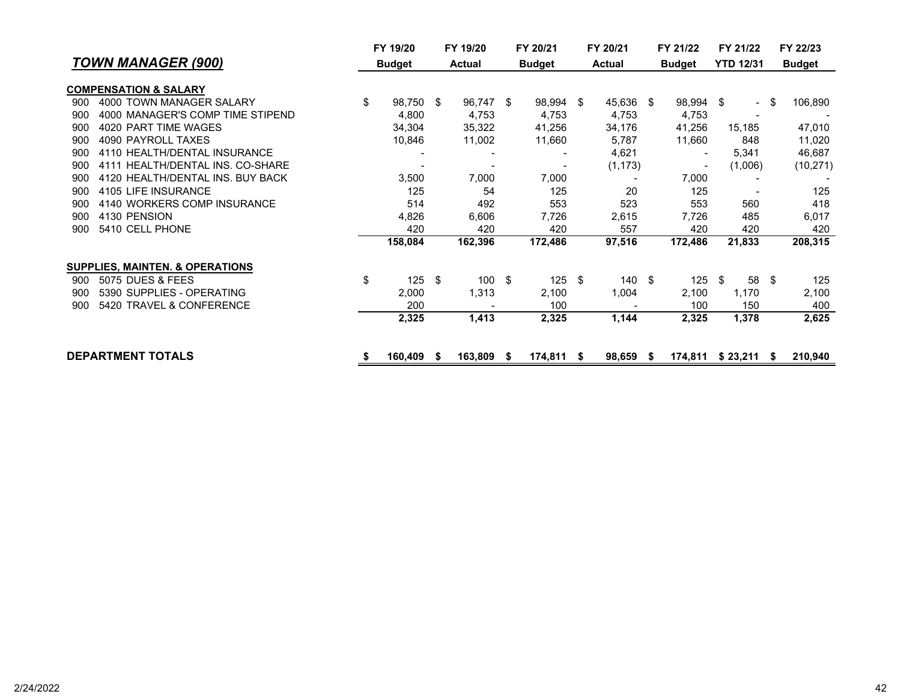## *TOWN MANAGER (900)*

| | FY 19/20 Budget | FY 19/20 Actual | FY 20/21 Budget | FY 20/21 Actual | FY 21/22 Budget | FY 21/22 YTD 12/31 | FY 22/23 Budget |
|---|---|---|---|---|---|---|---|
| **COMPENSATION & SALARY** | | | | | | | |
| 900 4000 TOWN MANAGER SALARY | $ 98,750 | $ 96,747 | $ 98,994 | $ 45,636 | $ 98,994 | $ - | $ 106,890 |
| 900 4000 MANAGER'S COMP TIME STIPEND | 4,800 | 4,753 | 4,753 | 4,753 | 4,753 | - | - |
| 900 4020 PART TIME WAGES | 34,304 | 35,322 | 41,256 | 34,176 | 41,256 | 15,185 | 47,010 |
| 900 4090 PAYROLL TAXES | 10,846 | 11,002 | 11,660 | 5,787 | 11,660 | 848 | 11,020 |
| 900 4110 HEALTH/DENTAL INSURANCE | - | - | - | 4,621 | - | 5,341 | 46,687 |
| 900 4111 HEALTH/DENTAL INS. CO-SHARE | - | - | - | (1,173) | - | (1,006) | (10,271) |
| 900 4120 HEALTH/DENTAL INS. BUY BACK | 3,500 | 7,000 | 7,000 | - | 7,000 | - | - |
| 900 4105 LIFE INSURANCE | 125 | 54 | 125 | 20 | 125 | - | 125 |
| 900 4140 WORKERS COMP INSURANCE | 514 | 492 | 553 | 523 | 553 | 560 | 418 |
| 900 4130 PENSION | 4,826 | 6,606 | 7,726 | 2,615 | 7,726 | 485 | 6,017 |
| 900 5410 CELL PHONE | 420 | 420 | 420 | 557 | 420 | 420 | 420 |
| | **158,084** | **162,396** | **172,486** | **97,516** | **172,486** | **21,833** | **208,315** |
| **SUPPLIES, MAINTEN. & OPERATIONS** | | | | | | | |
| 900 5075 DUES & FEES | $ 125 | $ 100 | $ 125 | $ 140 | $ 125 | $ 58 | $ 125 |
| 900 5390 SUPPLIES - OPERATING | 2,000 | 1,313 | 2,100 | 1,004 | 2,100 | 1,170 | 2,100 |
| 900 5420 TRAVEL & CONFERENCE | 200 | - | 100 | - | 100 | 150 | 400 |
| | **2,325** | **1,413** | **2,325** | **1,144** | **2,325** | **1,378** | **2,625** |
| **DEPARTMENT TOTALS** | **$ 160,409** | **$ 163,809** | **$ 174,811** | **$ 98,659** | **$ 174,811** | **$ 23,211** | **$ 210,940** |

2/24/2022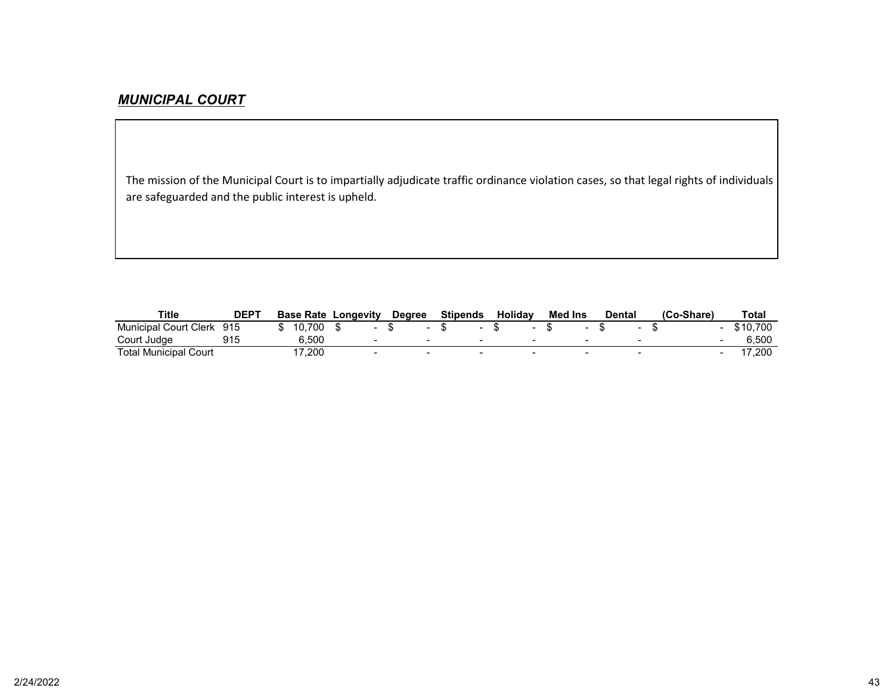## ***MUNICIPAL COURT***

The mission of the Municipal Court is to impartially adjudicate traffic ordinance violation cases, so that legal rights of individuals are safeguarded and the public interest is upheld.

| Title | DEPT | Base Rate | Longevity | Degree | Stipends | Holiday | Med Ins | Dental | (Co-Share) | Total |
|---|---|---|---|---|---|---|---|---|---|---|
| Municipal Court Clerk | 915 | $ 10,700 | $ - | $ - | $ - | $ - | $ - | $ - | $ - | $10,700 |
| Court Judge | 915 | 6,500 | - | - | - | - | - | - | - | 6,500 |
| Total Municipal Court | | 17,200 | - | - | - | - | - | - | - | 17,200 |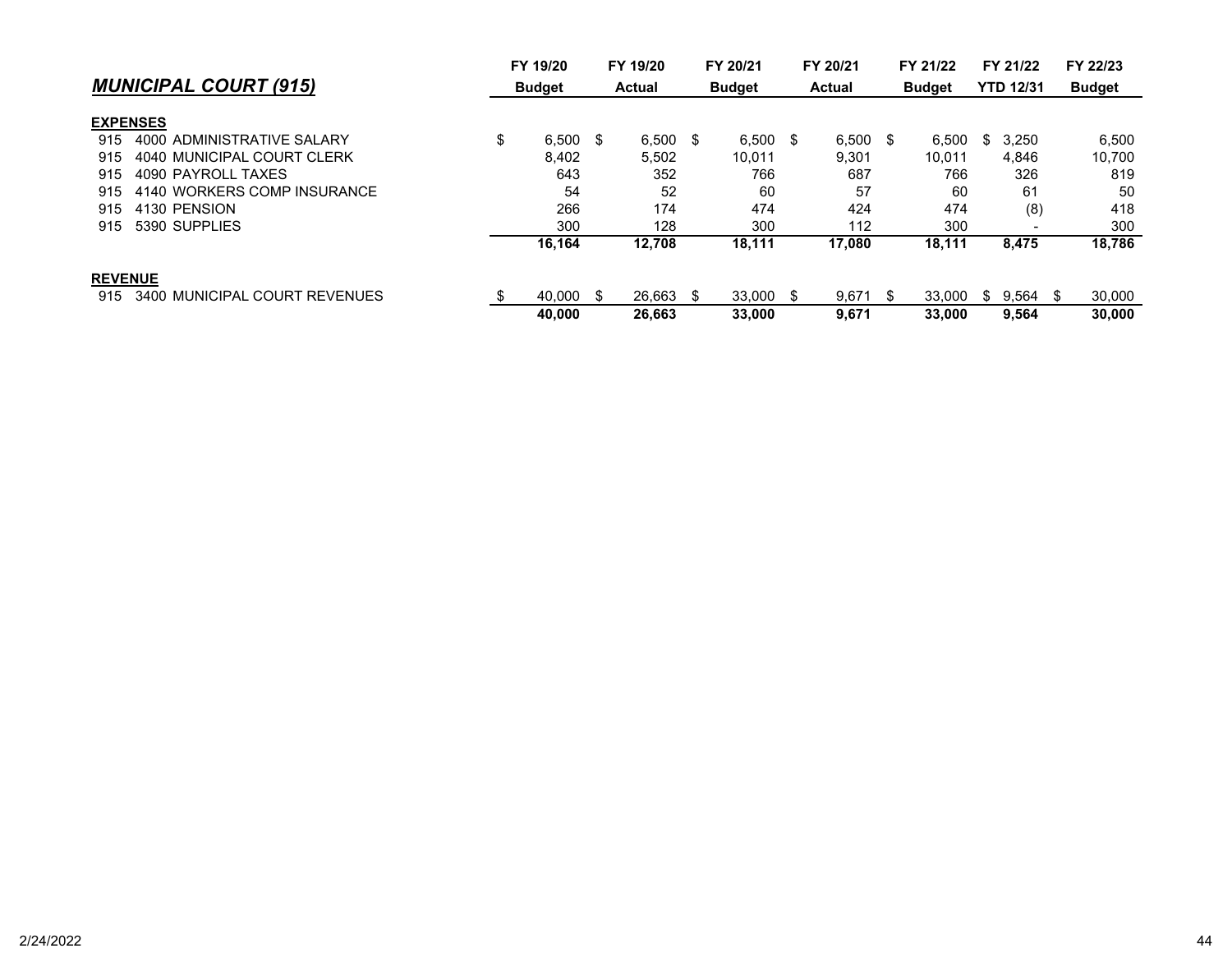## *MUNICIPAL COURT (915)*

| | FY 19/20 Budget | FY 19/20 Actual | FY 20/21 Budget | FY 20/21 Actual | FY 21/22 Budget | FY 21/22 YTD 12/31 | FY 22/23 Budget |
|---|---|---|---|---|---|---|---|
| **EXPENSES** | | | | | | | |
| 915 4000 ADMINISTRATIVE SALARY | $ 6,500 | $ 6,500 | $ 6,500 | $ 6,500 | $ 6,500 | $ 3,250 | 6,500 |
| 915 4040 MUNICIPAL COURT CLERK | 8,402 | 5,502 | 10,011 | 9,301 | 10,011 | 4,846 | 10,700 |
| 915 4090 PAYROLL TAXES | 643 | 352 | 766 | 687 | 766 | 326 | 819 |
| 915 4140 WORKERS COMP INSURANCE | 54 | 52 | 60 | 57 | 60 | 61 | 50 |
| 915 4130 PENSION | 266 | 174 | 474 | 424 | 474 | (8) | 418 |
| 915 5390 SUPPLIES | 300 | 128 | 300 | 112 | 300 | - | 300 |
| | **16,164** | **12,708** | **18,111** | **17,080** | **18,111** | **8,475** | **18,786** |
| **REVENUE** | | | | | | | |
| 915 3400 MUNICIPAL COURT REVENUES | $ 40,000 | $ 26,663 | $ 33,000 | $ 9,671 | $ 33,000 | $ 9,564 | $ 30,000 |
| | **40,000** | **26,663** | **33,000** | **9,671** | **33,000** | **9,564** | **30,000** |

2/24/2022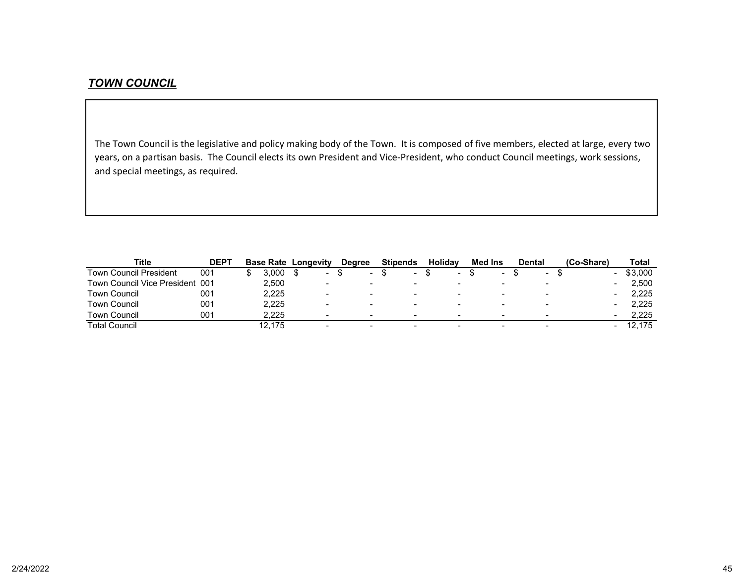## ***TOWN COUNCIL***

The Town Council is the legislative and policy making body of the Town. It is composed of five members, elected at large, every two years, on a partisan basis. The Council elects its own President and Vice-President, who conduct Council meetings, work sessions, and special meetings, as required.

| Title | DEPT | Base Rate | Longevity | Degree | Stipends | Holiday | Med Ins | Dental | (Co-Share) | Total |
|---|---|---|---|---|---|---|---|---|---|---|
| Town Council President | 001 | $ 3,000 | $ - | $ - | $ - | $ - | $ - | $ - | $ - | $3,000 |
| Town Council Vice President | 001 | 2,500 | - | - | - | - | - | - | - | 2,500 |
| Town Council | 001 | 2,225 | - | - | - | - | - | - | - | 2,225 |
| Town Council | 001 | 2,225 | - | - | - | - | - | - | - | 2,225 |
| Town Council | 001 | 2,225 | - | - | - | - | - | - | - | 2,225 |
| Total Council | | 12,175 | - | - | - | - | - | - | - | 12,175 |

2/24/2022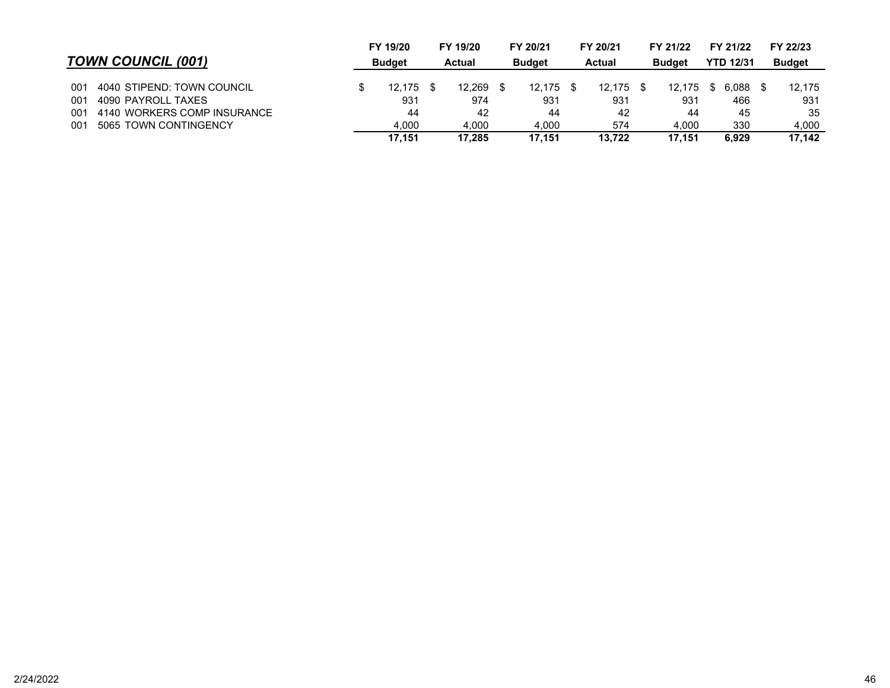## *TOWN COUNCIL (001)*

| | | FY 19/20 Budget | FY 19/20 Actual | FY 20/21 Budget | FY 20/21 Actual | FY 21/22 Budget | FY 21/22 YTD 12/31 | FY 22/23 Budget |
|---|---|---|---|---|---|---|---|---|
| 001 | 4040 STIPEND: TOWN COUNCIL | $ 12,175 | $ 12,269 | $ 12,175 | $ 12,175 | $ 12,175 | $ 6,088 | $ 12,175 |
| 001 | 4090 PAYROLL TAXES | 931 | 974 | 931 | 931 | 931 | 466 | 931 |
| 001 | 4140 WORKERS COMP INSURANCE | 44 | 42 | 44 | 42 | 44 | 45 | 35 |
| 001 | 5065 TOWN CONTINGENCY | 4,000 | 4,000 | 4,000 | 574 | 4,000 | 330 | 4,000 |
| | | **17,151** | **17,285** | **17,151** | **13,722** | **17,151** | **6,929** | **17,142** |

2/24/2022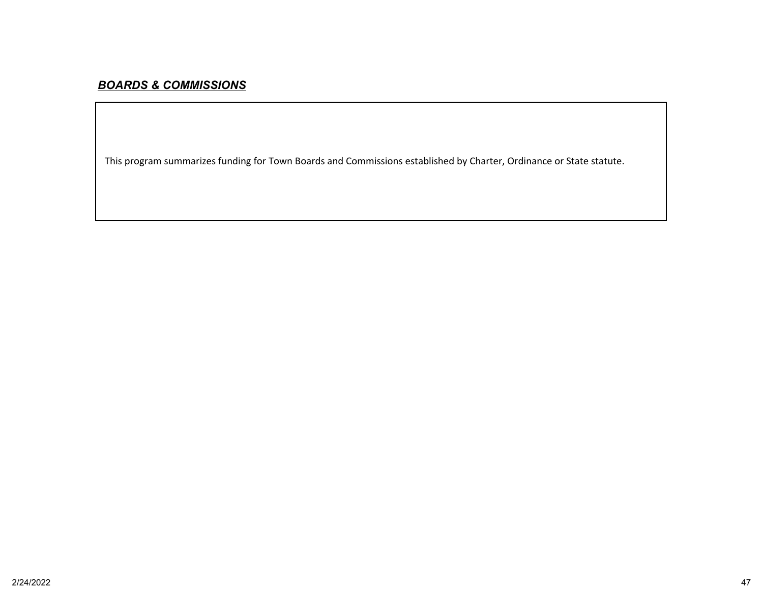## ***BOARDS & COMMISSIONS***

This program summarizes funding for Town Boards and Commissions established by Charter, Ordinance or State statute.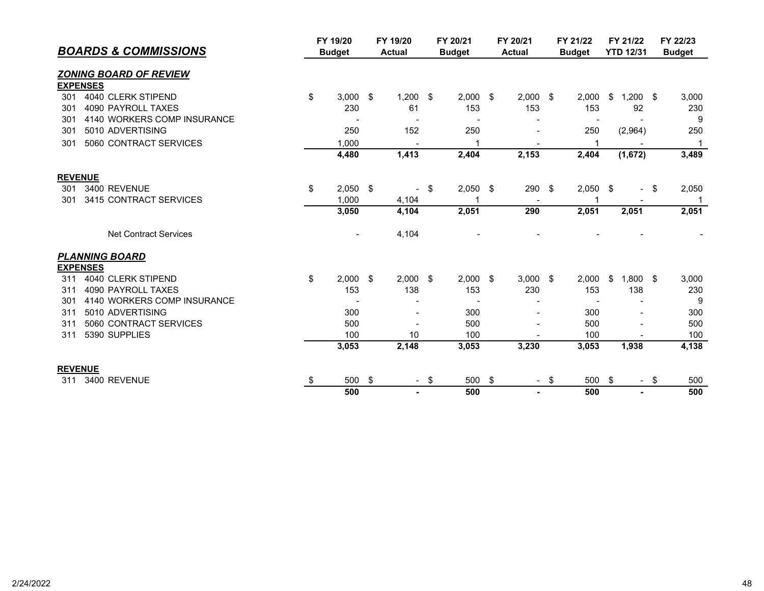## *BOARDS & COMMISSIONS*

| | | FY 19/20 Budget | FY 19/20 Actual | FY 20/21 Budget | FY 20/21 Actual | FY 21/22 Budget | FY 21/22 YTD 12/31 | FY 22/23 Budget |
|---|---|---|---|---|---|---|---|---|
| ***ZONING BOARD OF REVIEW*** | | | | | | | | |
| **EXPENSES** | | | | | | | | |
| 301 | 4040 CLERK STIPEND | $ 3,000 | $ 1,200 | $ 2,000 | $ 2,000 | $ 2,000 | $ 1,200 | $ 3,000 |
| 301 | 4090 PAYROLL TAXES | 230 | 61 | 153 | 153 | 153 | 92 | 230 |
| 301 | 4140 WORKERS COMP INSURANCE | - | - | - | - | - | - | 9 |
| 301 | 5010 ADVERTISING | 250 | 152 | 250 | - | 250 | (2,964) | 250 |
| 301 | 5060 CONTRACT SERVICES | 1,000 | - | 1 | - | 1 | - | 1 |
| | | **4,480** | **1,413** | **2,404** | **2,153** | **2,404** | **(1,672)** | **3,489** |
| **REVENUE** | | | | | | | | |
| 301 | 3400 REVENUE | $ 2,050 | $ - | $ 2,050 | $ 290 | $ 2,050 | $ - | $ 2,050 |
| 301 | 3415 CONTRACT SERVICES | 1,000 | 4,104 | 1 | - | 1 | - | 1 |
| | | **3,050** | **4,104** | **2,051** | **290** | **2,051** | **2,051** | **2,051** |
| | Net Contract Services | - | 4,104 | - | - | - | - | - |
| ***PLANNING BOARD*** | | | | | | | | |
| **EXPENSES** | | | | | | | | |
| 311 | 4040 CLERK STIPEND | $ 2,000 | $ 2,000 | $ 2,000 | $ 3,000 | $ 2,000 | $ 1,800 | $ 3,000 |
| 311 | 4090 PAYROLL TAXES | 153 | 138 | 153 | 230 | 153 | 138 | 230 |
| 301 | 4140 WORKERS COMP INSURANCE | - | - | - | - | - | - | 9 |
| 311 | 5010 ADVERTISING | 300 | - | 300 | - | 300 | - | 300 |
| 311 | 5060 CONTRACT SERVICES | 500 | - | 500 | - | 500 | - | 500 |
| 311 | 5390 SUPPLIES | 100 | 10 | 100 | - | 100 | - | 100 |
| | | **3,053** | **2,148** | **3,053** | **3,230** | **3,053** | **1,938** | **4,138** |
| **REVENUE** | | | | | | | | |
| 311 | 3400 REVENUE | $ 500 | $ - | $ 500 | $ - | $ 500 | $ - | $ 500 |
| | | **500** | **-** | **500** | **-** | **500** | **-** | **500** |

2/24/2022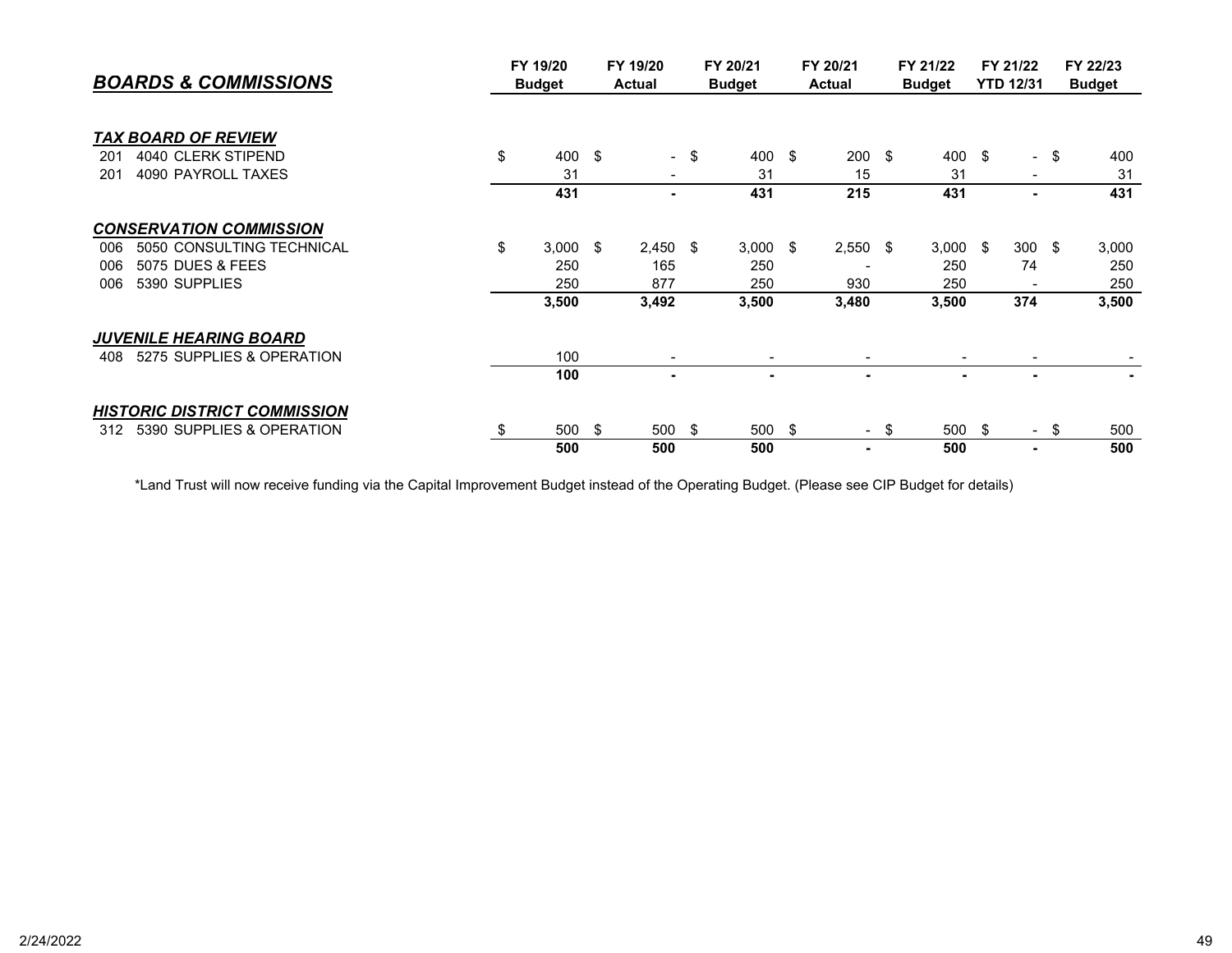## *BOARDS & COMMISSIONS*

| | FY 19/20 Budget | FY 19/20 Actual | FY 20/21 Budget | FY 20/21 Actual | FY 21/22 Budget | FY 21/22 YTD 12/31 | FY 22/23 Budget |
|---|---|---|---|---|---|---|---|
| ***TAX BOARD OF REVIEW*** | | | | | | | |
| 201 4040 CLERK STIPEND | $ 400 | $ - | $ 400 | $ 200 | $ 400 | $ - | $ 400 |
| 201 4090 PAYROLL TAXES | 31 | - | 31 | 15 | 31 | - | 31 |
| | **431** | **-** | **431** | **215** | **431** | **-** | **431** |
| ***CONSERVATION COMMISSION*** | | | | | | | |
| 006 5050 CONSULTING TECHNICAL | $ 3,000 | $ 2,450 | $ 3,000 | $ 2,550 | $ 3,000 | $ 300 | $ 3,000 |
| 006 5075 DUES & FEES | 250 | 165 | 250 | - | 250 | 74 | 250 |
| 006 5390 SUPPLIES | 250 | 877 | 250 | 930 | 250 | - | 250 |
| | **3,500** | **3,492** | **3,500** | **3,480** | **3,500** | **374** | **3,500** |
| ***JUVENILE HEARING BOARD*** | | | | | | | |
| 408 5275 SUPPLIES & OPERATION | 100 | - | - | - | - | - | - |
| | **100** | **-** | **-** | **-** | **-** | **-** | **-** |
| ***HISTORIC DISTRICT COMMISSION*** | | | | | | | |
| 312 5390 SUPPLIES & OPERATION | $ 500 | $ 500 | $ 500 | $ - | $ 500 | $ - | $ 500 |
| | **500** | **500** | **500** | **-** | **500** | **-** | **500** |

*Land Trust will now receive funding via the Capital Improvement Budget instead of the Operating Budget. (Please see CIP Budget for details)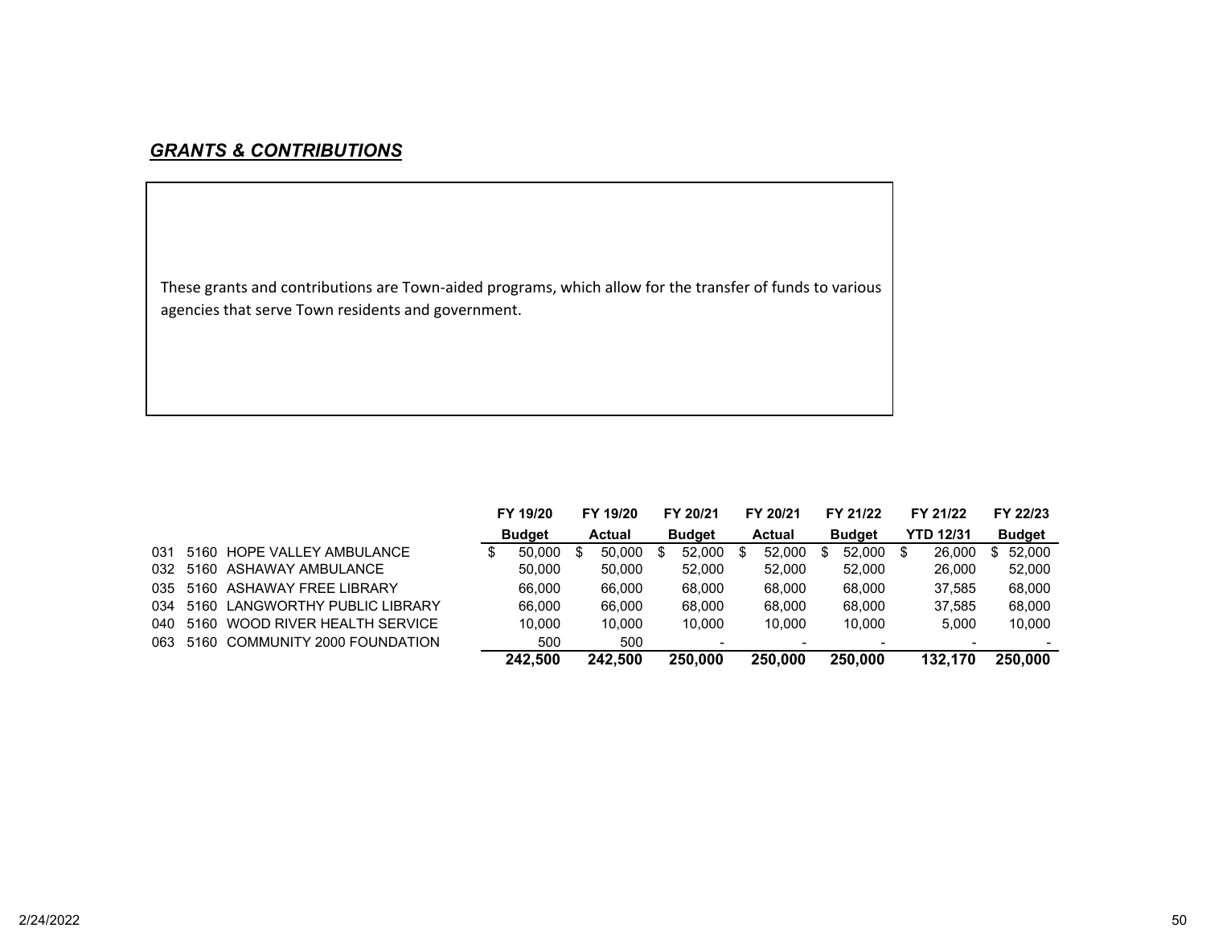***GRANTS & CONTRIBUTIONS***

These grants and contributions are Town-aided programs, which allow for the transfer of funds to various agencies that serve Town residents and government.

| | | | FY 19/20 Budget | FY 19/20 Actual | FY 20/21 Budget | FY 20/21 Actual | FY 21/22 Budget | FY 21/22 YTD 12/31 | FY 22/23 Budget |
|---|---|---|---|---|---|---|---|---|---|
| 031 | 5160 | HOPE VALLEY AMBULANCE | $ 50,000 | $ 50,000 | $ 52,000 | $ 52,000 | $ 52,000 | $ 26,000 | $ 52,000 |
| 032 | 5160 | ASHAWAY AMBULANCE | 50,000 | 50,000 | 52,000 | 52,000 | 52,000 | 26,000 | 52,000 |
| 035 | 5160 | ASHAWAY FREE LIBRARY | 66,000 | 66,000 | 68,000 | 68,000 | 68,000 | 37,585 | 68,000 |
| 034 | 5160 | LANGWORTHY PUBLIC LIBRARY | 66,000 | 66,000 | 68,000 | 68,000 | 68,000 | 37,585 | 68,000 |
| 040 | 5160 | WOOD RIVER HEALTH SERVICE | 10,000 | 10,000 | 10,000 | 10,000 | 10,000 | 5,000 | 10,000 |
| 063 | 5160 | COMMUNITY 2000 FOUNDATION | 500 | 500 | - | - | - | - | - |
| | | | **242,500** | **242,500** | **250,000** | **250,000** | **250,000** | **132,170** | **250,000** |